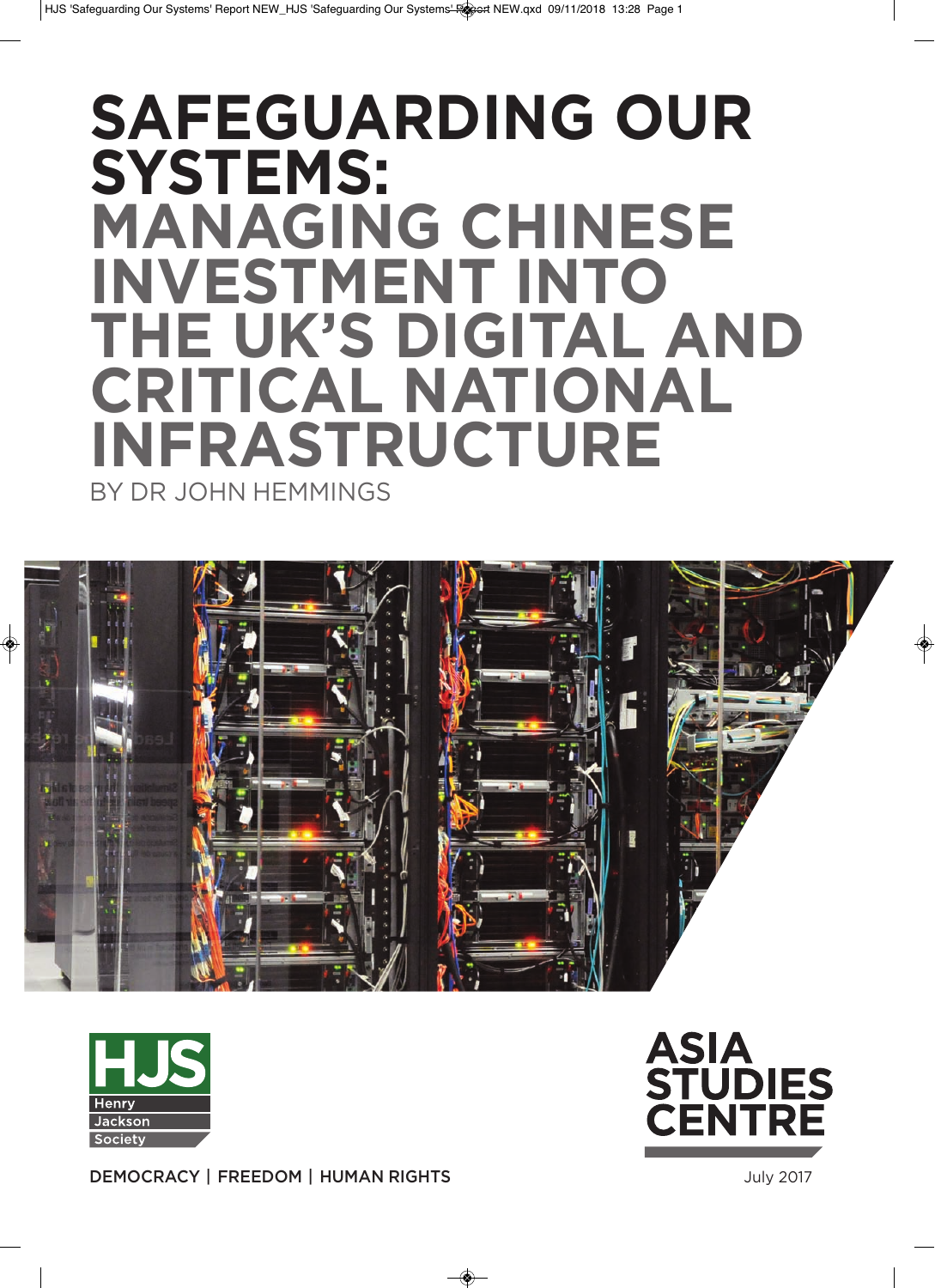# SAFEGUARDING OUR SYSTEMS:
# MANAGING CHINESE INVESTMENT INTO THE UK'S DIGITAL AND CRITICAL NATIONAL INFRASTRUCTURE

BY DR JOHN HEMMINGS

HJS Henry Jackson Society

DEMOCRACY | FREEDOM | HUMAN RIGHTS

ASIA STUDIES CENTRE

July 2017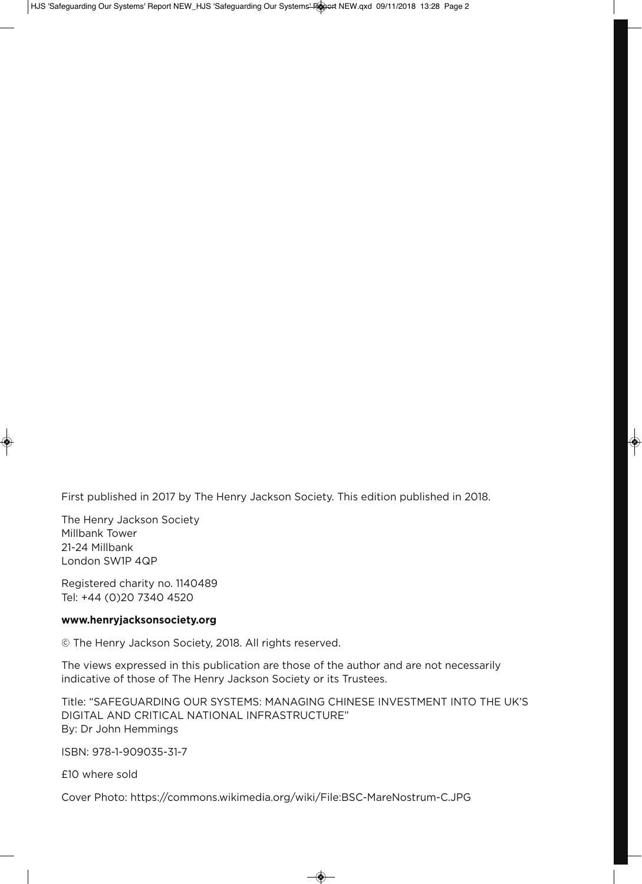First published in 2017 by The Henry Jackson Society. This edition published in 2018.

The Henry Jackson Society
Millbank Tower
21-24 Millbank
London SW1P 4QP

Registered charity no. 1140489
Tel: +44 (0)20 7340 4520

**www.henryjacksonsociety.org**

© The Henry Jackson Society, 2018. All rights reserved.

The views expressed in this publication are those of the author and are not necessarily indicative of those of The Henry Jackson Society or its Trustees.

Title: "SAFEGUARDING OUR SYSTEMS: MANAGING CHINESE INVESTMENT INTO THE UK'S DIGITAL AND CRITICAL NATIONAL INFRASTRUCTURE"
By: Dr John Hemmings

ISBN: 978-1-909035-31-7

£10 where sold

Cover Photo: https://commons.wikimedia.org/wiki/File:BSC-MareNostrum-C.JPG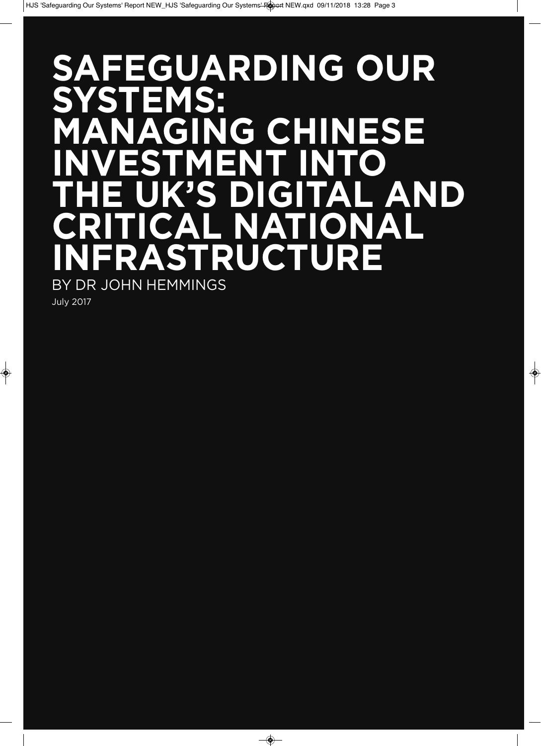# SAFEGUARDING OUR SYSTEMS: MANAGING CHINESE INVESTMENT INTO THE UK'S DIGITAL AND CRITICAL NATIONAL INFRASTRUCTURE

BY DR JOHN HEMMINGS

July 2017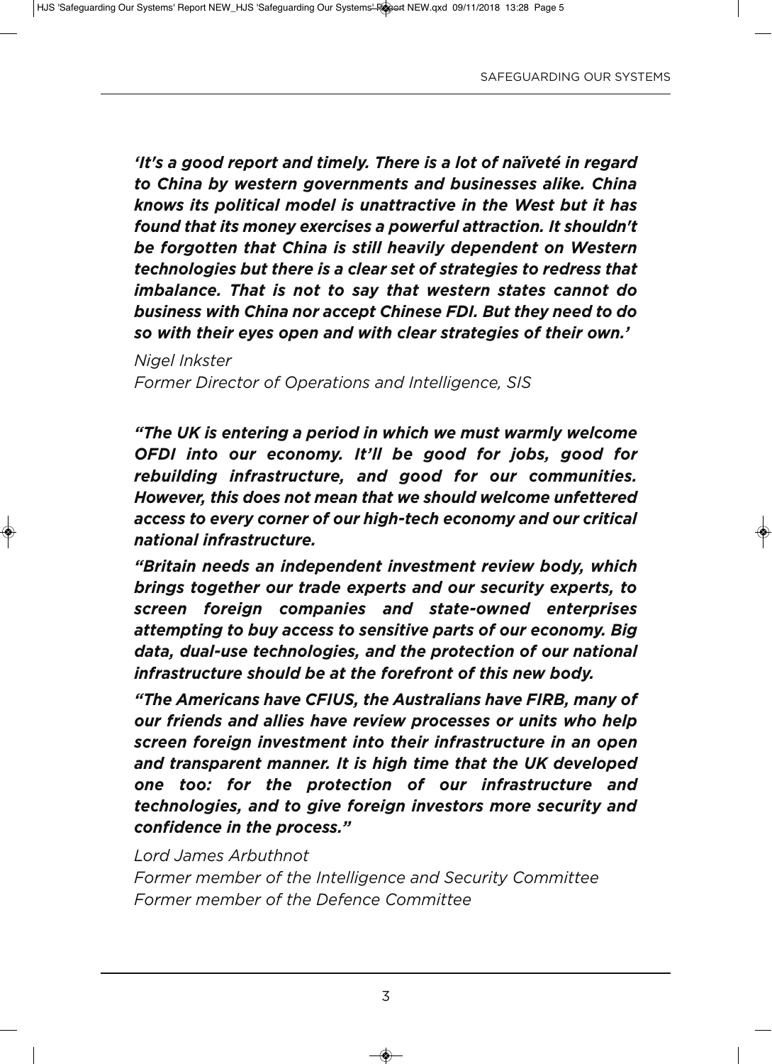***'It's a good report and timely. There is a lot of naïveté in regard to China by western governments and businesses alike. China knows its political model is unattractive in the West but it has found that its money exercises a powerful attraction. It shouldn't be forgotten that China is still heavily dependent on Western technologies but there is a clear set of strategies to redress that imbalance. That is not to say that western states cannot do business with China nor accept Chinese FDI. But they need to do so with their eyes open and with clear strategies of their own.'***

*Nigel Inkster*
*Former Director of Operations and Intelligence, SIS*

***"The UK is entering a period in which we must warmly welcome OFDI into our economy. It'll be good for jobs, good for rebuilding infrastructure, and good for our communities. However, this does not mean that we should welcome unfettered access to every corner of our high-tech economy and our critical national infrastructure.***

***"Britain needs an independent investment review body, which brings together our trade experts and our security experts, to screen foreign companies and state-owned enterprises attempting to buy access to sensitive parts of our economy. Big data, dual-use technologies, and the protection of our national infrastructure should be at the forefront of this new body.***

***"The Americans have CFIUS, the Australians have FIRB, many of our friends and allies have review processes or units who help screen foreign investment into their infrastructure in an open and transparent manner. It is high time that the UK developed one too: for the protection of our infrastructure and technologies, and to give foreign investors more security and confidence in the process."***

*Lord James Arbuthnot*
*Former member of the Intelligence and Security Committee*
*Former member of the Defence Committee*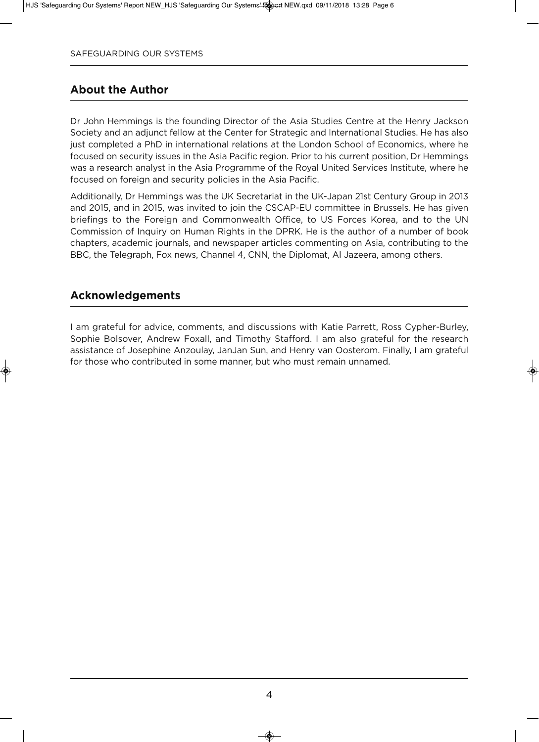## About the Author

Dr John Hemmings is the founding Director of the Asia Studies Centre at the Henry Jackson Society and an adjunct fellow at the Center for Strategic and International Studies. He has also just completed a PhD in international relations at the London School of Economics, where he focused on security issues in the Asia Pacific region. Prior to his current position, Dr Hemmings was a research analyst in the Asia Programme of the Royal United Services Institute, where he focused on foreign and security policies in the Asia Pacific.

Additionally, Dr Hemmings was the UK Secretariat in the UK-Japan 21st Century Group in 2013 and 2015, and in 2015, was invited to join the CSCAP-EU committee in Brussels. He has given briefings to the Foreign and Commonwealth Office, to US Forces Korea, and to the UN Commission of Inquiry on Human Rights in the DPRK. He is the author of a number of book chapters, academic journals, and newspaper articles commenting on Asia, contributing to the BBC, the Telegraph, Fox news, Channel 4, CNN, the Diplomat, Al Jazeera, among others.

## Acknowledgements

I am grateful for advice, comments, and discussions with Katie Parrett, Ross Cypher-Burley, Sophie Bolsover, Andrew Foxall, and Timothy Stafford. I am also grateful for the research assistance of Josephine Anzoulay, JanJan Sun, and Henry van Oosterom. Finally, I am grateful for those who contributed in some manner, but who must remain unnamed.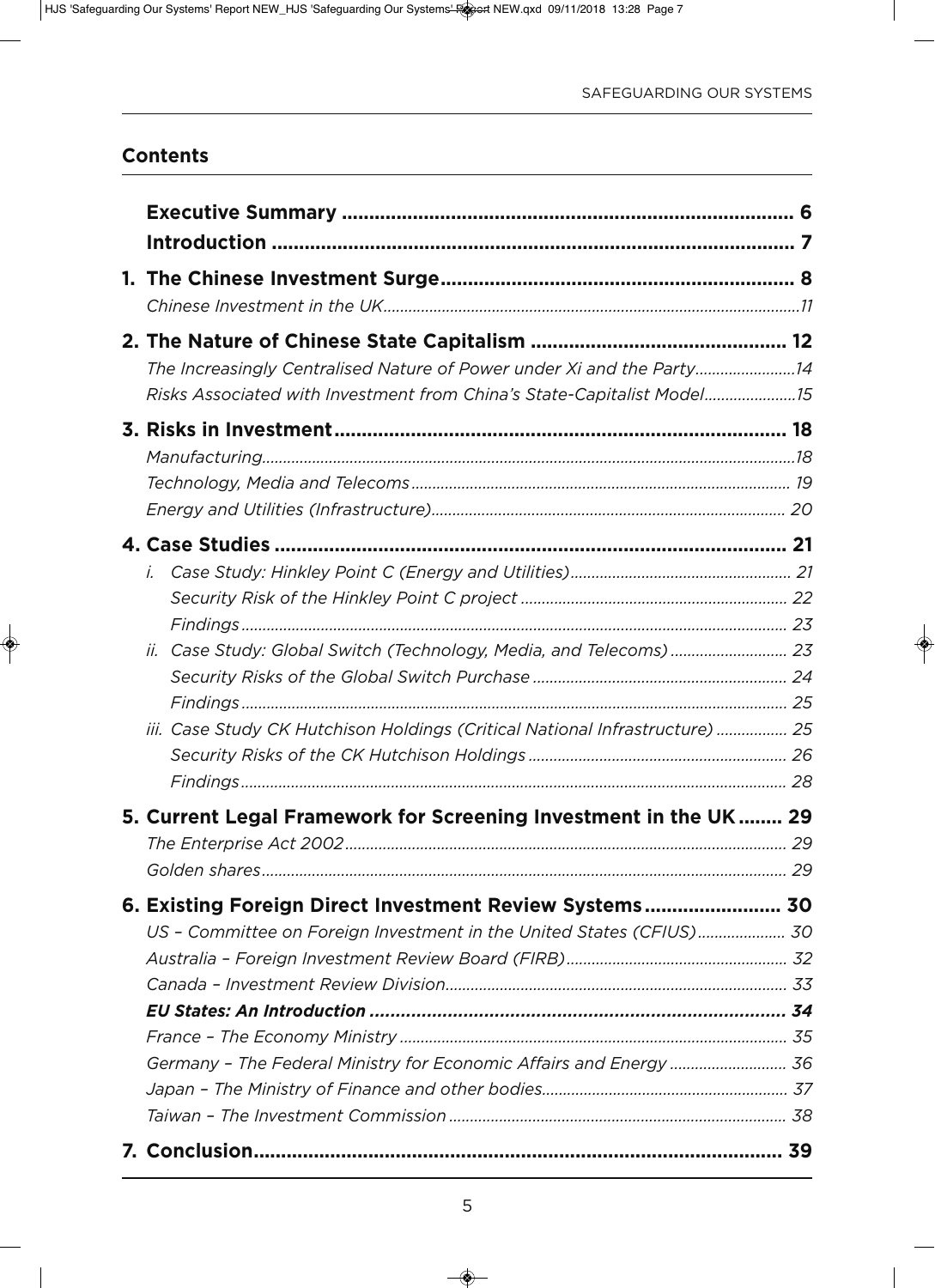## Contents

**Executive Summary** ........ 6

**Introduction** ........ 7

**1. The Chinese Investment Surge** ........ 8

*Chinese Investment in the UK* ........ 11

**2. The Nature of Chinese State Capitalism** ........ 12

*The Increasingly Centralised Nature of Power under Xi and the Party* ........ 14

*Risks Associated with Investment from China's State-Capitalist Model* ........ 15

**3. Risks in Investment** ........ 18

*Manufacturing* ........ 18

*Technology, Media and Telecoms* ........ 19

*Energy and Utilities (Infrastructure)* ........ 20

**4. Case Studies** ........ 21

*i. Case Study: Hinkley Point C (Energy and Utilities)* ........ 21

*Security Risk of the Hinkley Point C project* ........ 22

*Findings* ........ 23

*ii. Case Study: Global Switch (Technology, Media, and Telecoms)* ........ 23

*Security Risks of the Global Switch Purchase* ........ 24

*Findings* ........ 25

*iii. Case Study CK Hutchison Holdings (Critical National Infrastructure)* ........ 25

*Security Risks of the CK Hutchison Holdings* ........ 26

*Findings* ........ 28

**5. Current Legal Framework for Screening Investment in the UK** ........ 29

*The Enterprise Act 2002* ........ 29

*Golden shares* ........ 29

**6. Existing Foreign Direct Investment Review Systems** ........ 30

*US – Committee on Foreign Investment in the United States (CFIUS)* ........ 30

*Australia – Foreign Investment Review Board (FIRB)* ........ 32

*Canada – Investment Review Division* ........ 33

***EU States: An Introduction*** ........ 34

*France – The Economy Ministry* ........ 35

*Germany – The Federal Ministry for Economic Affairs and Energy* ........ 36

*Japan – The Ministry of Finance and other bodies* ........ 37

*Taiwan – The Investment Commission* ........ 38

**7. Conclusion** ........ 39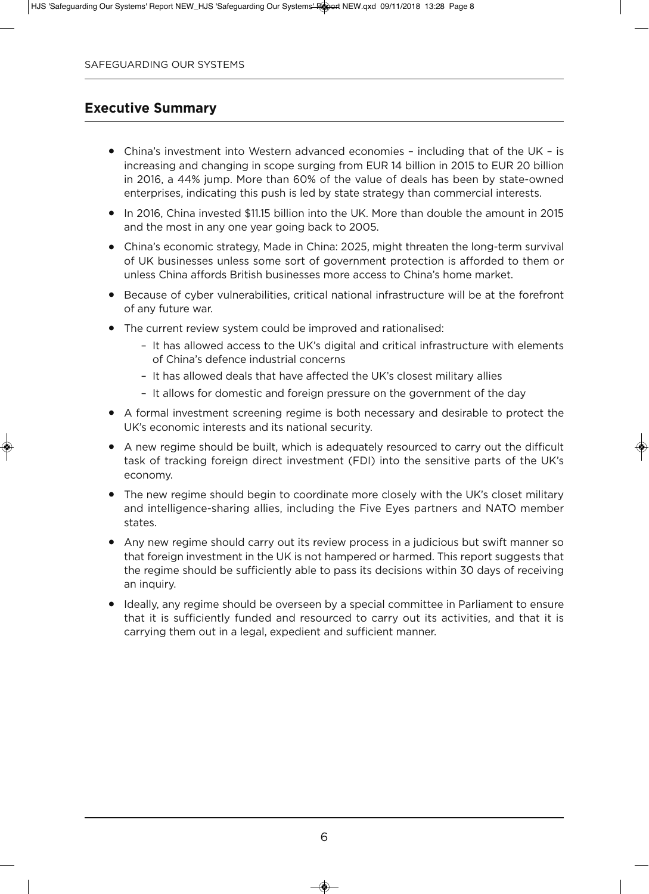## Executive Summary

- China's investment into Western advanced economies – including that of the UK – is increasing and changing in scope surging from EUR 14 billion in 2015 to EUR 20 billion in 2016, a 44% jump. More than 60% of the value of deals has been by state-owned enterprises, indicating this push is led by state strategy than commercial interests.
- In 2016, China invested $11.15 billion into the UK. More than double the amount in 2015 and the most in any one year going back to 2005.
- China's economic strategy, Made in China: 2025, might threaten the long-term survival of UK businesses unless some sort of government protection is afforded to them or unless China affords British businesses more access to China's home market.
- Because of cyber vulnerabilities, critical national infrastructure will be at the forefront of any future war.
- The current review system could be improved and rationalised:
  - It has allowed access to the UK's digital and critical infrastructure with elements of China's defence industrial concerns
  - It has allowed deals that have affected the UK's closest military allies
  - It allows for domestic and foreign pressure on the government of the day
- A formal investment screening regime is both necessary and desirable to protect the UK's economic interests and its national security.
- A new regime should be built, which is adequately resourced to carry out the difficult task of tracking foreign direct investment (FDI) into the sensitive parts of the UK's economy.
- The new regime should begin to coordinate more closely with the UK's closet military and intelligence-sharing allies, including the Five Eyes partners and NATO member states.
- Any new regime should carry out its review process in a judicious but swift manner so that foreign investment in the UK is not hampered or harmed. This report suggests that the regime should be sufficiently able to pass its decisions within 30 days of receiving an inquiry.
- Ideally, any regime should be overseen by a special committee in Parliament to ensure that it is sufficiently funded and resourced to carry out its activities, and that it is carrying them out in a legal, expedient and sufficient manner.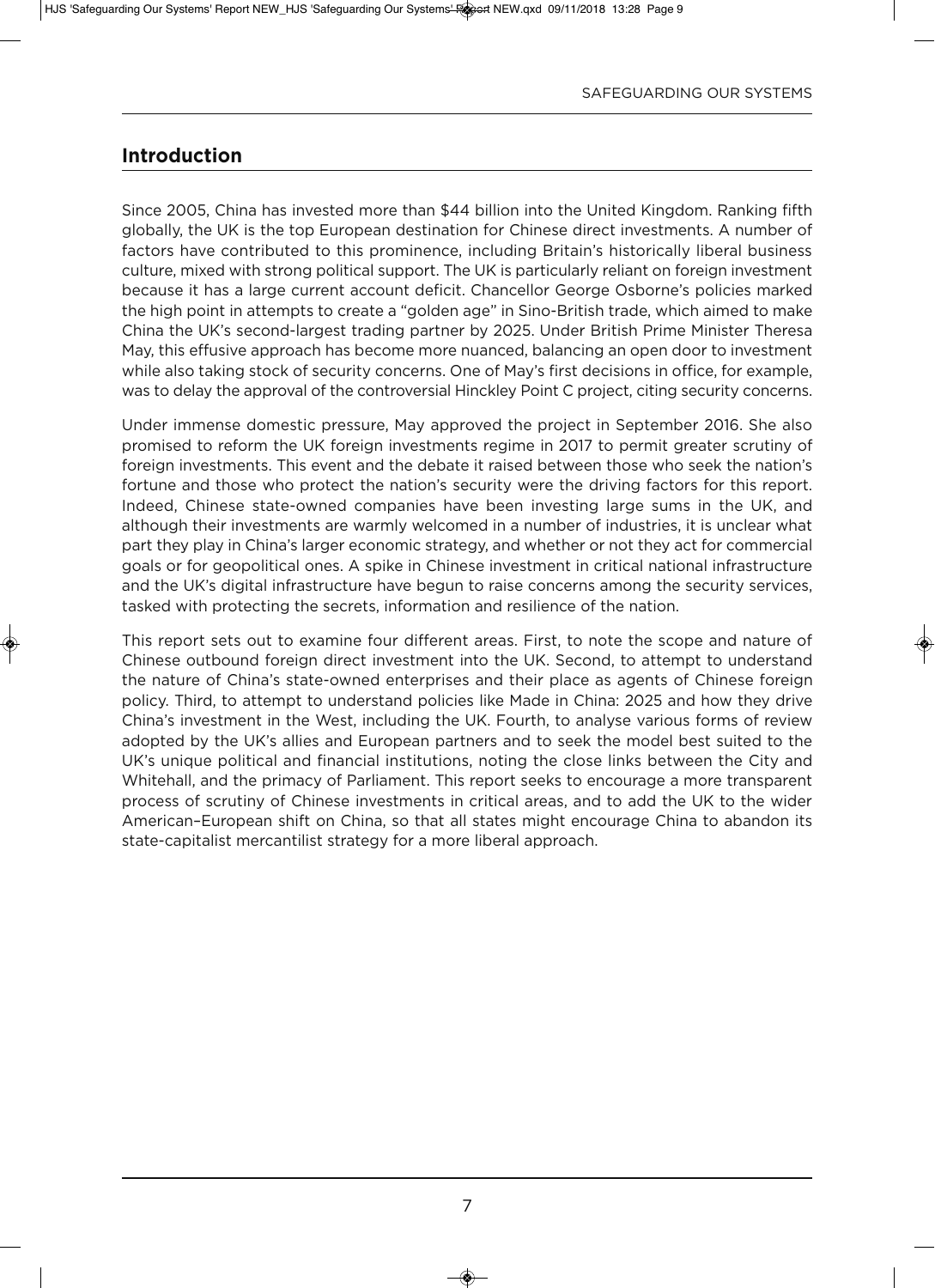## Introduction

Since 2005, China has invested more than $44 billion into the United Kingdom. Ranking fifth globally, the UK is the top European destination for Chinese direct investments. A number of factors have contributed to this prominence, including Britain's historically liberal business culture, mixed with strong political support. The UK is particularly reliant on foreign investment because it has a large current account deficit. Chancellor George Osborne's policies marked the high point in attempts to create a "golden age" in Sino-British trade, which aimed to make China the UK's second-largest trading partner by 2025. Under British Prime Minister Theresa May, this effusive approach has become more nuanced, balancing an open door to investment while also taking stock of security concerns. One of May's first decisions in office, for example, was to delay the approval of the controversial Hinckley Point C project, citing security concerns.

Under immense domestic pressure, May approved the project in September 2016. She also promised to reform the UK foreign investments regime in 2017 to permit greater scrutiny of foreign investments. This event and the debate it raised between those who seek the nation's fortune and those who protect the nation's security were the driving factors for this report. Indeed, Chinese state-owned companies have been investing large sums in the UK, and although their investments are warmly welcomed in a number of industries, it is unclear what part they play in China's larger economic strategy, and whether or not they act for commercial goals or for geopolitical ones. A spike in Chinese investment in critical national infrastructure and the UK's digital infrastructure have begun to raise concerns among the security services, tasked with protecting the secrets, information and resilience of the nation.

This report sets out to examine four different areas. First, to note the scope and nature of Chinese outbound foreign direct investment into the UK. Second, to attempt to understand the nature of China's state-owned enterprises and their place as agents of Chinese foreign policy. Third, to attempt to understand policies like Made in China: 2025 and how they drive China's investment in the West, including the UK. Fourth, to analyse various forms of review adopted by the UK's allies and European partners and to seek the model best suited to the UK's unique political and financial institutions, noting the close links between the City and Whitehall, and the primacy of Parliament. This report seeks to encourage a more transparent process of scrutiny of Chinese investments in critical areas, and to add the UK to the wider American–European shift on China, so that all states might encourage China to abandon its state-capitalist mercantilist strategy for a more liberal approach.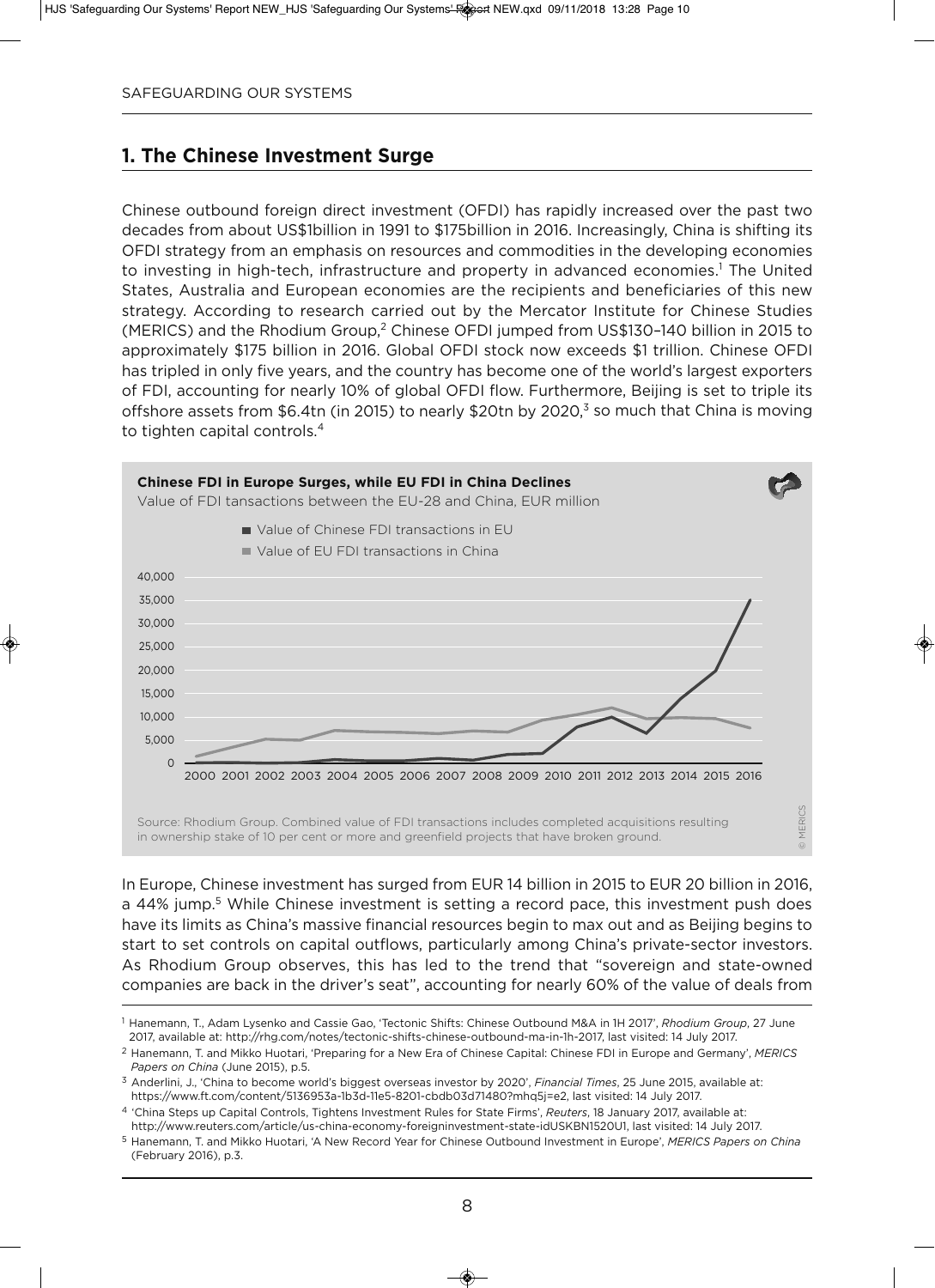## 1. The Chinese Investment Surge

Chinese outbound foreign direct investment (OFDI) has rapidly increased over the past two decades from about US$1billion in 1991 to $175billion in 2016. Increasingly, China is shifting its OFDI strategy from an emphasis on resources and commodities in the developing economies to investing in high-tech, infrastructure and property in advanced economies.[1] The United States, Australia and European economies are the recipients and beneficiaries of this new strategy. According to research carried out by the Mercator Institute for Chinese Studies (MERICS) and the Rhodium Group,[2] Chinese OFDI jumped from US$130–140 billion in 2015 to approximately $175 billion in 2016. Global OFDI stock now exceeds $1 trillion. Chinese OFDI has tripled in only five years, and the country has become one of the world's largest exporters of FDI, accounting for nearly 10% of global OFDI flow. Furthermore, Beijing is set to triple its offshore assets from $6.4tn (in 2015) to nearly $20tn by 2020,[3] so much that China is moving to tighten capital controls.[4]

**Chinese FDI in Europe Surges, while EU FDI in China Declines**

Value of FDI tansactions between the EU-28 and China, EUR million

- Value of Chinese FDI transactions in EU
- Value of EU FDI transactions in China

Source: Rhodium Group. Combined value of FDI transactions includes completed acquisitions resulting in ownership stake of 10 per cent or more and greenfield projects that have broken ground.

© MERICS

In Europe, Chinese investment has surged from EUR 14 billion in 2015 to EUR 20 billion in 2016, a 44% jump.[5] While Chinese investment is setting a record pace, this investment push does have its limits as China's massive financial resources begin to max out and as Beijing begins to start to set controls on capital outflows, particularly among China's private-sector investors. As Rhodium Group observes, this has led to the trend that "sovereign and state-owned companies are back in the driver's seat", accounting for nearly 60% of the value of deals from

---

[1] Hanemann, T., Adam Lysenko and Cassie Gao, 'Tectonic Shifts: Chinese Outbound M&A in 1H 2017', *Rhodium Group*, 27 June 2017, available at: http://rhg.com/notes/tectonic-shifts-chinese-outbound-ma-in-1h-2017, last visited: 14 July 2017.

[2] Hanemann, T. and Mikko Huotari, 'Preparing for a New Era of Chinese Capital: Chinese FDI in Europe and Germany', *MERICS Papers on China* (June 2015), p.5.

[3] Anderlini, J., 'China to become world's biggest overseas investor by 2020', *Financial Times*, 25 June 2015, available at: https://www.ft.com/content/5136953a-1b3d-11e5-8201-cbdb03d71480?mhq5j=e2, last visited: 14 July 2017.

[4] 'China Steps up Capital Controls, Tightens Investment Rules for State Firms', *Reuters*, 18 January 2017, available at: http://www.reuters.com/article/us-china-economy-foreigninvestment-state-idUSKBN1520U1, last visited: 14 July 2017.

[5] Hanemann, T. and Mikko Huotari, 'A New Record Year for Chinese Outbound Investment in Europe', *MERICS Papers on China* (February 2016), p.3.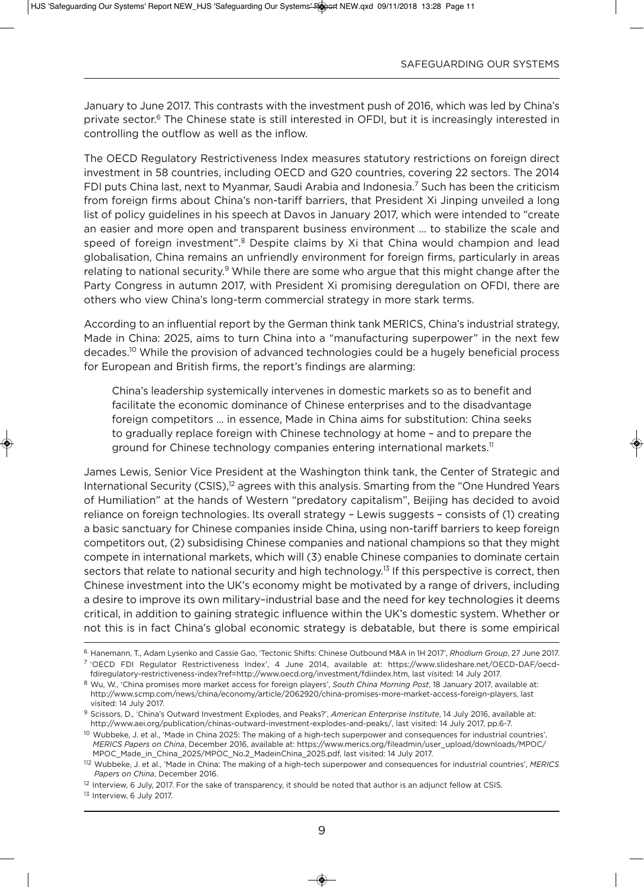January to June 2017. This contrasts with the investment push of 2016, which was led by China's private sector.[6] The Chinese state is still interested in OFDI, but it is increasingly interested in controlling the outflow as well as the inflow.

The OECD Regulatory Restrictiveness Index measures statutory restrictions on foreign direct investment in 58 countries, including OECD and G20 countries, covering 22 sectors. The 2014 FDI puts China last, next to Myanmar, Saudi Arabia and Indonesia.[7] Such has been the criticism from foreign firms about China's non-tariff barriers, that President Xi Jinping unveiled a long list of policy guidelines in his speech at Davos in January 2017, which were intended to "create an easier and more open and transparent business environment ... to stabilize the scale and speed of foreign investment".[8] Despite claims by Xi that China would champion and lead globalisation, China remains an unfriendly environment for foreign firms, particularly in areas relating to national security.[9] While there are some who argue that this might change after the Party Congress in autumn 2017, with President Xi promising deregulation on OFDI, there are others who view China's long-term commercial strategy in more stark terms.

According to an influential report by the German think tank MERICS, China's industrial strategy, Made in China: 2025, aims to turn China into a "manufacturing superpower" in the next few decades.[10] While the provision of advanced technologies could be a hugely beneficial process for European and British firms, the report's findings are alarming:

> China's leadership systemically intervenes in domestic markets so as to benefit and facilitate the economic dominance of Chinese enterprises and to the disadvantage foreign competitors ... in essence, Made in China aims for substitution: China seeks to gradually replace foreign with Chinese technology at home – and to prepare the ground for Chinese technology companies entering international markets.[11]

James Lewis, Senior Vice President at the Washington think tank, the Center of Strategic and International Security (CSIS),[12] agrees with this analysis. Smarting from the "One Hundred Years of Humiliation" at the hands of Western "predatory capitalism", Beijing has decided to avoid reliance on foreign technologies. Its overall strategy – Lewis suggests – consists of (1) creating a basic sanctuary for Chinese companies inside China, using non-tariff barriers to keep foreign competitors out, (2) subsidising Chinese companies and national champions so that they might compete in international markets, which will (3) enable Chinese companies to dominate certain sectors that relate to national security and high technology.[13] If this perspective is correct, then Chinese investment into the UK's economy might be motivated by a range of drivers, including a desire to improve its own military–industrial base and the need for key technologies it deems critical, in addition to gaining strategic influence within the UK's domestic system. Whether or not this is in fact China's global economic strategy is debatable, but there is some empirical

---

[6] Hanemann, T., Adam Lysenko and Cassie Gao, 'Tectonic Shifts: Chinese Outbound M&A in 1H 2017', *Rhodium Group*, 27 June 2017.

[7] 'OECD FDI Regulator Restrictiveness Index', 4 June 2014, available at: https://www.slideshare.net/OECD-DAF/oecd-fdiregulatory-restrictiveness-index?ref=http://www.oecd.org/investment/fdiindex.htm, last visited: 14 July 2017.

[8] Wu, W., 'China promises more market access for foreign players', *South China Morning Post*, 18 January 2017, available at: http://www.scmp.com/news/china/economy/article/2062920/china-promises-more-market-access-foreign-players, last visited: 14 July 2017.

[9] Scissors, D., 'China's Outward Investment Explodes, and Peaks?', *American Enterprise Institute*, 14 July 2016, available at: http://www.aei.org/publication/chinas-outward-investment-explodes-and-peaks/, last visited: 14 July 2017, pp.6-7.

[10] Wubbeke, J. et al., 'Made in China 2025: The making of a high-tech superpower and consequences for industrial countries', *MERICS Papers on China*, December 2016, available at: https://www.merics.org/fileadmin/user_upload/downloads/MPOC/MPOC_Made_in_China_2025/MPOC_No.2_MadeinChina_2025.pdf, last visited: 14 July 2017.

[112] Wubbeke, J. et al., 'Made in China: The making of a high-tech superpower and consequences for industrial countries', *MERICS Papers on China*, December 2016.

[12] Interview, 6 July, 2017. For the sake of transparency, it should be noted that author is an adjunct fellow at CSIS.

[13] Interview, 6 July 2017.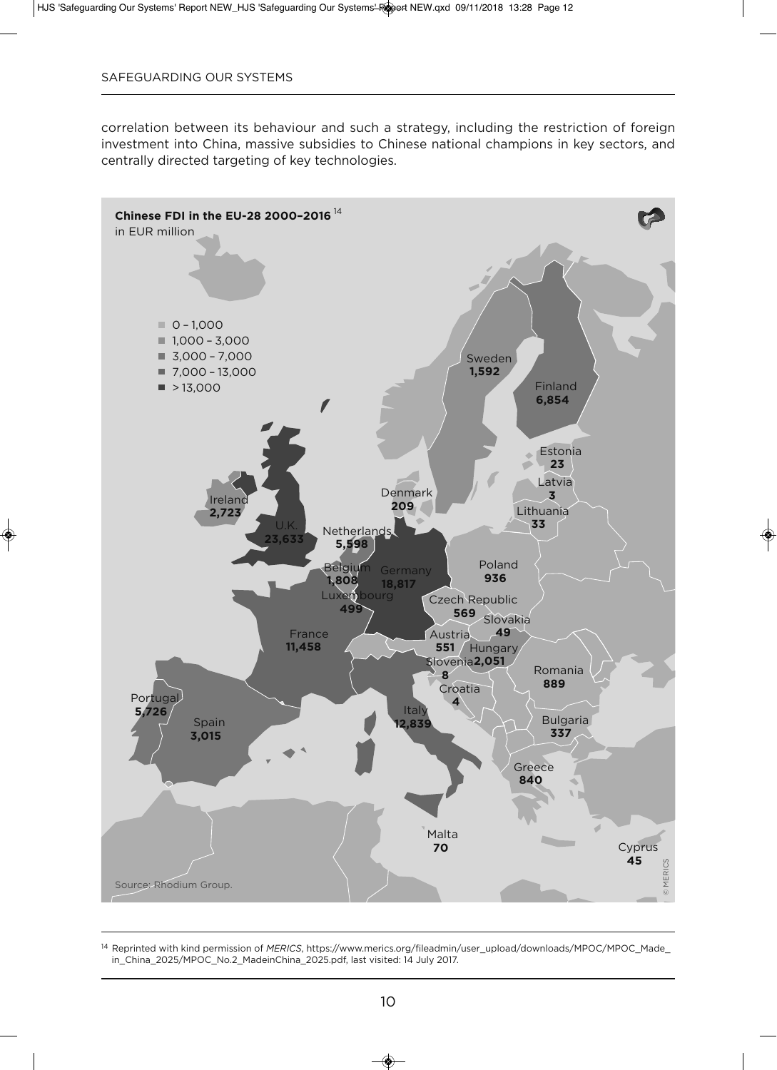correlation between its behaviour and such a strategy, including the restriction of foreign investment into China, massive subsidies to Chinese national champions in key sectors, and centrally directed targeting of key technologies.

**Chinese FDI in the EU-28 2000–2016**[14]
in EUR million

- 0 – 1,000
- 1,000 – 3,000
- 3,000 – 7,000
- 7,000 – 13,000
- > 13,000

| Country | EUR million |
| --- | --- |
| Sweden | 1,592 |
| Finland | 6,854 |
| Estonia | 23 |
| Latvia | 3 |
| Lithuania | 33 |
| Denmark | 209 |
| Ireland | 2,723 |
| U.K. | 23,633 |
| Netherlands | 5,598 |
| Belgium | 1,808 |
| Germany | 18,817 |
| Luxembourg | 499 |
| Poland | 936 |
| Czech Republic | 569 |
| Slovakia | 49 |
| Austria | 551 |
| Hungary | 2,051 |
| Slovenia | 8 |
| Croatia | 4 |
| Romania | 889 |
| France | 11,458 |
| Portugal | 5,726 |
| Spain | 3,015 |
| Italy | 12,839 |
| Bulgaria | 337 |
| Greece | 840 |
| Malta | 70 |
| Cyprus | 45 |

Source: Rhodium Group.

© MERICS

[14] Reprinted with kind permission of *MERICS*, https://www.merics.org/fileadmin/user_upload/downloads/MPOC/MPOC_Made_in_China_2025/MPOC_No.2_MadeinChina_2025.pdf, last visited: 14 July 2017.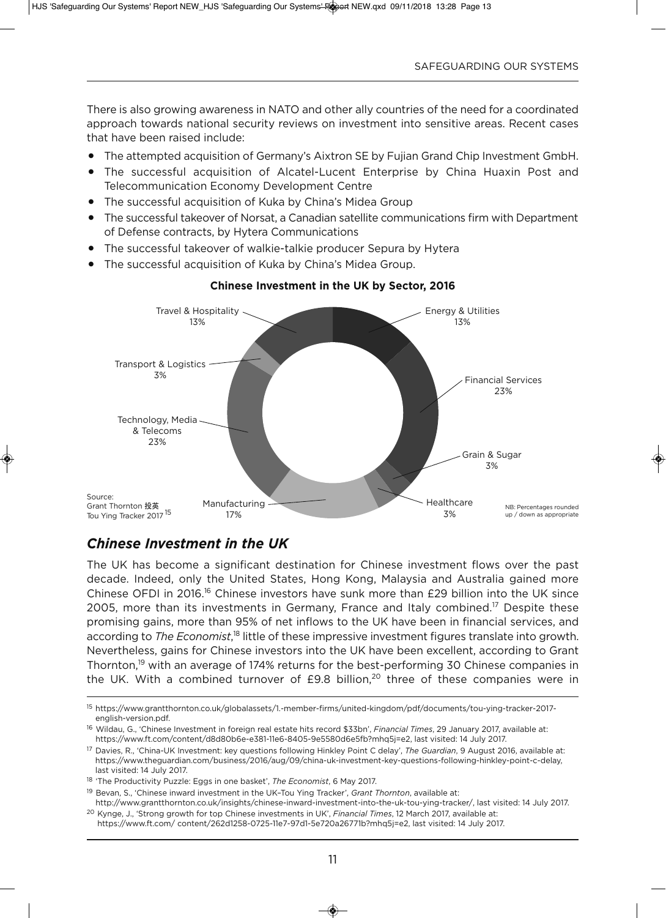There is also growing awareness in NATO and other ally countries of the need for a coordinated approach towards national security reviews on investment into sensitive areas. Recent cases that have been raised include:

- The attempted acquisition of Germany's Aixtron SE by Fujian Grand Chip Investment GmbH.
- The successful acquisition of Alcatel-Lucent Enterprise by China Huaxin Post and Telecommunication Economy Development Centre
- The successful acquisition of Kuka by China's Midea Group
- The successful takeover of Norsat, a Canadian satellite communications firm with Department of Defense contracts, by Hytera Communications
- The successful takeover of walkie-talkie producer Sepura by Hytera
- The successful acquisition of Kuka by China's Midea Group.

**Chinese Investment in the UK by Sector, 2016**

| Sector | Share |
|---|---|
| Energy & Utilities | 13% |
| Financial Services | 23% |
| Grain & Sugar | 3% |
| Healthcare | 3% |
| Manufacturing | 17% |
| Technology, Media & Telecoms | 23% |
| Transport & Logistics | 3% |
| Travel & Hospitality | 13% |

Source: Grant Thornton 投英 Tou Ying Tracker 2017[15]

NB: Percentages rounded up / down as appropriate

## *Chinese Investment in the UK*

The UK has become a significant destination for Chinese investment flows over the past decade. Indeed, only the United States, Hong Kong, Malaysia and Australia gained more Chinese OFDI in 2016.[16] Chinese investors have sunk more than £29 billion into the UK since 2005, more than its investments in Germany, France and Italy combined.[17] Despite these promising gains, more than 95% of net inflows to the UK have been in financial services, and according to *The Economist*,[18] little of these impressive investment figures translate into growth. Nevertheless, gains for Chinese investors into the UK have been excellent, according to Grant Thornton,[19] with an average of 174% returns for the best-performing 30 Chinese companies in the UK. With a combined turnover of £9.8 billion,[20] three of these companies were in

---

[15] https://www.grantthornton.co.uk/globalassets/1.-member-firms/united-kingdom/pdf/documents/tou-ying-tracker-2017-english-version.pdf.

[16] Wildau, G., 'Chinese Investment in foreign real estate hits record $33bn', *Financial Times*, 29 January 2017, available at: https://www.ft.com/content/d8d80b6e-e381-11e6-8405-9e5580d6e5fb?mhq5j=e2, last visited: 14 July 2017.

[17] Davies, R., 'China-UK Investment: key questions following Hinkley Point C delay', *The Guardian*, 9 August 2016, available at: https://www.theguardian.com/business/2016/aug/09/china-uk-investment-key-questions-following-hinkley-point-c-delay, last visited: 14 July 2017.

[18] 'The Productivity Puzzle: Eggs in one basket', *The Economist*, 6 May 2017.

[19] Bevan, S., 'Chinese inward investment in the UK–Tou Ying Tracker', *Grant Thornton*, available at: http://www.grantthornton.co.uk/insights/chinese-inward-investment-into-the-uk-tou-ying-tracker/, last visited: 14 July 2017.

[20] Kynge, J., 'Strong growth for top Chinese investments in UK', *Financial Times*, 12 March 2017, available at: https://www.ft.com/ content/262d1258-0725-11e7-97d1-5e720a26771b?mhq5j=e2, last visited: 14 July 2017.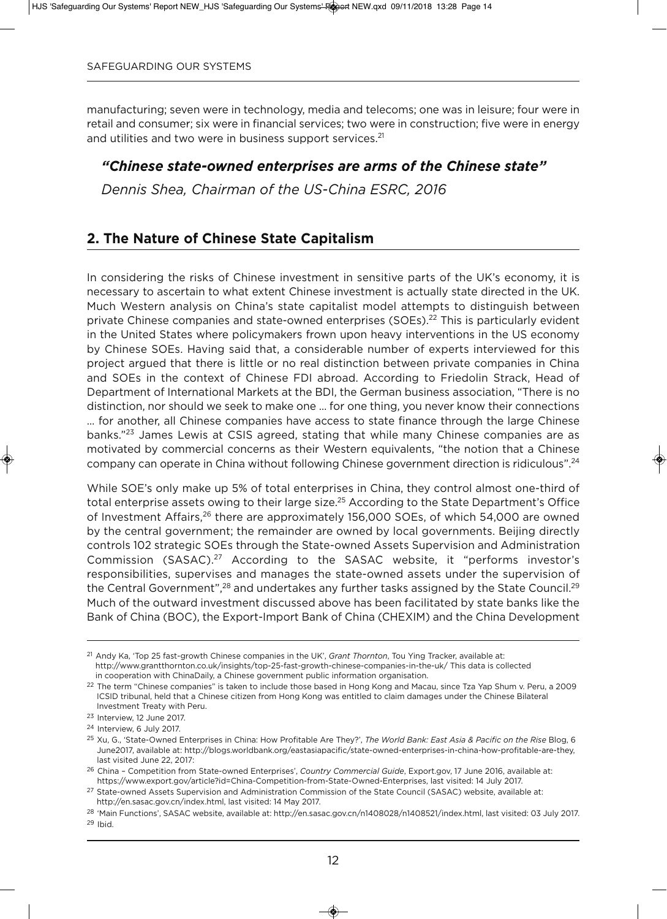manufacturing; seven were in technology, media and telecoms; one was in leisure; four were in retail and consumer; six were in financial services; two were in construction; five were in energy and utilities and two were in business support services.[21]

***"Chinese state-owned enterprises are arms of the Chinese state"***

*Dennis Shea, Chairman of the US-China ESRC, 2016*

## 2. The Nature of Chinese State Capitalism

In considering the risks of Chinese investment in sensitive parts of the UK's economy, it is necessary to ascertain to what extent Chinese investment is actually state directed in the UK. Much Western analysis on China's state capitalist model attempts to distinguish between private Chinese companies and state-owned enterprises (SOEs).[22] This is particularly evident in the United States where policymakers frown upon heavy interventions in the US economy by Chinese SOEs. Having said that, a considerable number of experts interviewed for this project argued that there is little or no real distinction between private companies in China and SOEs in the context of Chinese FDI abroad. According to Friedolin Strack, Head of Department of International Markets at the BDI, the German business association, "There is no distinction, nor should we seek to make one … for one thing, you never know their connections … for another, all Chinese companies have access to state finance through the large Chinese banks."[23] James Lewis at CSIS agreed, stating that while many Chinese companies are as motivated by commercial concerns as their Western equivalents, "the notion that a Chinese company can operate in China without following Chinese government direction is ridiculous".[24]

While SOE's only make up 5% of total enterprises in China, they control almost one-third of total enterprise assets owing to their large size.[25] According to the State Department's Office of Investment Affairs,[26] there are approximately 156,000 SOEs, of which 54,000 are owned by the central government; the remainder are owned by local governments. Beijing directly controls 102 strategic SOEs through the State-owned Assets Supervision and Administration Commission (SASAC).[27] According to the SASAC website, it "performs investor's responsibilities, supervises and manages the state-owned assets under the supervision of the Central Government",[28] and undertakes any further tasks assigned by the State Council.[29] Much of the outward investment discussed above has been facilitated by state banks like the Bank of China (BOC), the Export-Import Bank of China (CHEXIM) and the China Development

---

[21] Andy Ka, 'Top 25 fast-growth Chinese companies in the UK', *Grant Thornton*, Tou Ying Tracker, available at: http://www.grantthornton.co.uk/insights/top-25-fast-growth-chinese-companies-in-the-uk/ This data is collected in cooperation with ChinaDaily, a Chinese government public information organisation.

[22] The term "Chinese companies" is taken to include those based in Hong Kong and Macau, since Tza Yap Shum v. Peru, a 2009 ICSID tribunal, held that a Chinese citizen from Hong Kong was entitled to claim damages under the Chinese Bilateral Investment Treaty with Peru.

[23] Interview, 12 June 2017.

[24] Interview, 6 July 2017.

[25] Xu, G., 'State-Owned Enterprises in China: How Profitable Are They?', *The World Bank: East Asia & Pacific on the Rise* Blog, 6 June2017, available at: http://blogs.worldbank.org/eastasiapacific/state-owned-enterprises-in-china-how-profitable-are-they, last visited June 22, 2017:

[26] China – Competition from State-owned Enterprises', *Country Commercial Guide*, Export.gov, 17 June 2016, available at: https://www.export.gov/article?id=China-Competition-from-State-Owned-Enterprises, last visited: 14 July 2017.

[27] State-owned Assets Supervision and Administration Commission of the State Council (SASAC) website, available at: http://en.sasac.gov.cn/index.html, last visited: 14 May 2017.

[28] 'Main Functions', SASAC website, available at: http://en.sasac.gov.cn/n1408028/n1408521/index.html, last visited: 03 July 2017.

[29] Ibid.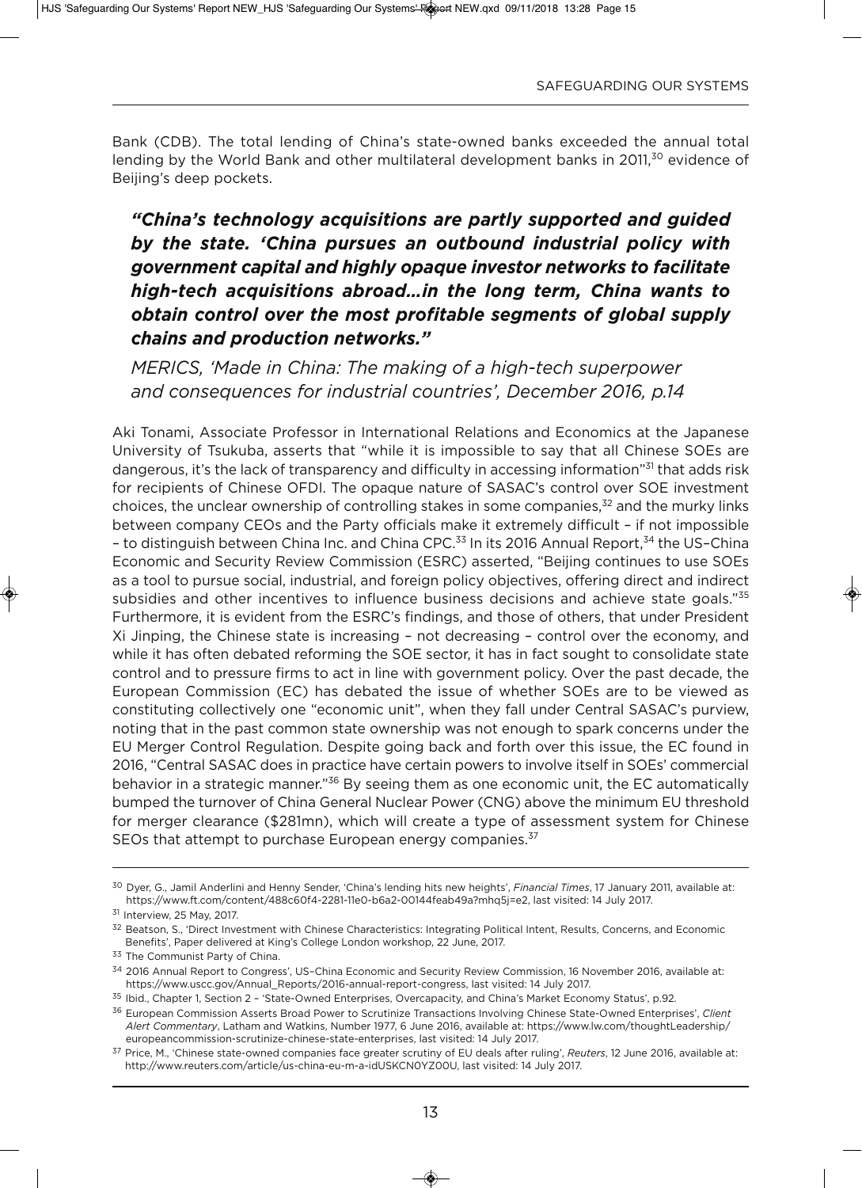Bank (CDB). The total lending of China's state-owned banks exceeded the annual total lending by the World Bank and other multilateral development banks in 2011,[30] evidence of Beijing's deep pockets.

> ***"China's technology acquisitions are partly supported and guided by the state. 'China pursues an outbound industrial policy with government capital and highly opaque investor networks to facilitate high-tech acquisitions abroad...in the long term, China wants to obtain control over the most profitable segments of global supply chains and production networks."***
>
> *MERICS, 'Made in China: The making of a high-tech superpower and consequences for industrial countries', December 2016, p.14*

Aki Tonami, Associate Professor in International Relations and Economics at the Japanese University of Tsukuba, asserts that "while it is impossible to say that all Chinese SOEs are dangerous, it's the lack of transparency and difficulty in accessing information"[31] that adds risk for recipients of Chinese OFDI. The opaque nature of SASAC's control over SOE investment choices, the unclear ownership of controlling stakes in some companies,[32] and the murky links between company CEOs and the Party officials make it extremely difficult – if not impossible – to distinguish between China Inc. and China CPC.[33] In its 2016 Annual Report,[34] the US–China Economic and Security Review Commission (ESRC) asserted, "Beijing continues to use SOEs as a tool to pursue social, industrial, and foreign policy objectives, offering direct and indirect subsidies and other incentives to influence business decisions and achieve state goals."[35] Furthermore, it is evident from the ESRC's findings, and those of others, that under President Xi Jinping, the Chinese state is increasing – not decreasing – control over the economy, and while it has often debated reforming the SOE sector, it has in fact sought to consolidate state control and to pressure firms to act in line with government policy. Over the past decade, the European Commission (EC) has debated the issue of whether SOEs are to be viewed as constituting collectively one "economic unit", when they fall under Central SASAC's purview, noting that in the past common state ownership was not enough to spark concerns under the EU Merger Control Regulation. Despite going back and forth over this issue, the EC found in 2016, "Central SASAC does in practice have certain powers to involve itself in SOEs' commercial behavior in a strategic manner."[36] By seeing them as one economic unit, the EC automatically bumped the turnover of China General Nuclear Power (CNG) above the minimum EU threshold for merger clearance ($281mn), which will create a type of assessment system for Chinese SEOs that attempt to purchase European energy companies.[37]

---

[30] Dyer, G., Jamil Anderlini and Henny Sender, 'China's lending hits new heights', *Financial Times*, 17 January 2011, available at: https://www.ft.com/content/488c60f4-2281-11e0-b6a2-00144feab49a?mhq5j=e2, last visited: 14 July 2017.

[31] Interview, 25 May, 2017.

[32] Beatson, S., 'Direct Investment with Chinese Characteristics: Integrating Political Intent, Results, Concerns, and Economic Benefits', Paper delivered at King's College London workshop, 22 June, 2017.

[33] The Communist Party of China.

[34] 2016 Annual Report to Congress', US–China Economic and Security Review Commission, 16 November 2016, available at: https://www.uscc.gov/Annual_Reports/2016-annual-report-congress, last visited: 14 July 2017.

[35] Ibid., Chapter 1, Section 2 – 'State-Owned Enterprises, Overcapacity, and China's Market Economy Status', p.92.

[36] European Commission Asserts Broad Power to Scrutinize Transactions Involving Chinese State-Owned Enterprises', *Client Alert Commentary*, Latham and Watkins, Number 1977, 6 June 2016, available at: https://www.lw.com/thoughtLeadership/europeancommission-scrutinize-chinese-state-enterprises, last visited: 14 July 2017.

[37] Price, M., 'Chinese state-owned companies face greater scrutiny of EU deals after ruling', *Reuters*, 12 June 2016, available at: http://www.reuters.com/article/us-china-eu-m-a-idUSKCN0YZ00U, last visited: 14 July 2017.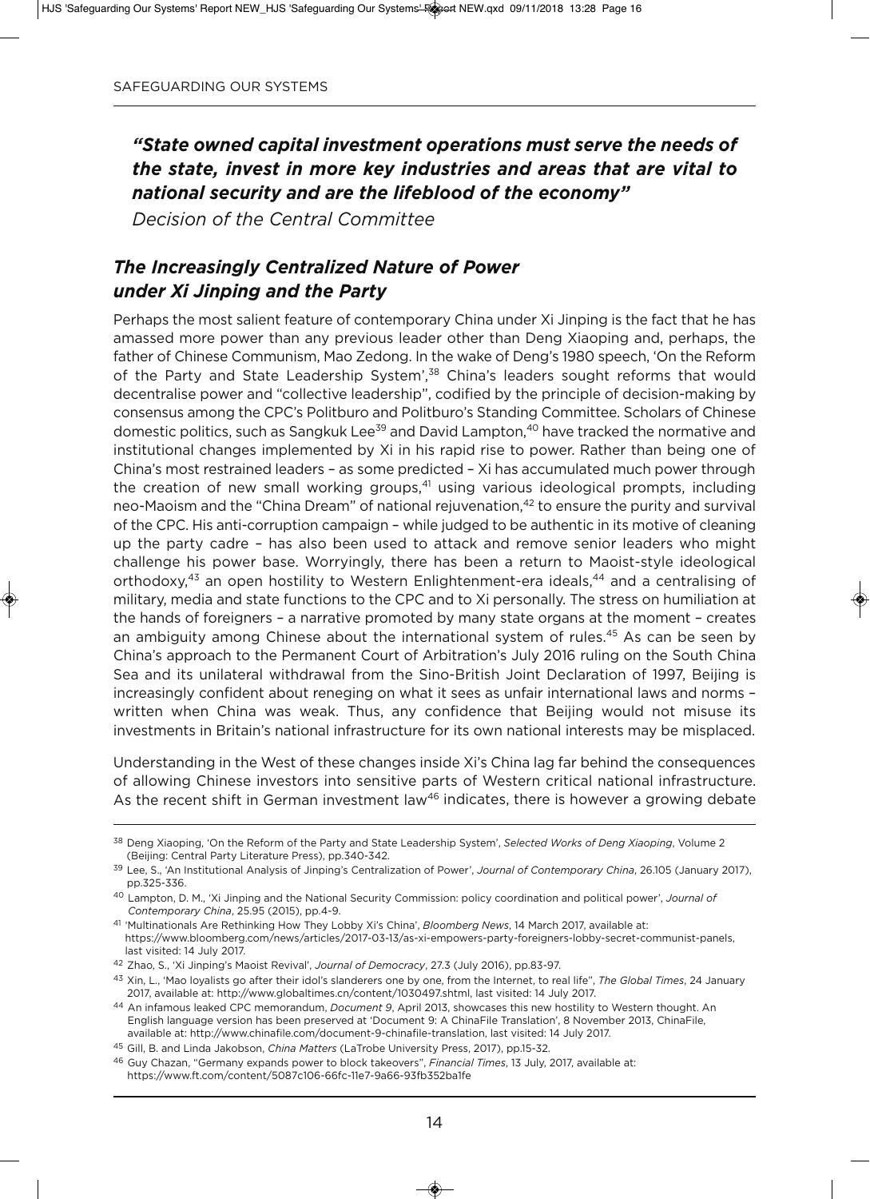***"State owned capital investment operations must serve the needs of the state, invest in more key industries and areas that are vital to national security and are the lifeblood of the economy"***

*Decision of the Central Committee*

## *The Increasingly Centralized Nature of Power under Xi Jinping and the Party*

Perhaps the most salient feature of contemporary China under Xi Jinping is the fact that he has amassed more power than any previous leader other than Deng Xiaoping and, perhaps, the father of Chinese Communism, Mao Zedong. In the wake of Deng's 1980 speech, 'On the Reform of the Party and State Leadership System',[38] China's leaders sought reforms that would decentralise power and "collective leadership", codified by the principle of decision-making by consensus among the CPC's Politburo and Politburo's Standing Committee. Scholars of Chinese domestic politics, such as Sangkuk Lee[39] and David Lampton,[40] have tracked the normative and institutional changes implemented by Xi in his rapid rise to power. Rather than being one of China's most restrained leaders – as some predicted – Xi has accumulated much power through the creation of new small working groups,[41] using various ideological prompts, including neo-Maoism and the "China Dream" of national rejuvenation,[42] to ensure the purity and survival of the CPC. His anti-corruption campaign – while judged to be authentic in its motive of cleaning up the party cadre – has also been used to attack and remove senior leaders who might challenge his power base. Worryingly, there has been a return to Maoist-style ideological orthodoxy,[43] an open hostility to Western Enlightenment-era ideals,[44] and a centralising of military, media and state functions to the CPC and to Xi personally. The stress on humiliation at the hands of foreigners – a narrative promoted by many state organs at the moment – creates an ambiguity among Chinese about the international system of rules.[45] As can be seen by China's approach to the Permanent Court of Arbitration's July 2016 ruling on the South China Sea and its unilateral withdrawal from the Sino-British Joint Declaration of 1997, Beijing is increasingly confident about reneging on what it sees as unfair international laws and norms – written when China was weak. Thus, any confidence that Beijing would not misuse its investments in Britain's national infrastructure for its own national interests may be misplaced.

Understanding in the West of these changes inside Xi's China lag far behind the consequences of allowing Chinese investors into sensitive parts of Western critical national infrastructure. As the recent shift in German investment law[46] indicates, there is however a growing debate

---

[38] Deng Xiaoping, 'On the Reform of the Party and State Leadership System', *Selected Works of Deng Xiaoping*, Volume 2 (Beijing: Central Party Literature Press), pp.340-342.

[39] Lee, S., 'An Institutional Analysis of Jinping's Centralization of Power', *Journal of Contemporary China*, 26.105 (January 2017), pp.325-336.

[40] Lampton, D. M., 'Xi Jinping and the National Security Commission: policy coordination and political power', *Journal of Contemporary China*, 25.95 (2015), pp.4-9.

[41] 'Multinationals Are Rethinking How They Lobby Xi's China', *Bloomberg News*, 14 March 2017, available at: https://www.bloomberg.com/news/articles/2017-03-13/as-xi-empowers-party-foreigners-lobby-secret-communist-panels, last visited: 14 July 2017.

[42] Zhao, S., 'Xi Jinping's Maoist Revival', *Journal of Democracy*, 27.3 (July 2016), pp.83-97.

[43] Xin, L., 'Mao loyalists go after their idol's slanderers one by one, from the Internet, to real life", *The Global Times*, 24 January 2017, available at: http://www.globaltimes.cn/content/1030497.shtml, last visited: 14 July 2017.

[44] An infamous leaked CPC memorandum, *Document 9*, April 2013, showcases this new hostility to Western thought. An English language version has been preserved at 'Document 9: A ChinaFile Translation', 8 November 2013, ChinaFile, available at: http://www.chinafile.com/document-9-chinafile-translation, last visited: 14 July 2017.

[45] Gill, B. and Linda Jakobson, *China Matters* (LaTrobe University Press, 2017), pp.15-32.

[46] Guy Chazan, "Germany expands power to block takeovers", *Financial Times*, 13 July, 2017, available at: https://www.ft.com/content/5087c106-66fc-11e7-9a66-93fb352ba1fe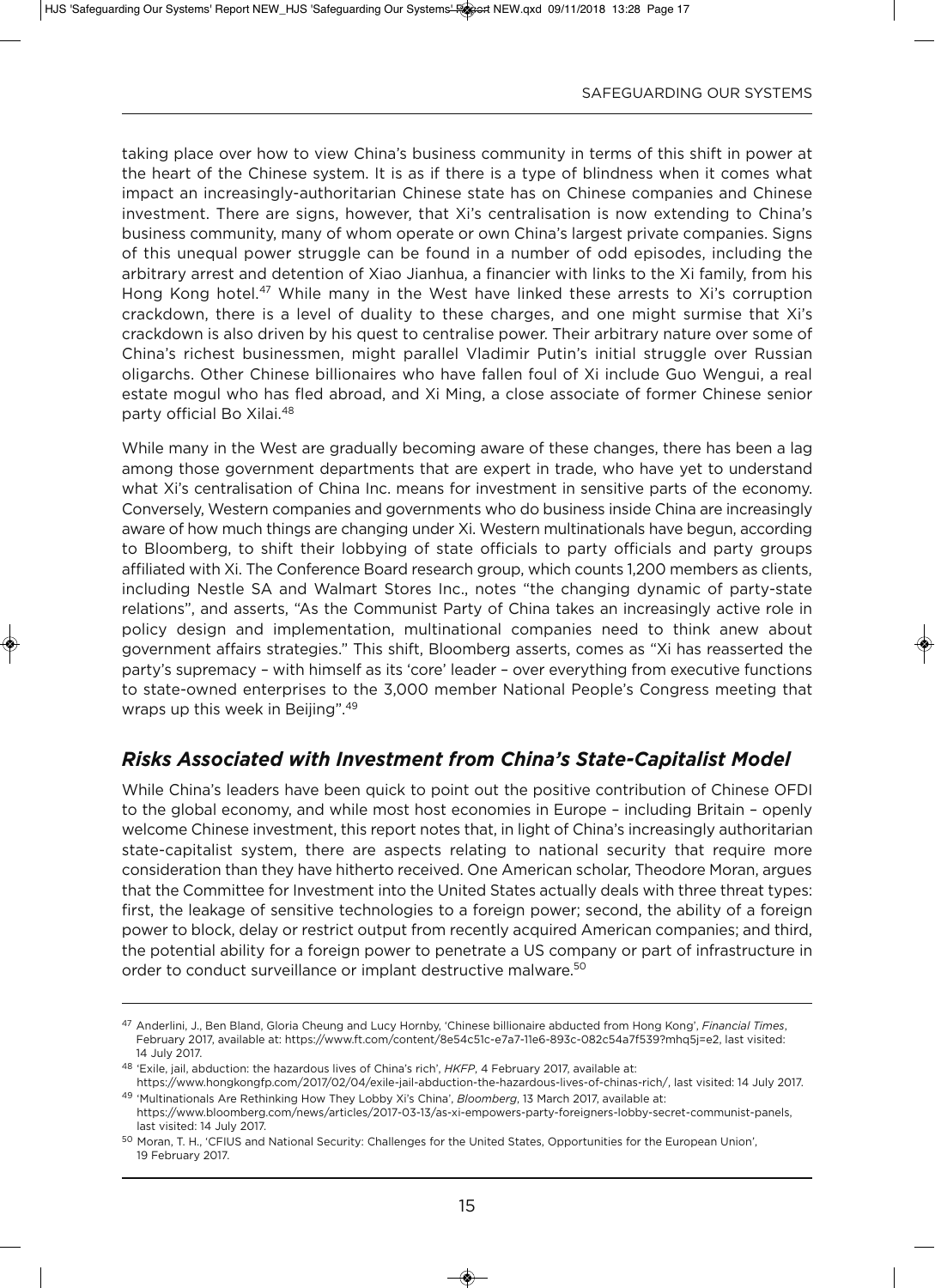taking place over how to view China's business community in terms of this shift in power at the heart of the Chinese system. It is as if there is a type of blindness when it comes what impact an increasingly-authoritarian Chinese state has on Chinese companies and Chinese investment. There are signs, however, that Xi's centralisation is now extending to China's business community, many of whom operate or own China's largest private companies. Signs of this unequal power struggle can be found in a number of odd episodes, including the arbitrary arrest and detention of Xiao Jianhua, a financier with links to the Xi family, from his Hong Kong hotel.[47] While many in the West have linked these arrests to Xi's corruption crackdown, there is a level of duality to these charges, and one might surmise that Xi's crackdown is also driven by his quest to centralise power. Their arbitrary nature over some of China's richest businessmen, might parallel Vladimir Putin's initial struggle over Russian oligarchs. Other Chinese billionaires who have fallen foul of Xi include Guo Wengui, a real estate mogul who has fled abroad, and Xi Ming, a close associate of former Chinese senior party official Bo Xilai.[48]

While many in the West are gradually becoming aware of these changes, there has been a lag among those government departments that are expert in trade, who have yet to understand what Xi's centralisation of China Inc. means for investment in sensitive parts of the economy. Conversely, Western companies and governments who do business inside China are increasingly aware of how much things are changing under Xi. Western multinationals have begun, according to Bloomberg, to shift their lobbying of state officials to party officials and party groups affiliated with Xi. The Conference Board research group, which counts 1,200 members as clients, including Nestle SA and Walmart Stores Inc., notes "the changing dynamic of party-state relations", and asserts, "As the Communist Party of China takes an increasingly active role in policy design and implementation, multinational companies need to think anew about government affairs strategies." This shift, Bloomberg asserts, comes as "Xi has reasserted the party's supremacy – with himself as its 'core' leader – over everything from executive functions to state-owned enterprises to the 3,000 member National People's Congress meeting that wraps up this week in Beijing".[49]

## *Risks Associated with Investment from China's State-Capitalist Model*

While China's leaders have been quick to point out the positive contribution of Chinese OFDI to the global economy, and while most host economies in Europe – including Britain – openly welcome Chinese investment, this report notes that, in light of China's increasingly authoritarian state-capitalist system, there are aspects relating to national security that require more consideration than they have hitherto received. One American scholar, Theodore Moran, argues that the Committee for Investment into the United States actually deals with three threat types: first, the leakage of sensitive technologies to a foreign power; second, the ability of a foreign power to block, delay or restrict output from recently acquired American companies; and third, the potential ability for a foreign power to penetrate a US company or part of infrastructure in order to conduct surveillance or implant destructive malware.[50]

---

[47] Anderlini, J., Ben Bland, Gloria Cheung and Lucy Hornby, 'Chinese billionaire abducted from Hong Kong', *Financial Times*, February 2017, available at: https://www.ft.com/content/8e54c51c-e7a7-11e6-893c-082c54a7f539?mhq5j=e2, last visited: 14 July 2017.

[48] 'Exile, jail, abduction: the hazardous lives of China's rich', *HKFP*, 4 February 2017, available at: https://www.hongkongfp.com/2017/02/04/exile-jail-abduction-the-hazardous-lives-of-chinas-rich/, last visited: 14 July 2017.

[49] 'Multinationals Are Rethinking How They Lobby Xi's China', *Bloomberg*, 13 March 2017, available at: https://www.bloomberg.com/news/articles/2017-03-13/as-xi-empowers-party-foreigners-lobby-secret-communist-panels, last visited: 14 July 2017.

[50] Moran, T. H., 'CFIUS and National Security: Challenges for the United States, Opportunities for the European Union', 19 February 2017.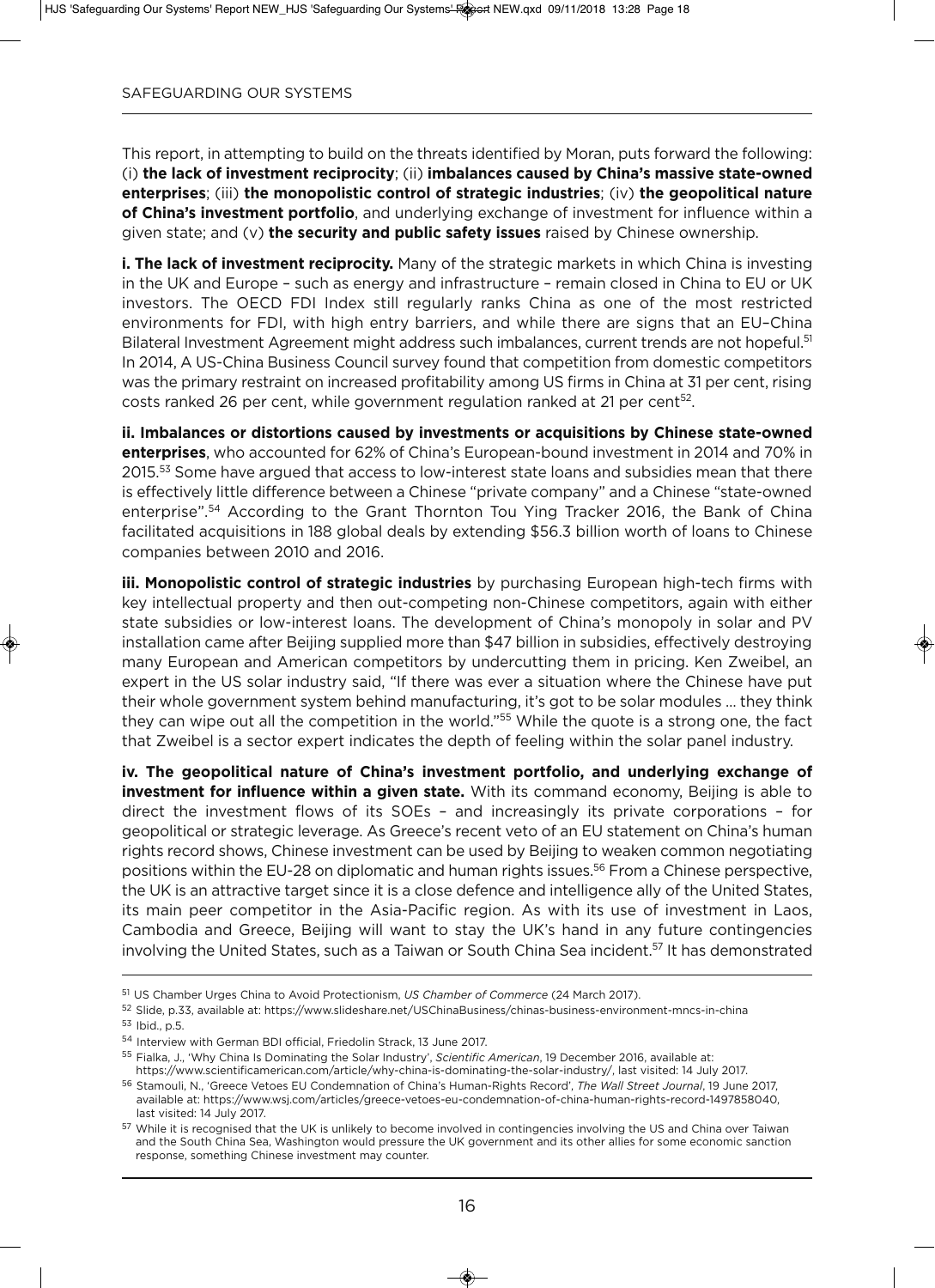This report, in attempting to build on the threats identified by Moran, puts forward the following: (i) **the lack of investment reciprocity**; (ii) **imbalances caused by China's massive state-owned enterprises**; (iii) **the monopolistic control of strategic industries**; (iv) **the geopolitical nature of China's investment portfolio**, and underlying exchange of investment for influence within a given state; and (v) **the security and public safety issues** raised by Chinese ownership.

**i. The lack of investment reciprocity.** Many of the strategic markets in which China is investing in the UK and Europe – such as energy and infrastructure – remain closed in China to EU or UK investors. The OECD FDI Index still regularly ranks China as one of the most restricted environments for FDI, with high entry barriers, and while there are signs that an EU–China Bilateral Investment Agreement might address such imbalances, current trends are not hopeful.[51] In 2014, A US-China Business Council survey found that competition from domestic competitors was the primary restraint on increased profitability among US firms in China at 31 per cent, rising costs ranked 26 per cent, while government regulation ranked at 21 per cent[52].

**ii. Imbalances or distortions caused by investments or acquisitions by Chinese state-owned enterprises**, who accounted for 62% of China's European-bound investment in 2014 and 70% in 2015.[53] Some have argued that access to low-interest state loans and subsidies mean that there is effectively little difference between a Chinese "private company" and a Chinese "state-owned enterprise".[54] According to the Grant Thornton Tou Ying Tracker 2016, the Bank of China facilitated acquisitions in 188 global deals by extending $56.3 billion worth of loans to Chinese companies between 2010 and 2016.

**iii. Monopolistic control of strategic industries** by purchasing European high-tech firms with key intellectual property and then out-competing non-Chinese competitors, again with either state subsidies or low-interest loans. The development of China's monopoly in solar and PV installation came after Beijing supplied more than $47 billion in subsidies, effectively destroying many European and American competitors by undercutting them in pricing. Ken Zweibel, an expert in the US solar industry said, "If there was ever a situation where the Chinese have put their whole government system behind manufacturing, it's got to be solar modules … they think they can wipe out all the competition in the world."[55] While the quote is a strong one, the fact that Zweibel is a sector expert indicates the depth of feeling within the solar panel industry.

**iv. The geopolitical nature of China's investment portfolio, and underlying exchange of investment for influence within a given state.** With its command economy, Beijing is able to direct the investment flows of its SOEs – and increasingly its private corporations – for geopolitical or strategic leverage. As Greece's recent veto of an EU statement on China's human rights record shows, Chinese investment can be used by Beijing to weaken common negotiating positions within the EU-28 on diplomatic and human rights issues.[56] From a Chinese perspective, the UK is an attractive target since it is a close defence and intelligence ally of the United States, its main peer competitor in the Asia-Pacific region. As with its use of investment in Laos, Cambodia and Greece, Beijing will want to stay the UK's hand in any future contingencies involving the United States, such as a Taiwan or South China Sea incident.[57] It has demonstrated

---

[51] US Chamber Urges China to Avoid Protectionism, *US Chamber of Commerce* (24 March 2017).

[52] Slide, p.33, available at: https://www.slideshare.net/USChinaBusiness/chinas-business-environment-mncs-in-china

[53] Ibid., p.5.

[54] Interview with German BDI official, Friedolin Strack, 13 June 2017.

[55] Fialka, J., 'Why China Is Dominating the Solar Industry', *Scientific American*, 19 December 2016, available at: https://www.scientificamerican.com/article/why-china-is-dominating-the-solar-industry/, last visited: 14 July 2017.

[56] Stamouli, N., 'Greece Vetoes EU Condemnation of China's Human-Rights Record', *The Wall Street Journal*, 19 June 2017, available at: https://www.wsj.com/articles/greece-vetoes-eu-condemnation-of-china-human-rights-record-1497858040, last visited: 14 July 2017.

[57] While it is recognised that the UK is unlikely to become involved in contingencies involving the US and China over Taiwan and the South China Sea, Washington would pressure the UK government and its other allies for some economic sanction response, something Chinese investment may counter.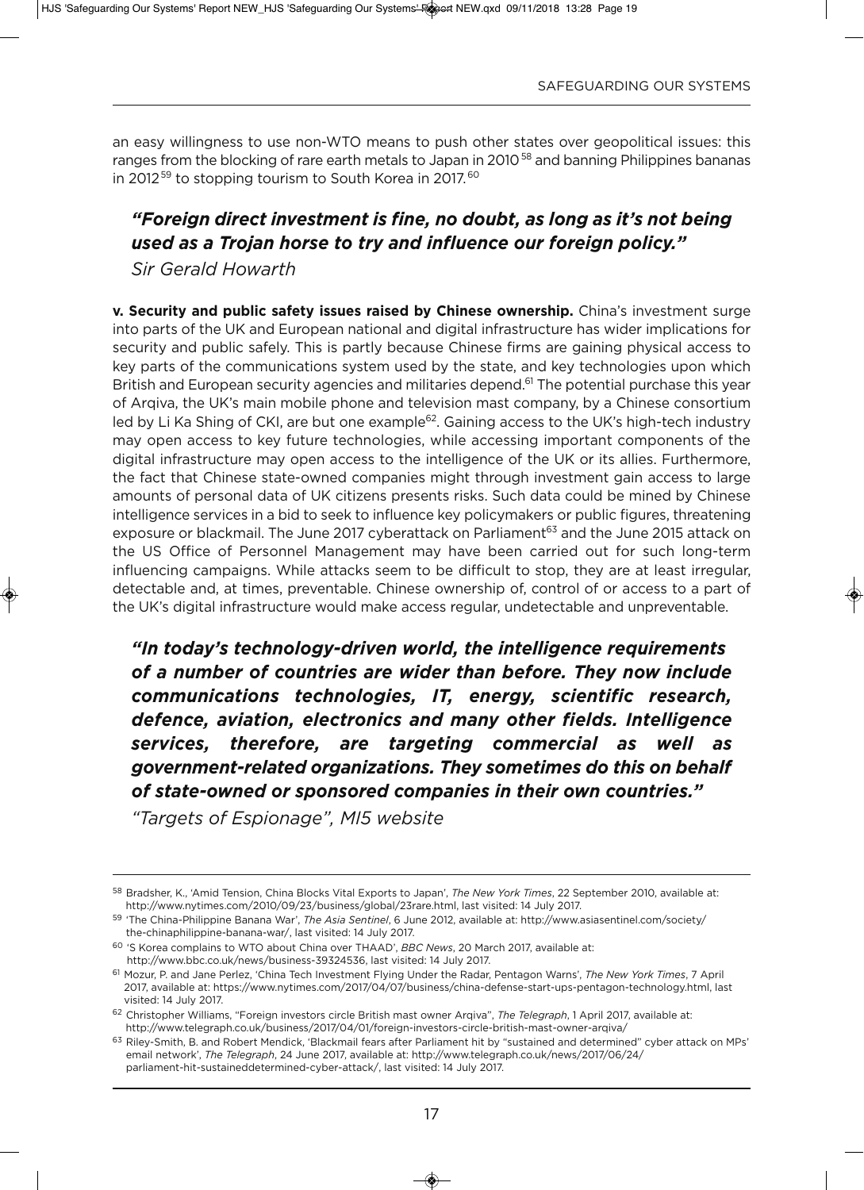an easy willingness to use non-WTO means to push other states over geopolitical issues: this ranges from the blocking of rare earth metals to Japan in 2010[58] and banning Philippines bananas in 2012[59] to stopping tourism to South Korea in 2017.[60]

> ***"Foreign direct investment is fine, no doubt, as long as it's not being used as a Trojan horse to try and influence our foreign policy."***
>
> *Sir Gerald Howarth*

**v. Security and public safety issues raised by Chinese ownership.** China's investment surge into parts of the UK and European national and digital infrastructure has wider implications for security and public safely. This is partly because Chinese firms are gaining physical access to key parts of the communications system used by the state, and key technologies upon which British and European security agencies and militaries depend.[61] The potential purchase this year of Arqiva, the UK's main mobile phone and television mast company, by a Chinese consortium led by Li Ka Shing of CKI, are but one example[62]. Gaining access to the UK's high-tech industry may open access to key future technologies, while accessing important components of the digital infrastructure may open access to the intelligence of the UK or its allies. Furthermore, the fact that Chinese state-owned companies might through investment gain access to large amounts of personal data of UK citizens presents risks. Such data could be mined by Chinese intelligence services in a bid to seek to influence key policymakers or public figures, threatening exposure or blackmail. The June 2017 cyberattack on Parliament[63] and the June 2015 attack on the US Office of Personnel Management may have been carried out for such long-term influencing campaigns. While attacks seem to be difficult to stop, they are at least irregular, detectable and, at times, preventable. Chinese ownership of, control of or access to a part of the UK's digital infrastructure would make access regular, undetectable and unpreventable.

> ***"In today's technology-driven world, the intelligence requirements of a number of countries are wider than before. They now include communications technologies, IT, energy, scientific research, defence, aviation, electronics and many other fields. Intelligence services, therefore, are targeting commercial as well as government-related organizations. They sometimes do this on behalf of state-owned or sponsored companies in their own countries."***
>
> *"Targets of Espionage", MI5 website*

---

[58] Bradsher, K., 'Amid Tension, China Blocks Vital Exports to Japan', *The New York Times*, 22 September 2010, available at: http://www.nytimes.com/2010/09/23/business/global/23rare.html, last visited: 14 July 2017.

[59] 'The China-Philippine Banana War', *The Asia Sentinel*, 6 June 2012, available at: http://www.asiasentinel.com/society/the-chinaphilippine-banana-war/, last visited: 14 July 2017.

[60] 'S Korea complains to WTO about China over THAAD', *BBC News*, 20 March 2017, available at: http://www.bbc.co.uk/news/business-39324536, last visited: 14 July 2017.

[61] Mozur, P. and Jane Perlez, 'China Tech Investment Flying Under the Radar, Pentagon Warns', *The New York Times*, 7 April 2017, available at: https://www.nytimes.com/2017/04/07/business/china-defense-start-ups-pentagon-technology.html, last visited: 14 July 2017.

[62] Christopher Williams, "Foreign investors circle British mast owner Arqiva", *The Telegraph*, 1 April 2017, available at: http://www.telegraph.co.uk/business/2017/04/01/foreign-investors-circle-british-mast-owner-arqiva/

[63] Riley-Smith, B. and Robert Mendick, 'Blackmail fears after Parliament hit by "sustained and determined" cyber attack on MPs' email network', *The Telegraph*, 24 June 2017, available at: http://www.telegraph.co.uk/news/2017/06/24/parliament-hit-sustaineddetermined-cyber-attack/, last visited: 14 July 2017.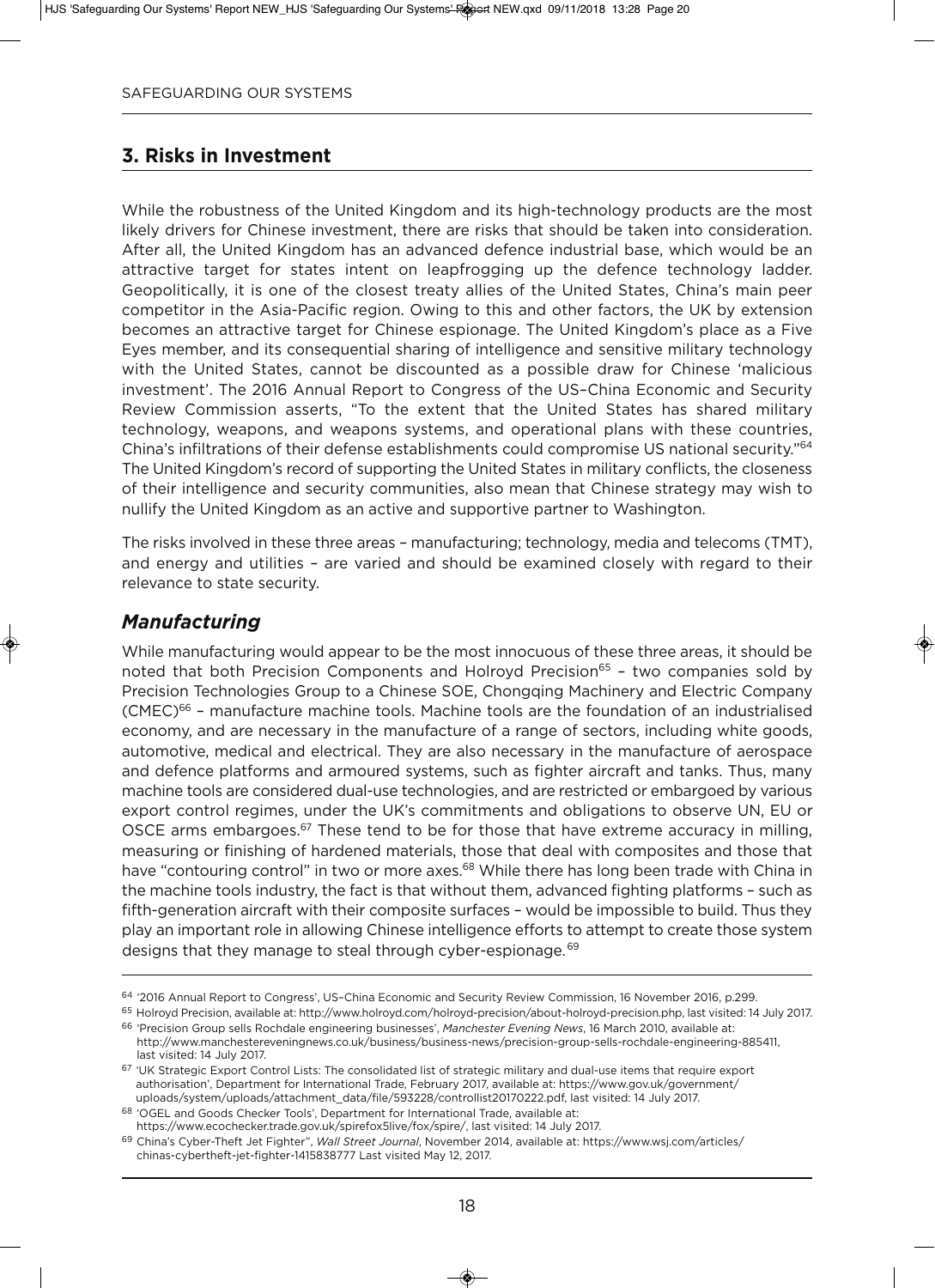## 3. Risks in Investment

While the robustness of the United Kingdom and its high-technology products are the most likely drivers for Chinese investment, there are risks that should be taken into consideration. After all, the United Kingdom has an advanced defence industrial base, which would be an attractive target for states intent on leapfrogging up the defence technology ladder. Geopolitically, it is one of the closest treaty allies of the United States, China's main peer competitor in the Asia-Pacific region. Owing to this and other factors, the UK by extension becomes an attractive target for Chinese espionage. The United Kingdom's place as a Five Eyes member, and its consequential sharing of intelligence and sensitive military technology with the United States, cannot be discounted as a possible draw for Chinese 'malicious investment'. The 2016 Annual Report to Congress of the US–China Economic and Security Review Commission asserts, "To the extent that the United States has shared military technology, weapons, and weapons systems, and operational plans with these countries, China's infiltrations of their defense establishments could compromise US national security."[64] The United Kingdom's record of supporting the United States in military conflicts, the closeness of their intelligence and security communities, also mean that Chinese strategy may wish to nullify the United Kingdom as an active and supportive partner to Washington.

The risks involved in these three areas – manufacturing; technology, media and telecoms (TMT), and energy and utilities – are varied and should be examined closely with regard to their relevance to state security.

### *Manufacturing*

While manufacturing would appear to be the most innocuous of these three areas, it should be noted that both Precision Components and Holroyd Precision[65] – two companies sold by Precision Technologies Group to a Chinese SOE, Chongqing Machinery and Electric Company (CMEC)[66] – manufacture machine tools. Machine tools are the foundation of an industrialised economy, and are necessary in the manufacture of a range of sectors, including white goods, automotive, medical and electrical. They are also necessary in the manufacture of aerospace and defence platforms and armoured systems, such as fighter aircraft and tanks. Thus, many machine tools are considered dual-use technologies, and are restricted or embargoed by various export control regimes, under the UK's commitments and obligations to observe UN, EU or OSCE arms embargoes.[67] These tend to be for those that have extreme accuracy in milling, measuring or finishing of hardened materials, those that deal with composites and those that have "contouring control" in two or more axes.[68] While there has long been trade with China in the machine tools industry, the fact is that without them, advanced fighting platforms – such as fifth-generation aircraft with their composite surfaces – would be impossible to build. Thus they play an important role in allowing Chinese intelligence efforts to attempt to create those system designs that they manage to steal through cyber-espionage.[69]

---

[64] '2016 Annual Report to Congress', US–China Economic and Security Review Commission, 16 November 2016, p.299.

[65] Holroyd Precision, available at: http://www.holroyd.com/holroyd-precision/about-holroyd-precision.php, last visited: 14 July 2017.

[66] 'Precision Group sells Rochdale engineering businesses', *Manchester Evening News*, 16 March 2010, available at: http://www.manchestereveningnews.co.uk/business/business-news/precision-group-sells-rochdale-engineering-885411, last visited: 14 July 2017.

[67] 'UK Strategic Export Control Lists: The consolidated list of strategic military and dual-use items that require export authorisation', Department for International Trade, February 2017, available at: https://www.gov.uk/government/uploads/system/uploads/attachment_data/file/593228/controllist20170222.pdf, last visited: 14 July 2017.

[68] 'OGEL and Goods Checker Tools', Department for International Trade, available at: https://www.ecochecker.trade.gov.uk/spirefox5live/fox/spire/, last visited: 14 July 2017.

[69] China's Cyber-Theft Jet Fighter", *Wall Street Journal*, November 2014, available at: https://www.wsj.com/articles/chinas-cybertheft-jet-fighter-1415838777 Last visited May 12, 2017.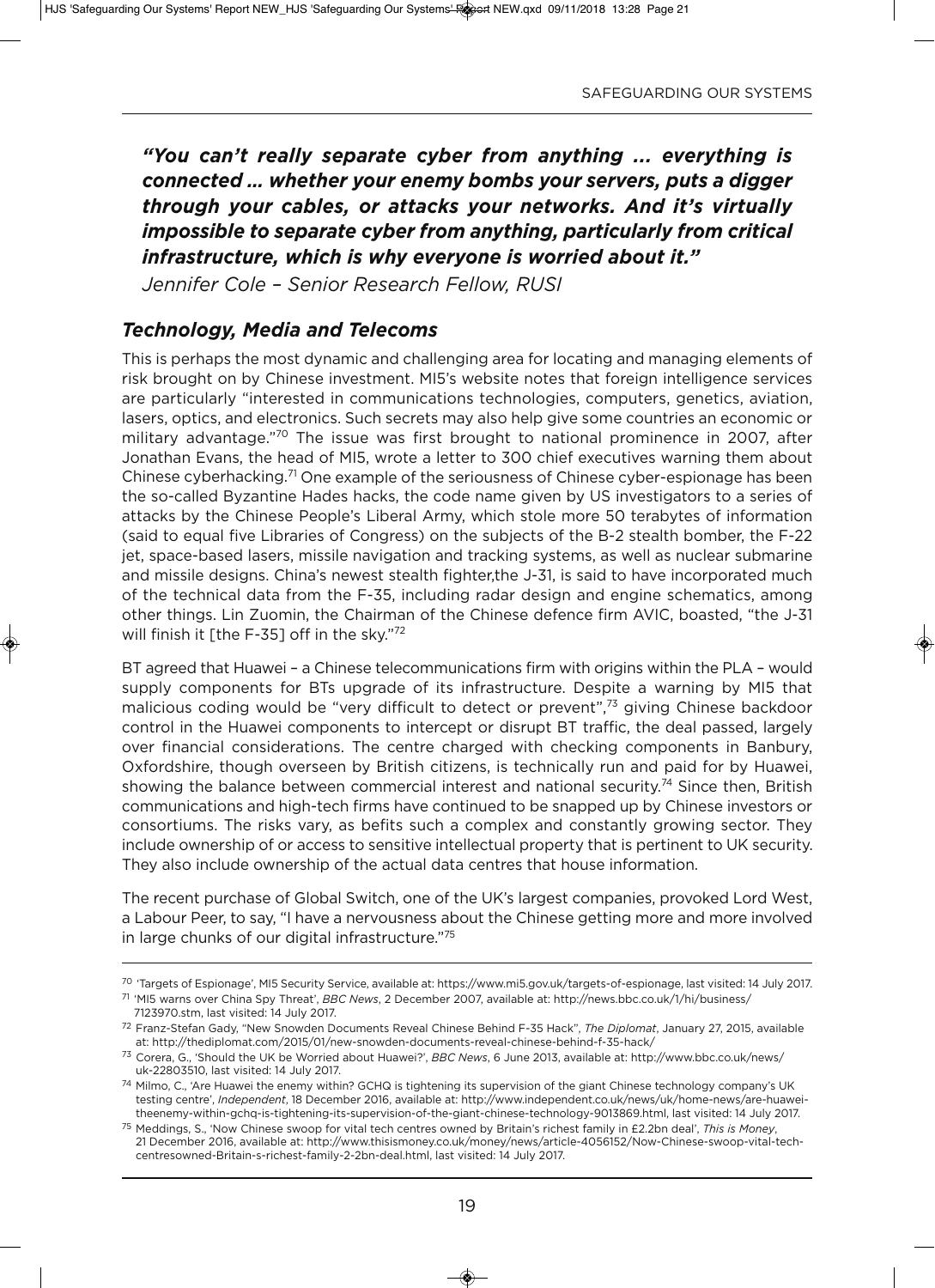***"You can't really separate cyber from anything … everything is connected … whether your enemy bombs your servers, puts a digger through your cables, or attacks your networks. And it's virtually impossible to separate cyber from anything, particularly from critical infrastructure, which is why everyone is worried about it."***

*Jennifer Cole – Senior Research Fellow, RUSI*

## *Technology, Media and Telecoms*

This is perhaps the most dynamic and challenging area for locating and managing elements of risk brought on by Chinese investment. MI5's website notes that foreign intelligence services are particularly "interested in communications technologies, computers, genetics, aviation, lasers, optics, and electronics. Such secrets may also help give some countries an economic or military advantage."[70] The issue was first brought to national prominence in 2007, after Jonathan Evans, the head of MI5, wrote a letter to 300 chief executives warning them about Chinese cyberhacking.[71] One example of the seriousness of Chinese cyber-espionage has been the so-called Byzantine Hades hacks, the code name given by US investigators to a series of attacks by the Chinese People's Liberal Army, which stole more 50 terabytes of information (said to equal five Libraries of Congress) on the subjects of the B-2 stealth bomber, the F-22 jet, space-based lasers, missile navigation and tracking systems, as well as nuclear submarine and missile designs. China's newest stealth fighter,the J-31, is said to have incorporated much of the technical data from the F-35, including radar design and engine schematics, among other things. Lin Zuomin, the Chairman of the Chinese defence firm AVIC, boasted, "the J-31 will finish it [the F-35] off in the sky."[72]

BT agreed that Huawei – a Chinese telecommunications firm with origins within the PLA – would supply components for BTs upgrade of its infrastructure. Despite a warning by MI5 that malicious coding would be "very difficult to detect or prevent",[73] giving Chinese backdoor control in the Huawei components to intercept or disrupt BT traffic, the deal passed, largely over financial considerations. The centre charged with checking components in Banbury, Oxfordshire, though overseen by British citizens, is technically run and paid for by Huawei, showing the balance between commercial interest and national security.[74] Since then, British communications and high-tech firms have continued to be snapped up by Chinese investors or consortiums. The risks vary, as befits such a complex and constantly growing sector. They include ownership of or access to sensitive intellectual property that is pertinent to UK security. They also include ownership of the actual data centres that house information.

The recent purchase of Global Switch, one of the UK's largest companies, provoked Lord West, a Labour Peer, to say, "I have a nervousness about the Chinese getting more and more involved in large chunks of our digital infrastructure."[75]

---

[70] 'Targets of Espionage', MI5 Security Service, available at: https://www.mi5.gov.uk/targets-of-espionage, last visited: 14 July 2017.

[71] 'MI5 warns over China Spy Threat', *BBC News*, 2 December 2007, available at: http://news.bbc.co.uk/1/hi/business/7123970.stm, last visited: 14 July 2017.

[72] Franz-Stefan Gady, "New Snowden Documents Reveal Chinese Behind F-35 Hack", *The Diplomat*, January 27, 2015, available at: http://thediplomat.com/2015/01/new-snowden-documents-reveal-chinese-behind-f-35-hack/

[73] Corera, G., 'Should the UK be Worried about Huawei?', *BBC News*, 6 June 2013, available at: http://www.bbc.co.uk/news/uk-22803510, last visited: 14 July 2017.

[74] Milmo, C., 'Are Huawei the enemy within? GCHQ is tightening its supervision of the giant Chinese technology company's UK testing centre', *Independent*, 18 December 2016, available at: http://www.independent.co.uk/news/uk/home-news/are-huawei-theenemy-within-gchq-is-tightening-its-supervision-of-the-giant-chinese-technology-9013869.html, last visited: 14 July 2017.

[75] Meddings, S., 'Now Chinese swoop for vital tech centres owned by Britain's richest family in £2.2bn deal', *This is Money*, 21 December 2016, available at: http://www.thisismoney.co.uk/money/news/article-4056152/Now-Chinese-swoop-vital-tech-centresowned-Britain-s-richest-family-2-2bn-deal.html, last visited: 14 July 2017.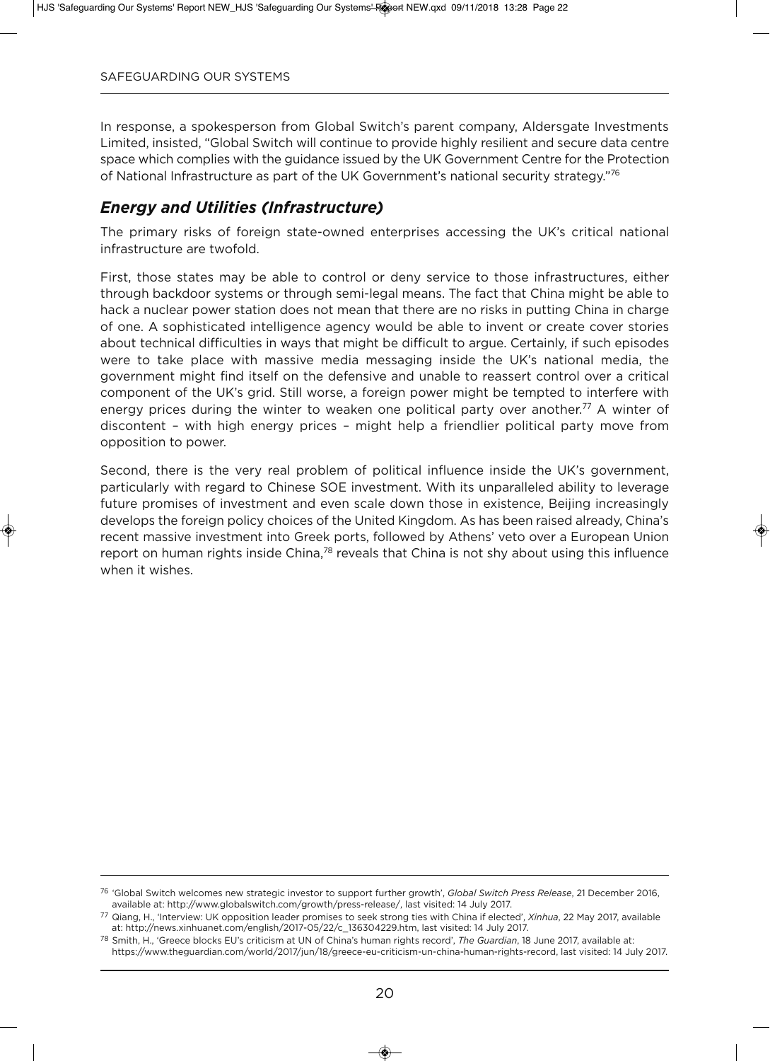In response, a spokesperson from Global Switch's parent company, Aldersgate Investments Limited, insisted, "Global Switch will continue to provide highly resilient and secure data centre space which complies with the guidance issued by the UK Government Centre for the Protection of National Infrastructure as part of the UK Government's national security strategy."[76]

### *Energy and Utilities (Infrastructure)*

The primary risks of foreign state-owned enterprises accessing the UK's critical national infrastructure are twofold.

First, those states may be able to control or deny service to those infrastructures, either through backdoor systems or through semi-legal means. The fact that China might be able to hack a nuclear power station does not mean that there are no risks in putting China in charge of one. A sophisticated intelligence agency would be able to invent or create cover stories about technical difficulties in ways that might be difficult to argue. Certainly, if such episodes were to take place with massive media messaging inside the UK's national media, the government might find itself on the defensive and unable to reassert control over a critical component of the UK's grid. Still worse, a foreign power might be tempted to interfere with energy prices during the winter to weaken one political party over another.[77] A winter of discontent – with high energy prices – might help a friendlier political party move from opposition to power.

Second, there is the very real problem of political influence inside the UK's government, particularly with regard to Chinese SOE investment. With its unparalleled ability to leverage future promises of investment and even scale down those in existence, Beijing increasingly develops the foreign policy choices of the United Kingdom. As has been raised already, China's recent massive investment into Greek ports, followed by Athens' veto over a European Union report on human rights inside China,[78] reveals that China is not shy about using this influence when it wishes.

---

[76] 'Global Switch welcomes new strategic investor to support further growth', *Global Switch Press Release*, 21 December 2016, available at: http://www.globalswitch.com/growth/press-release/, last visited: 14 July 2017.

[77] Qiang, H., 'Interview: UK opposition leader promises to seek strong ties with China if elected', *Xinhua*, 22 May 2017, available at: http://news.xinhuanet.com/english/2017-05/22/c_136304229.htm, last visited: 14 July 2017.

[78] Smith, H., 'Greece blocks EU's criticism at UN of China's human rights record', *The Guardian*, 18 June 2017, available at: https://www.theguardian.com/world/2017/jun/18/greece-eu-criticism-un-china-human-rights-record, last visited: 14 July 2017.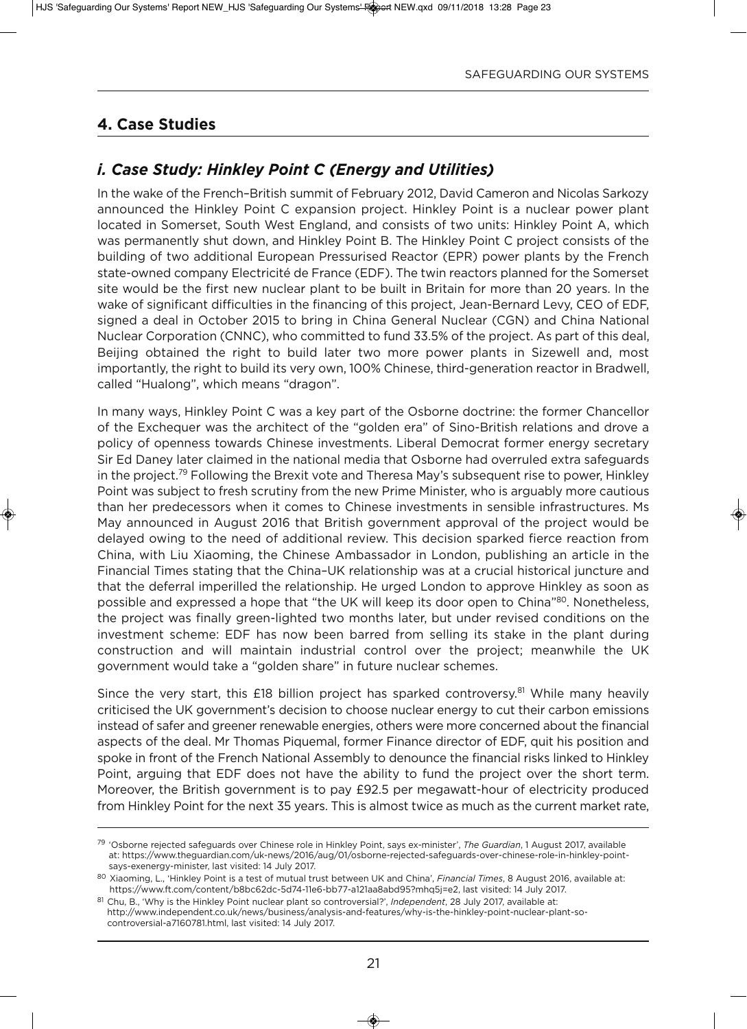## 4. Case Studies

### *i. Case Study: Hinkley Point C (Energy and Utilities)*

In the wake of the French–British summit of February 2012, David Cameron and Nicolas Sarkozy announced the Hinkley Point C expansion project. Hinkley Point is a nuclear power plant located in Somerset, South West England, and consists of two units: Hinkley Point A, which was permanently shut down, and Hinkley Point B. The Hinkley Point C project consists of the building of two additional European Pressurised Reactor (EPR) power plants by the French state-owned company Electricité de France (EDF). The twin reactors planned for the Somerset site would be the first new nuclear plant to be built in Britain for more than 20 years. In the wake of significant difficulties in the financing of this project, Jean-Bernard Levy, CEO of EDF, signed a deal in October 2015 to bring in China General Nuclear (CGN) and China National Nuclear Corporation (CNNC), who committed to fund 33.5% of the project. As part of this deal, Beijing obtained the right to build later two more power plants in Sizewell and, most importantly, the right to build its very own, 100% Chinese, third-generation reactor in Bradwell, called "Hualong", which means "dragon".

In many ways, Hinkley Point C was a key part of the Osborne doctrine: the former Chancellor of the Exchequer was the architect of the "golden era" of Sino-British relations and drove a policy of openness towards Chinese investments. Liberal Democrat former energy secretary Sir Ed Daney later claimed in the national media that Osborne had overruled extra safeguards in the project.[79] Following the Brexit vote and Theresa May's subsequent rise to power, Hinkley Point was subject to fresh scrutiny from the new Prime Minister, who is arguably more cautious than her predecessors when it comes to Chinese investments in sensible infrastructures. Ms May announced in August 2016 that British government approval of the project would be delayed owing to the need of additional review. This decision sparked fierce reaction from China, with Liu Xiaoming, the Chinese Ambassador in London, publishing an article in the Financial Times stating that the China–UK relationship was at a crucial historical juncture and that the deferral imperilled the relationship. He urged London to approve Hinkley as soon as possible and expressed a hope that "the UK will keep its door open to China"[80]. Nonetheless, the project was finally green-lighted two months later, but under revised conditions on the investment scheme: EDF has now been barred from selling its stake in the plant during construction and will maintain industrial control over the project; meanwhile the UK government would take a "golden share" in future nuclear schemes.

Since the very start, this £18 billion project has sparked controversy.[81] While many heavily criticised the UK government's decision to choose nuclear energy to cut their carbon emissions instead of safer and greener renewable energies, others were more concerned about the financial aspects of the deal. Mr Thomas Piquemal, former Finance director of EDF, quit his position and spoke in front of the French National Assembly to denounce the financial risks linked to Hinkley Point, arguing that EDF does not have the ability to fund the project over the short term. Moreover, the British government is to pay £92.5 per megawatt-hour of electricity produced from Hinkley Point for the next 35 years. This is almost twice as much as the current market rate,

---

[79] 'Osborne rejected safeguards over Chinese role in Hinkley Point, says ex-minister', *The Guardian*, 1 August 2017, available at: https://www.theguardian.com/uk-news/2016/aug/01/osborne-rejected-safeguards-over-chinese-role-in-hinkley-point-says-exenergy-minister, last visited: 14 July 2017.

[80] Xiaoming, L., 'Hinkley Point is a test of mutual trust between UK and China', *Financial Times*, 8 August 2016, available at: https://www.ft.com/content/b8bc62dc-5d74-11e6-bb77-a121aa8abd95?mhq5j=e2, last visited: 14 July 2017.

[81] Chu, B., 'Why is the Hinkley Point nuclear plant so controversial?', *Independent*, 28 July 2017, available at: http://www.independent.co.uk/news/business/analysis-and-features/why-is-the-hinkley-point-nuclear-plant-so-controversial-a7160781.html, last visited: 14 July 2017.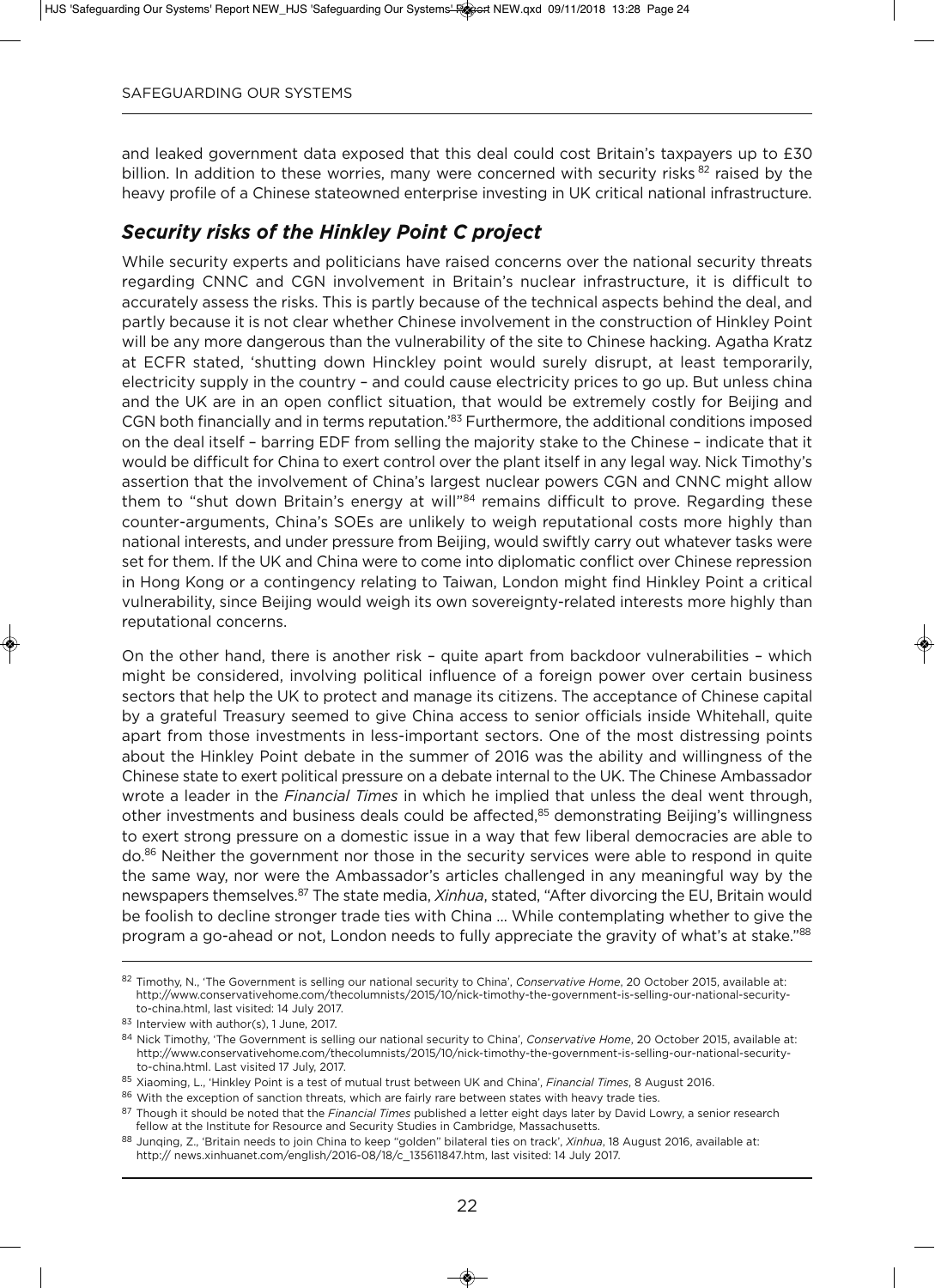and leaked government data exposed that this deal could cost Britain's taxpayers up to £30 billion. In addition to these worries, many were concerned with security risks [82] raised by the heavy profile of a Chinese stateowned enterprise investing in UK critical national infrastructure.

## *Security risks of the Hinkley Point C project*

While security experts and politicians have raised concerns over the national security threats regarding CNNC and CGN involvement in Britain's nuclear infrastructure, it is difficult to accurately assess the risks. This is partly because of the technical aspects behind the deal, and partly because it is not clear whether Chinese involvement in the construction of Hinkley Point will be any more dangerous than the vulnerability of the site to Chinese hacking. Agatha Kratz at ECFR stated, 'shutting down Hinckley point would surely disrupt, at least temporarily, electricity supply in the country – and could cause electricity prices to go up. But unless china and the UK are in an open conflict situation, that would be extremely costly for Beijing and CGN both financially and in terms reputation.'[83] Furthermore, the additional conditions imposed on the deal itself – barring EDF from selling the majority stake to the Chinese – indicate that it would be difficult for China to exert control over the plant itself in any legal way. Nick Timothy's assertion that the involvement of China's largest nuclear powers CGN and CNNC might allow them to "shut down Britain's energy at will"[84] remains difficult to prove. Regarding these counter-arguments, China's SOEs are unlikely to weigh reputational costs more highly than national interests, and under pressure from Beijing, would swiftly carry out whatever tasks were set for them. If the UK and China were to come into diplomatic conflict over Chinese repression in Hong Kong or a contingency relating to Taiwan, London might find Hinkley Point a critical vulnerability, since Beijing would weigh its own sovereignty-related interests more highly than reputational concerns.

On the other hand, there is another risk – quite apart from backdoor vulnerabilities – which might be considered, involving political influence of a foreign power over certain business sectors that help the UK to protect and manage its citizens. The acceptance of Chinese capital by a grateful Treasury seemed to give China access to senior officials inside Whitehall, quite apart from those investments in less-important sectors. One of the most distressing points about the Hinkley Point debate in the summer of 2016 was the ability and willingness of the Chinese state to exert political pressure on a debate internal to the UK. The Chinese Ambassador wrote a leader in the *Financial Times* in which he implied that unless the deal went through, other investments and business deals could be affected,[85] demonstrating Beijing's willingness to exert strong pressure on a domestic issue in a way that few liberal democracies are able to do.[86] Neither the government nor those in the security services were able to respond in quite the same way, nor were the Ambassador's articles challenged in any meaningful way by the newspapers themselves.[87] The state media, *Xinhua*, stated, "After divorcing the EU, Britain would be foolish to decline stronger trade ties with China ... While contemplating whether to give the program a go-ahead or not, London needs to fully appreciate the gravity of what's at stake."[88]

---

[82] Timothy, N., 'The Government is selling our national security to China', *Conservative Home*, 20 October 2015, available at: http://www.conservativehome.com/thecolumnists/2015/10/nick-timothy-the-government-is-selling-our-national-security-to-china.html, last visited: 14 July 2017.

[83] Interview with author(s), 1 June, 2017.

[84] Nick Timothy, 'The Government is selling our national security to China', *Conservative Home*, 20 October 2015, available at: http://www.conservativehome.com/thecolumnists/2015/10/nick-timothy-the-government-is-selling-our-national-security-to-china.html. Last visited 17 July, 2017.

[85] Xiaoming, L., 'Hinkley Point is a test of mutual trust between UK and China', *Financial Times*, 8 August 2016.

[86] With the exception of sanction threats, which are fairly rare between states with heavy trade ties.

[87] Though it should be noted that the *Financial Times* published a letter eight days later by David Lowry, a senior research fellow at the Institute for Resource and Security Studies in Cambridge, Massachusetts.

[88] Junqing, Z., 'Britain needs to join China to keep "golden" bilateral ties on track', *Xinhua*, 18 August 2016, available at: http:// news.xinhuanet.com/english/2016-08/18/c_135611847.htm, last visited: 14 July 2017.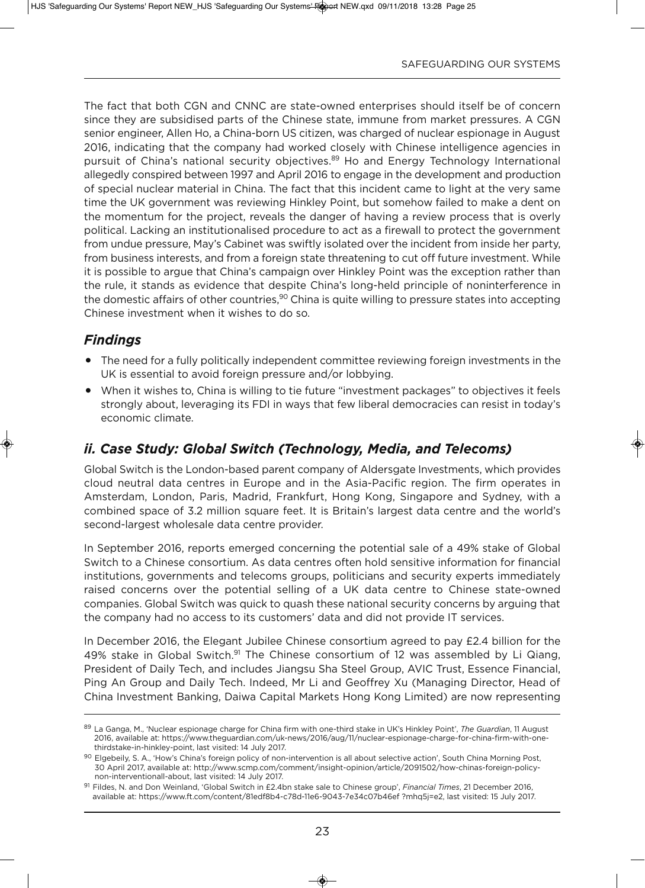The fact that both CGN and CNNC are state-owned enterprises should itself be of concern since they are subsidised parts of the Chinese state, immune from market pressures. A CGN senior engineer, Allen Ho, a China-born US citizen, was charged of nuclear espionage in August 2016, indicating that the company had worked closely with Chinese intelligence agencies in pursuit of China's national security objectives.[89] Ho and Energy Technology International allegedly conspired between 1997 and April 2016 to engage in the development and production of special nuclear material in China. The fact that this incident came to light at the very same time the UK government was reviewing Hinkley Point, but somehow failed to make a dent on the momentum for the project, reveals the danger of having a review process that is overly political. Lacking an institutionalised procedure to act as a firewall to protect the government from undue pressure, May's Cabinet was swiftly isolated over the incident from inside her party, from business interests, and from a foreign state threatening to cut off future investment. While it is possible to argue that China's campaign over Hinkley Point was the exception rather than the rule, it stands as evidence that despite China's long-held principle of noninterference in the domestic affairs of other countries,[90] China is quite willing to pressure states into accepting Chinese investment when it wishes to do so.

## *Findings*

- The need for a fully politically independent committee reviewing foreign investments in the UK is essential to avoid foreign pressure and/or lobbying.
- When it wishes to, China is willing to tie future "investment packages" to objectives it feels strongly about, leveraging its FDI in ways that few liberal democracies can resist in today's economic climate.

## *ii. Case Study: Global Switch (Technology, Media, and Telecoms)*

Global Switch is the London-based parent company of Aldersgate Investments, which provides cloud neutral data centres in Europe and in the Asia-Pacific region. The firm operates in Amsterdam, London, Paris, Madrid, Frankfurt, Hong Kong, Singapore and Sydney, with a combined space of 3.2 million square feet. It is Britain's largest data centre and the world's second-largest wholesale data centre provider.

In September 2016, reports emerged concerning the potential sale of a 49% stake of Global Switch to a Chinese consortium. As data centres often hold sensitive information for financial institutions, governments and telecoms groups, politicians and security experts immediately raised concerns over the potential selling of a UK data centre to Chinese state-owned companies. Global Switch was quick to quash these national security concerns by arguing that the company had no access to its customers' data and did not provide IT services.

In December 2016, the Elegant Jubilee Chinese consortium agreed to pay £2.4 billion for the 49% stake in Global Switch.[91] The Chinese consortium of 12 was assembled by Li Qiang, President of Daily Tech, and includes Jiangsu Sha Steel Group, AVIC Trust, Essence Financial, Ping An Group and Daily Tech. Indeed, Mr Li and Geoffrey Xu (Managing Director, Head of China Investment Banking, Daiwa Capital Markets Hong Kong Limited) are now representing

---

[89] La Ganga, M., 'Nuclear espionage charge for China firm with one-third stake in UK's Hinkley Point', *The Guardian*, 11 August 2016, available at: https://www.theguardian.com/uk-news/2016/aug/11/nuclear-espionage-charge-for-china-firm-with-one-thirdstake-in-hinkley-point, last visited: 14 July 2017.

[90] Elgebeily, S. A., 'How's China's foreign policy of non-intervention is all about selective action', South China Morning Post, 30 April 2017, available at: http://www.scmp.com/comment/insight-opinion/article/2091502/how-chinas-foreign-policy-non-interventionall-about, last visited: 14 July 2017.

[91] Fildes, N. and Don Weinland, 'Global Switch in £2.4bn stake sale to Chinese group', *Financial Times*, 21 December 2016, available at: https://www.ft.com/content/81edf8b4-c78d-11e6-9043-7e34c07b46ef ?mhq5j=e2, last visited: 15 July 2017.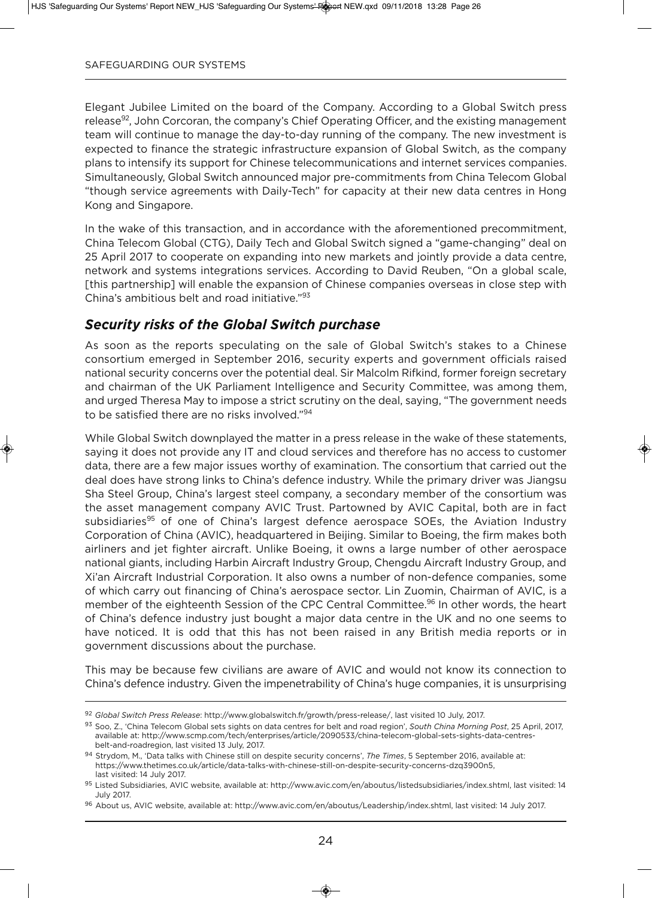Elegant Jubilee Limited on the board of the Company. According to a Global Switch press release[92], John Corcoran, the company's Chief Operating Officer, and the existing management team will continue to manage the day-to-day running of the company. The new investment is expected to finance the strategic infrastructure expansion of Global Switch, as the company plans to intensify its support for Chinese telecommunications and internet services companies. Simultaneously, Global Switch announced major pre-commitments from China Telecom Global "though service agreements with Daily-Tech" for capacity at their new data centres in Hong Kong and Singapore.

In the wake of this transaction, and in accordance with the aforementioned precommitment, China Telecom Global (CTG), Daily Tech and Global Switch signed a "game-changing" deal on 25 April 2017 to cooperate on expanding into new markets and jointly provide a data centre, network and systems integrations services. According to David Reuben, "On a global scale, [this partnership] will enable the expansion of Chinese companies overseas in close step with China's ambitious belt and road initiative."[93]

## *Security risks of the Global Switch purchase*

As soon as the reports speculating on the sale of Global Switch's stakes to a Chinese consortium emerged in September 2016, security experts and government officials raised national security concerns over the potential deal. Sir Malcolm Rifkind, former foreign secretary and chairman of the UK Parliament Intelligence and Security Committee, was among them, and urged Theresa May to impose a strict scrutiny on the deal, saying, "The government needs to be satisfied there are no risks involved."[94]

While Global Switch downplayed the matter in a press release in the wake of these statements, saying it does not provide any IT and cloud services and therefore has no access to customer data, there are a few major issues worthy of examination. The consortium that carried out the deal does have strong links to China's defence industry. While the primary driver was Jiangsu Sha Steel Group, China's largest steel company, a secondary member of the consortium was the asset management company AVIC Trust. Partowned by AVIC Capital, both are in fact subsidiaries[95] of one of China's largest defence aerospace SOEs, the Aviation Industry Corporation of China (AVIC), headquartered in Beijing. Similar to Boeing, the firm makes both airliners and jet fighter aircraft. Unlike Boeing, it owns a large number of other aerospace national giants, including Harbin Aircraft Industry Group, Chengdu Aircraft Industry Group, and Xi'an Aircraft Industrial Corporation. It also owns a number of non-defence companies, some of which carry out financing of China's aerospace sector. Lin Zuomin, Chairman of AVIC, is a member of the eighteenth Session of the CPC Central Committee.[96] In other words, the heart of China's defence industry just bought a major data centre in the UK and no one seems to have noticed. It is odd that this has not been raised in any British media reports or in government discussions about the purchase.

This may be because few civilians are aware of AVIC and would not know its connection to China's defence industry. Given the impenetrability of China's huge companies, it is unsurprising

---

[92] *Global Switch Press Release*: http://www.globalswitch.fr/growth/press-release/, last visited 10 July, 2017.

[93] Soo, Z., 'China Telecom Global sets sights on data centres for belt and road region', *South China Morning Post*, 25 April, 2017, available at: http://www.scmp.com/tech/enterprises/article/2090533/china-telecom-global-sets-sights-data-centres-belt-and-roadregion, last visited 13 July, 2017.

[94] Strydom, M., 'Data talks with Chinese still on despite security concerns', *The Times*, 5 September 2016, available at: https://www.thetimes.co.uk/article/data-talks-with-chinese-still-on-despite-security-concerns-dzq3900n5, last visited: 14 July 2017.

[95] Listed Subsidiaries, AVIC website, available at: http://www.avic.com/en/aboutus/listedsubsidiaries/index.shtml, last visited: 14 July 2017.

[96] About us, AVIC website, available at: http://www.avic.com/en/aboutus/Leadership/index.shtml, last visited: 14 July 2017.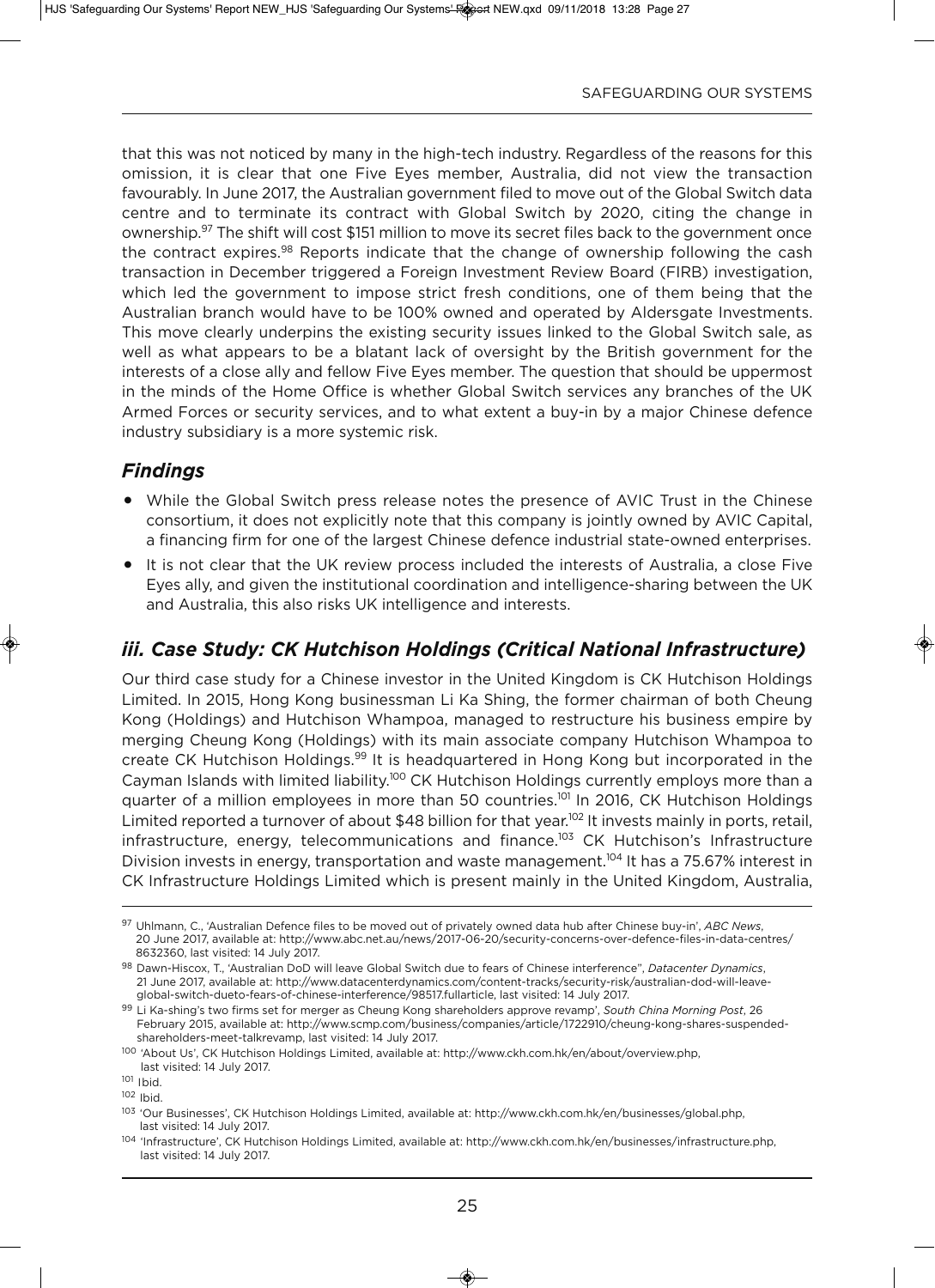that this was not noticed by many in the high-tech industry. Regardless of the reasons for this omission, it is clear that one Five Eyes member, Australia, did not view the transaction favourably. In June 2017, the Australian government filed to move out of the Global Switch data centre and to terminate its contract with Global Switch by 2020, citing the change in ownership.[97] The shift will cost $151 million to move its secret files back to the government once the contract expires.[98] Reports indicate that the change of ownership following the cash transaction in December triggered a Foreign Investment Review Board (FIRB) investigation, which led the government to impose strict fresh conditions, one of them being that the Australian branch would have to be 100% owned and operated by Aldersgate Investments. This move clearly underpins the existing security issues linked to the Global Switch sale, as well as what appears to be a blatant lack of oversight by the British government for the interests of a close ally and fellow Five Eyes member. The question that should be uppermost in the minds of the Home Office is whether Global Switch services any branches of the UK Armed Forces or security services, and to what extent a buy-in by a major Chinese defence industry subsidiary is a more systemic risk.

### *Findings*

- While the Global Switch press release notes the presence of AVIC Trust in the Chinese consortium, it does not explicitly note that this company is jointly owned by AVIC Capital, a financing firm for one of the largest Chinese defence industrial state-owned enterprises.
- It is not clear that the UK review process included the interests of Australia, a close Five Eyes ally, and given the institutional coordination and intelligence-sharing between the UK and Australia, this also risks UK intelligence and interests.

## *iii. Case Study: CK Hutchison Holdings (Critical National Infrastructure)*

Our third case study for a Chinese investor in the United Kingdom is CK Hutchison Holdings Limited. In 2015, Hong Kong businessman Li Ka Shing, the former chairman of both Cheung Kong (Holdings) and Hutchison Whampoa, managed to restructure his business empire by merging Cheung Kong (Holdings) with its main associate company Hutchison Whampoa to create CK Hutchison Holdings.[99] It is headquartered in Hong Kong but incorporated in the Cayman Islands with limited liability.[100] CK Hutchison Holdings currently employs more than a quarter of a million employees in more than 50 countries.[101] In 2016, CK Hutchison Holdings Limited reported a turnover of about $48 billion for that year.[102] It invests mainly in ports, retail, infrastructure, energy, telecommunications and finance.[103] CK Hutchison's Infrastructure Division invests in energy, transportation and waste management.[104] It has a 75.67% interest in CK Infrastructure Holdings Limited which is present mainly in the United Kingdom, Australia,

---

[97] Uhlmann, C., 'Australian Defence files to be moved out of privately owned data hub after Chinese buy-in', *ABC News*, 20 June 2017, available at: http://www.abc.net.au/news/2017-06-20/security-concerns-over-defence-files-in-data-centres/8632360, last visited: 14 July 2017.

[98] Dawn-Hiscox, T., 'Australian DoD will leave Global Switch due to fears of Chinese interference", *Datacenter Dynamics*, 21 June 2017, available at: http://www.datacenterdynamics.com/content-tracks/security-risk/australian-dod-will-leave-global-switch-dueto-fears-of-chinese-interference/98517.fullarticle, last visited: 14 July 2017.

[99] Li Ka-shing's two firms set for merger as Cheung Kong shareholders approve revamp', *South China Morning Post*, 26 February 2015, available at: http://www.scmp.com/business/companies/article/1722910/cheung-kong-shares-suspended-shareholders-meet-talkrevamp, last visited: 14 July 2017.

[100] 'About Us', CK Hutchison Holdings Limited, available at: http://www.ckh.com.hk/en/about/overview.php, last visited: 14 July 2017.

[101] Ibid.

[102] Ibid.

[103] 'Our Businesses', CK Hutchison Holdings Limited, available at: http://www.ckh.com.hk/en/businesses/global.php, last visited: 14 July 2017.

[104] 'Infrastructure', CK Hutchison Holdings Limited, available at: http://www.ckh.com.hk/en/businesses/infrastructure.php, last visited: 14 July 2017.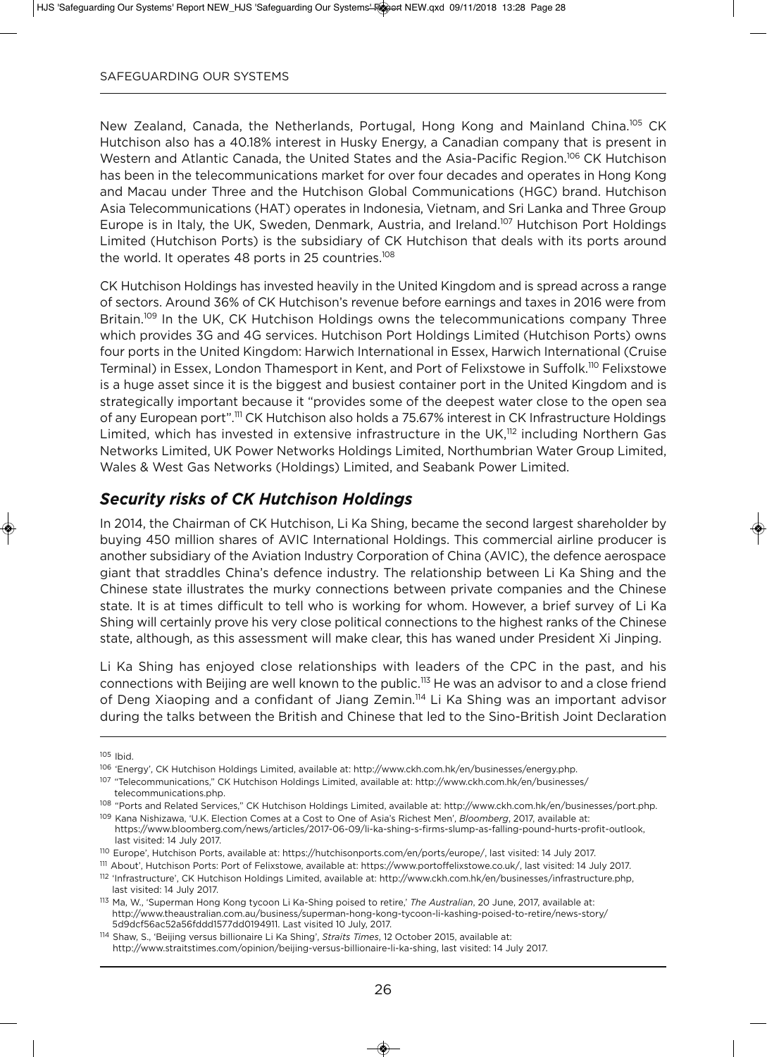New Zealand, Canada, the Netherlands, Portugal, Hong Kong and Mainland China.[105] CK Hutchison also has a 40.18% interest in Husky Energy, a Canadian company that is present in Western and Atlantic Canada, the United States and the Asia-Pacific Region.[106] CK Hutchison has been in the telecommunications market for over four decades and operates in Hong Kong and Macau under Three and the Hutchison Global Communications (HGC) brand. Hutchison Asia Telecommunications (HAT) operates in Indonesia, Vietnam, and Sri Lanka and Three Group Europe is in Italy, the UK, Sweden, Denmark, Austria, and Ireland.[107] Hutchison Port Holdings Limited (Hutchison Ports) is the subsidiary of CK Hutchison that deals with its ports around the world. It operates 48 ports in 25 countries.[108]

CK Hutchison Holdings has invested heavily in the United Kingdom and is spread across a range of sectors. Around 36% of CK Hutchison's revenue before earnings and taxes in 2016 were from Britain.[109] In the UK, CK Hutchison Holdings owns the telecommunications company Three which provides 3G and 4G services. Hutchison Port Holdings Limited (Hutchison Ports) owns four ports in the United Kingdom: Harwich International in Essex, Harwich International (Cruise Terminal) in Essex, London Thamesport in Kent, and Port of Felixstowe in Suffolk.[110] Felixstowe is a huge asset since it is the biggest and busiest container port in the United Kingdom and is strategically important because it "provides some of the deepest water close to the open sea of any European port".[111] CK Hutchison also holds a 75.67% interest in CK Infrastructure Holdings Limited, which has invested in extensive infrastructure in the UK,[112] including Northern Gas Networks Limited, UK Power Networks Holdings Limited, Northumbrian Water Group Limited, Wales & West Gas Networks (Holdings) Limited, and Seabank Power Limited.

## *Security risks of CK Hutchison Holdings*

In 2014, the Chairman of CK Hutchison, Li Ka Shing, became the second largest shareholder by buying 450 million shares of AVIC International Holdings. This commercial airline producer is another subsidiary of the Aviation Industry Corporation of China (AVIC), the defence aerospace giant that straddles China's defence industry. The relationship between Li Ka Shing and the Chinese state illustrates the murky connections between private companies and the Chinese state. It is at times difficult to tell who is working for whom. However, a brief survey of Li Ka Shing will certainly prove his very close political connections to the highest ranks of the Chinese state, although, as this assessment will make clear, this has waned under President Xi Jinping.

Li Ka Shing has enjoyed close relationships with leaders of the CPC in the past, and his connections with Beijing are well known to the public.[113] He was an advisor to and a close friend of Deng Xiaoping and a confidant of Jiang Zemin.[114] Li Ka Shing was an important advisor during the talks between the British and Chinese that led to the Sino-British Joint Declaration

---

105 Ibid.

106 'Energy', CK Hutchison Holdings Limited, available at: http://www.ckh.com.hk/en/businesses/energy.php.

107 "Telecommunications," CK Hutchison Holdings Limited, available at: http://www.ckh.com.hk/en/businesses/telecommunications.php.

108 "Ports and Related Services," CK Hutchison Holdings Limited, available at: http://www.ckh.com.hk/en/businesses/port.php.

109 Kana Nishizawa, 'U.K. Election Comes at a Cost to One of Asia's Richest Men', *Bloomberg*, 2017, available at: https://www.bloomberg.com/news/articles/2017-06-09/li-ka-shing-s-firms-slump-as-falling-pound-hurts-profit-outlook, last visited: 14 July 2017.

110 Europe', Hutchison Ports, available at: https://hutchisonports.com/en/ports/europe/, last visited: 14 July 2017.

111 About', Hutchison Ports: Port of Felixstowe, available at: https://www.portoffelixstowe.co.uk/, last visited: 14 July 2017.

112 'Infrastructure', CK Hutchison Holdings Limited, available at: http://www.ckh.com.hk/en/businesses/infrastructure.php, last visited: 14 July 2017.

113 Ma, W., 'Superman Hong Kong tycoon Li Ka-Shing poised to retire,' *The Australian*, 20 June, 2017, available at: http://www.theaustralian.com.au/business/superman-hong-kong-tycoon-li-kashing-poised-to-retire/news-story/5d9dcf56ac52a56fddd1577dd0194911. Last visited 10 July, 2017.

114 Shaw, S., 'Beijing versus billionaire Li Ka Shing', *Straits Times*, 12 October 2015, available at: http://www.straitstimes.com/opinion/beijing-versus-billionaire-li-ka-shing, last visited: 14 July 2017.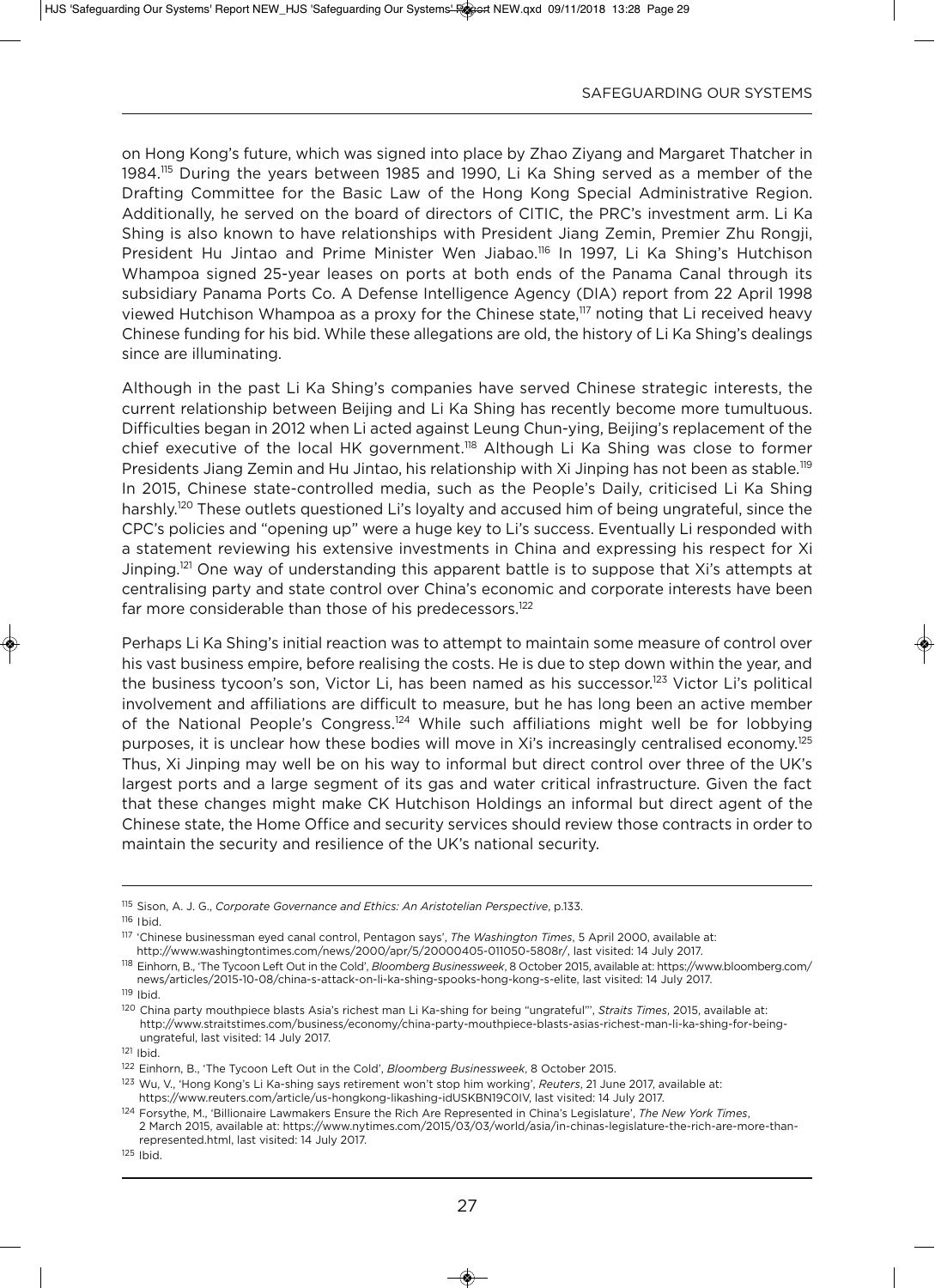on Hong Kong's future, which was signed into place by Zhao Ziyang and Margaret Thatcher in 1984.[115] During the years between 1985 and 1990, Li Ka Shing served as a member of the Drafting Committee for the Basic Law of the Hong Kong Special Administrative Region. Additionally, he served on the board of directors of CITIC, the PRC's investment arm. Li Ka Shing is also known to have relationships with President Jiang Zemin, Premier Zhu Rongji, President Hu Jintao and Prime Minister Wen Jiabao.[116] In 1997, Li Ka Shing's Hutchison Whampoa signed 25-year leases on ports at both ends of the Panama Canal through its subsidiary Panama Ports Co. A Defense Intelligence Agency (DIA) report from 22 April 1998 viewed Hutchison Whampoa as a proxy for the Chinese state,[117] noting that Li received heavy Chinese funding for his bid. While these allegations are old, the history of Li Ka Shing's dealings since are illuminating.

Although in the past Li Ka Shing's companies have served Chinese strategic interests, the current relationship between Beijing and Li Ka Shing has recently become more tumultuous. Difficulties began in 2012 when Li acted against Leung Chun-ying, Beijing's replacement of the chief executive of the local HK government.[118] Although Li Ka Shing was close to former Presidents Jiang Zemin and Hu Jintao, his relationship with Xi Jinping has not been as stable.[119] In 2015, Chinese state-controlled media, such as the People's Daily, criticised Li Ka Shing harshly.[120] These outlets questioned Li's loyalty and accused him of being ungrateful, since the CPC's policies and "opening up" were a huge key to Li's success. Eventually Li responded with a statement reviewing his extensive investments in China and expressing his respect for Xi Jinping.[121] One way of understanding this apparent battle is to suppose that Xi's attempts at centralising party and state control over China's economic and corporate interests have been far more considerable than those of his predecessors.[122]

Perhaps Li Ka Shing's initial reaction was to attempt to maintain some measure of control over his vast business empire, before realising the costs. He is due to step down within the year, and the business tycoon's son, Victor Li, has been named as his successor.[123] Victor Li's political involvement and affiliations are difficult to measure, but he has long been an active member of the National People's Congress.[124] While such affiliations might well be for lobbying purposes, it is unclear how these bodies will move in Xi's increasingly centralised economy.[125] Thus, Xi Jinping may well be on his way to informal but direct control over three of the UK's largest ports and a large segment of its gas and water critical infrastructure. Given the fact that these changes might make CK Hutchison Holdings an informal but direct agent of the Chinese state, the Home Office and security services should review those contracts in order to maintain the security and resilience of the UK's national security.

---

115 Sison, A. J. G., *Corporate Governance and Ethics: An Aristotelian Perspective*, p.133.

116 Ibid.

117 'Chinese businessman eyed canal control, Pentagon says', *The Washington Times*, 5 April 2000, available at: http://www.washingtontimes.com/news/2000/apr/5/20000405-011050-5808r/, last visited: 14 July 2017.

118 Einhorn, B., 'The Tycoon Left Out in the Cold', *Bloomberg Businessweek*, 8 October 2015, available at: https://www.bloomberg.com/news/articles/2015-10-08/china-s-attack-on-li-ka-shing-spooks-hong-kong-s-elite, last visited: 14 July 2017.

119 Ibid.

120 China party mouthpiece blasts Asia's richest man Li Ka-shing for being "ungrateful"', *Straits Times*, 2015, available at: http://www.straitstimes.com/business/economy/china-party-mouthpiece-blasts-asias-richest-man-li-ka-shing-for-being-ungrateful, last visited: 14 July 2017.

121 Ibid.

122 Einhorn, B., 'The Tycoon Left Out in the Cold', *Bloomberg Businessweek*, 8 October 2015.

123 Wu, V., 'Hong Kong's Li Ka-shing says retirement won't stop him working', *Reuters*, 21 June 2017, available at: https://www.reuters.com/article/us-hongkong-likashing-idUSKBN19C0IV, last visited: 14 July 2017.

124 Forsythe, M., 'Billionaire Lawmakers Ensure the Rich Are Represented in China's Legislature', *The New York Times*, 2 March 2015, available at: https://www.nytimes.com/2015/03/03/world/asia/in-chinas-legislature-the-rich-are-more-than-represented.html, last visited: 14 July 2017.

125 Ibid.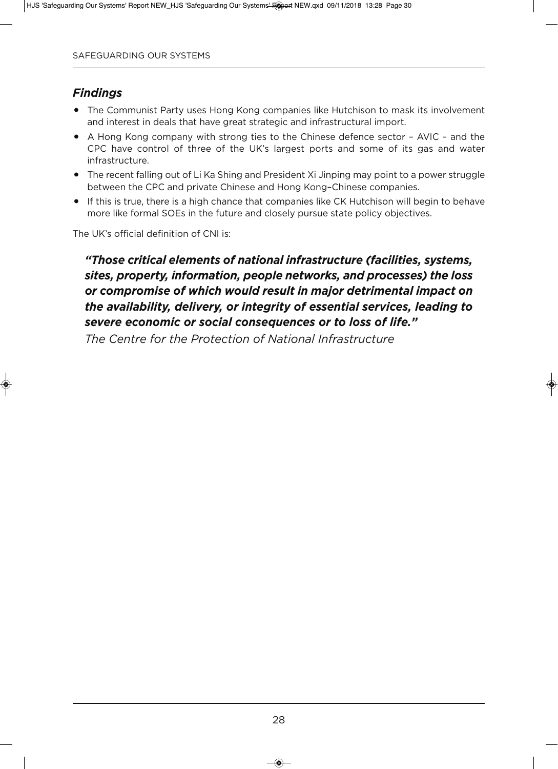### *Findings*

- The Communist Party uses Hong Kong companies like Hutchison to mask its involvement and interest in deals that have great strategic and infrastructural import.
- A Hong Kong company with strong ties to the Chinese defence sector – AVIC – and the CPC have control of three of the UK's largest ports and some of its gas and water infrastructure.
- The recent falling out of Li Ka Shing and President Xi Jinping may point to a power struggle between the CPC and private Chinese and Hong Kong–Chinese companies.
- If this is true, there is a high chance that companies like CK Hutchison will begin to behave more like formal SOEs in the future and closely pursue state policy objectives.

The UK's official definition of CNI is:

> ***"Those critical elements of national infrastructure (facilities, systems, sites, property, information, people networks, and processes) the loss or compromise of which would result in major detrimental impact on the availability, delivery, or integrity of essential services, leading to severe economic or social consequences or to loss of life."***
>
> *The Centre for the Protection of National Infrastructure*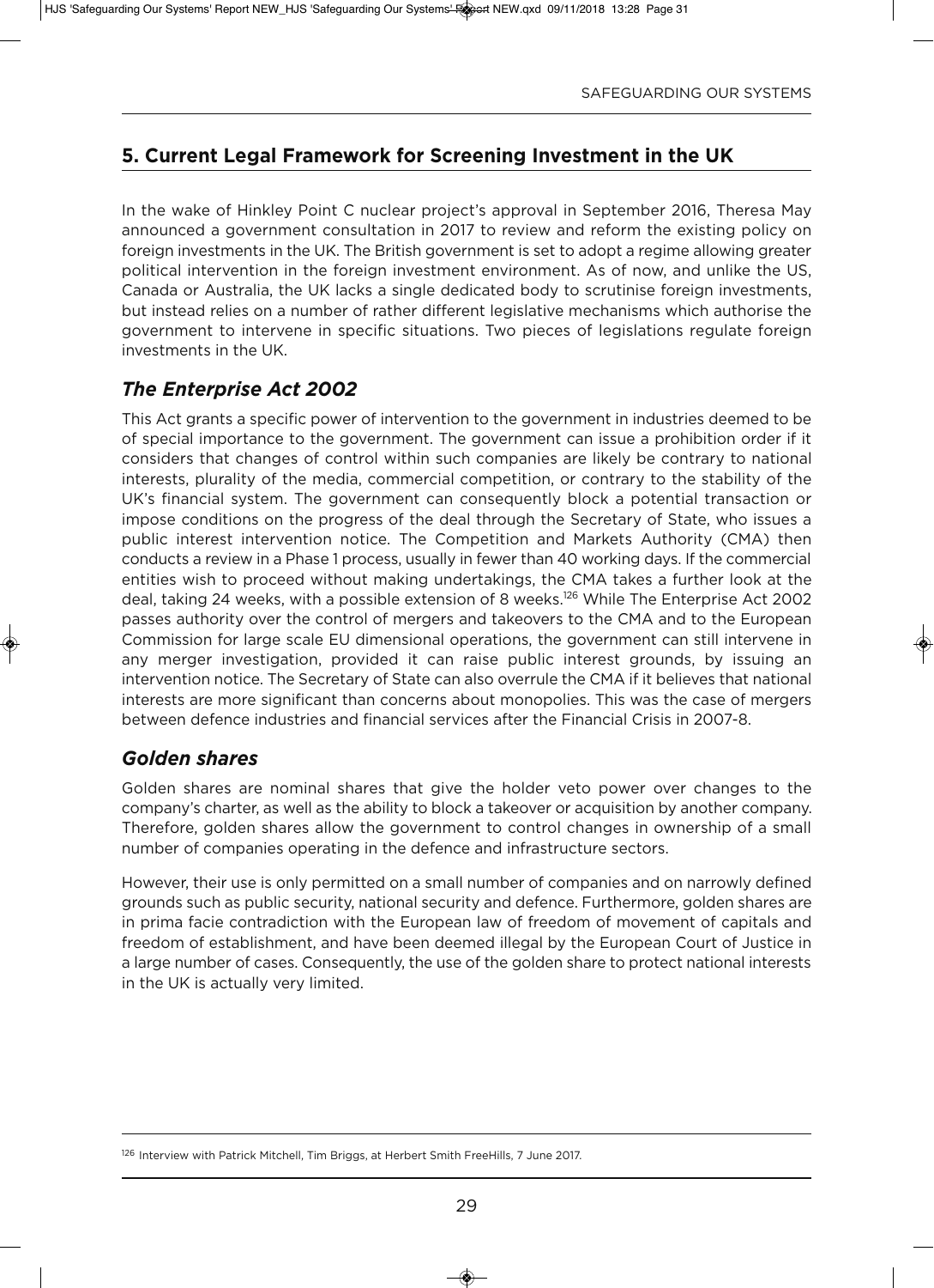## 5. Current Legal Framework for Screening Investment in the UK

In the wake of Hinkley Point C nuclear project's approval in September 2016, Theresa May announced a government consultation in 2017 to review and reform the existing policy on foreign investments in the UK. The British government is set to adopt a regime allowing greater political intervention in the foreign investment environment. As of now, and unlike the US, Canada or Australia, the UK lacks a single dedicated body to scrutinise foreign investments, but instead relies on a number of rather different legislative mechanisms which authorise the government to intervene in specific situations. Two pieces of legislations regulate foreign investments in the UK.

### *The Enterprise Act 2002*

This Act grants a specific power of intervention to the government in industries deemed to be of special importance to the government. The government can issue a prohibition order if it considers that changes of control within such companies are likely be contrary to national interests, plurality of the media, commercial competition, or contrary to the stability of the UK's financial system. The government can consequently block a potential transaction or impose conditions on the progress of the deal through the Secretary of State, who issues a public interest intervention notice. The Competition and Markets Authority (CMA) then conducts a review in a Phase 1 process, usually in fewer than 40 working days. If the commercial entities wish to proceed without making undertakings, the CMA takes a further look at the deal, taking 24 weeks, with a possible extension of 8 weeks.[126] While The Enterprise Act 2002 passes authority over the control of mergers and takeovers to the CMA and to the European Commission for large scale EU dimensional operations, the government can still intervene in any merger investigation, provided it can raise public interest grounds, by issuing an intervention notice. The Secretary of State can also overrule the CMA if it believes that national interests are more significant than concerns about monopolies. This was the case of mergers between defence industries and financial services after the Financial Crisis in 2007-8.

### *Golden shares*

Golden shares are nominal shares that give the holder veto power over changes to the company's charter, as well as the ability to block a takeover or acquisition by another company. Therefore, golden shares allow the government to control changes in ownership of a small number of companies operating in the defence and infrastructure sectors.

However, their use is only permitted on a small number of companies and on narrowly defined grounds such as public security, national security and defence. Furthermore, golden shares are in prima facie contradiction with the European law of freedom of movement of capitals and freedom of establishment, and have been deemed illegal by the European Court of Justice in a large number of cases. Consequently, the use of the golden share to protect national interests in the UK is actually very limited.

---

[126] Interview with Patrick Mitchell, Tim Briggs, at Herbert Smith FreeHills, 7 June 2017.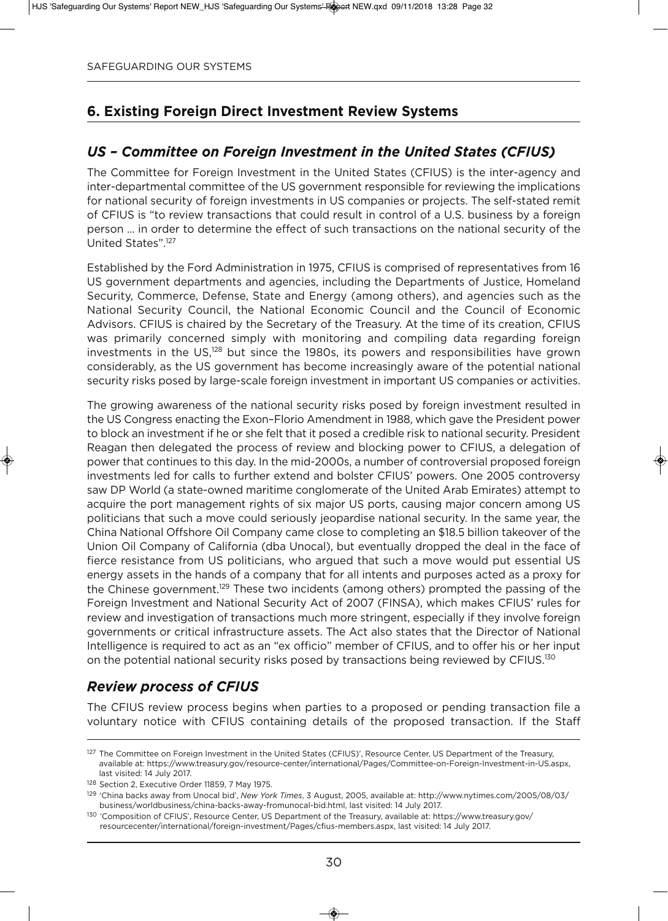## 6. Existing Foreign Direct Investment Review Systems

### *US – Committee on Foreign Investment in the United States (CFIUS)*

The Committee for Foreign Investment in the United States (CFIUS) is the inter-agency and inter-departmental committee of the US government responsible for reviewing the implications for national security of foreign investments in US companies or projects. The self-stated remit of CFIUS is "to review transactions that could result in control of a U.S. business by a foreign person … in order to determine the effect of such transactions on the national security of the United States".[127]

Established by the Ford Administration in 1975, CFIUS is comprised of representatives from 16 US government departments and agencies, including the Departments of Justice, Homeland Security, Commerce, Defense, State and Energy (among others), and agencies such as the National Security Council, the National Economic Council and the Council of Economic Advisors. CFIUS is chaired by the Secretary of the Treasury. At the time of its creation, CFIUS was primarily concerned simply with monitoring and compiling data regarding foreign investments in the US,[128] but since the 1980s, its powers and responsibilities have grown considerably, as the US government has become increasingly aware of the potential national security risks posed by large-scale foreign investment in important US companies or activities.

The growing awareness of the national security risks posed by foreign investment resulted in the US Congress enacting the Exon–Florio Amendment in 1988, which gave the President power to block an investment if he or she felt that it posed a credible risk to national security. President Reagan then delegated the process of review and blocking power to CFIUS, a delegation of power that continues to this day. In the mid-2000s, a number of controversial proposed foreign investments led for calls to further extend and bolster CFIUS' powers. One 2005 controversy saw DP World (a state-owned maritime conglomerate of the United Arab Emirates) attempt to acquire the port management rights of six major US ports, causing major concern among US politicians that such a move could seriously jeopardise national security. In the same year, the China National Offshore Oil Company came close to completing an $18.5 billion takeover of the Union Oil Company of California (dba Unocal), but eventually dropped the deal in the face of fierce resistance from US politicians, who argued that such a move would put essential US energy assets in the hands of a company that for all intents and purposes acted as a proxy for the Chinese government.[129] These two incidents (among others) prompted the passing of the Foreign Investment and National Security Act of 2007 (FINSA), which makes CFIUS' rules for review and investigation of transactions much more stringent, especially if they involve foreign governments or critical infrastructure assets. The Act also states that the Director of National Intelligence is required to act as an "ex officio" member of CFIUS, and to offer his or her input on the potential national security risks posed by transactions being reviewed by CFIUS.[130]

### *Review process of CFIUS*

The CFIUS review process begins when parties to a proposed or pending transaction file a voluntary notice with CFIUS containing details of the proposed transaction. If the Staff

---

[127] The Committee on Foreign Investment in the United States (CFIUS)', Resource Center, US Department of the Treasury, available at: https://www.treasury.gov/resource-center/international/Pages/Committee-on-Foreign-Investment-in-US.aspx, last visited: 14 July 2017.

[128] Section 2, Executive Order 11859, 7 May 1975.

[129] 'China backs away from Unocal bid', *New York Times*, 3 August, 2005, available at: http://www.nytimes.com/2005/08/03/business/worldbusiness/china-backs-away-fromunocal-bid.html, last visited: 14 July 2017.

[130] 'Composition of CFIUS', Resource Center, US Department of the Treasury, available at: https://www.treasury.gov/resourcecenter/international/foreign-investment/Pages/cfius-members.aspx, last visited: 14 July 2017.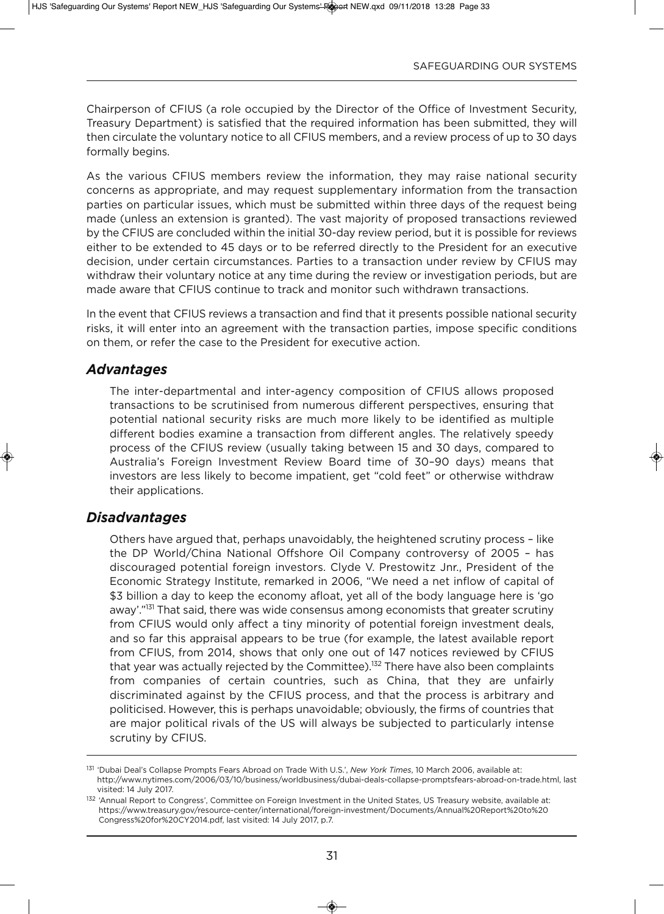Chairperson of CFIUS (a role occupied by the Director of the Office of Investment Security, Treasury Department) is satisfied that the required information has been submitted, they will then circulate the voluntary notice to all CFIUS members, and a review process of up to 30 days formally begins.

As the various CFIUS members review the information, they may raise national security concerns as appropriate, and may request supplementary information from the transaction parties on particular issues, which must be submitted within three days of the request being made (unless an extension is granted). The vast majority of proposed transactions reviewed by the CFIUS are concluded within the initial 30-day review period, but it is possible for reviews either to be extended to 45 days or to be referred directly to the President for an executive decision, under certain circumstances. Parties to a transaction under review by CFIUS may withdraw their voluntary notice at any time during the review or investigation periods, but are made aware that CFIUS continue to track and monitor such withdrawn transactions.

In the event that CFIUS reviews a transaction and find that it presents possible national security risks, it will enter into an agreement with the transaction parties, impose specific conditions on them, or refer the case to the President for executive action.

### *Advantages*

The inter-departmental and inter-agency composition of CFIUS allows proposed transactions to be scrutinised from numerous different perspectives, ensuring that potential national security risks are much more likely to be identified as multiple different bodies examine a transaction from different angles. The relatively speedy process of the CFIUS review (usually taking between 15 and 30 days, compared to Australia's Foreign Investment Review Board time of 30–90 days) means that investors are less likely to become impatient, get "cold feet" or otherwise withdraw their applications.

### *Disadvantages*

Others have argued that, perhaps unavoidably, the heightened scrutiny process – like the DP World/China National Offshore Oil Company controversy of 2005 – has discouraged potential foreign investors. Clyde V. Prestowitz Jnr., President of the Economic Strategy Institute, remarked in 2006, "We need a net inflow of capital of $3 billion a day to keep the economy afloat, yet all of the body language here is 'go away'."[131] That said, there was wide consensus among economists that greater scrutiny from CFIUS would only affect a tiny minority of potential foreign investment deals, and so far this appraisal appears to be true (for example, the latest available report from CFIUS, from 2014, shows that only one out of 147 notices reviewed by CFIUS that year was actually rejected by the Committee).[132] There have also been complaints from companies of certain countries, such as China, that they are unfairly discriminated against by the CFIUS process, and that the process is arbitrary and politicised. However, this is perhaps unavoidable; obviously, the firms of countries that are major political rivals of the US will always be subjected to particularly intense scrutiny by CFIUS.

---

[131] 'Dubai Deal's Collapse Prompts Fears Abroad on Trade With U.S.', *New York Times*, 10 March 2006, available at: http://www.nytimes.com/2006/03/10/business/worldbusiness/dubai-deals-collapse-promptsfears-abroad-on-trade.html, last visited: 14 July 2017.

[132] 'Annual Report to Congress', Committee on Foreign Investment in the United States, US Treasury website, available at: https://www.treasury.gov/resource-center/international/foreign-investment/Documents/Annual%20Report%20to%20Congress%20for%20CY2014.pdf, last visited: 14 July 2017, p.7.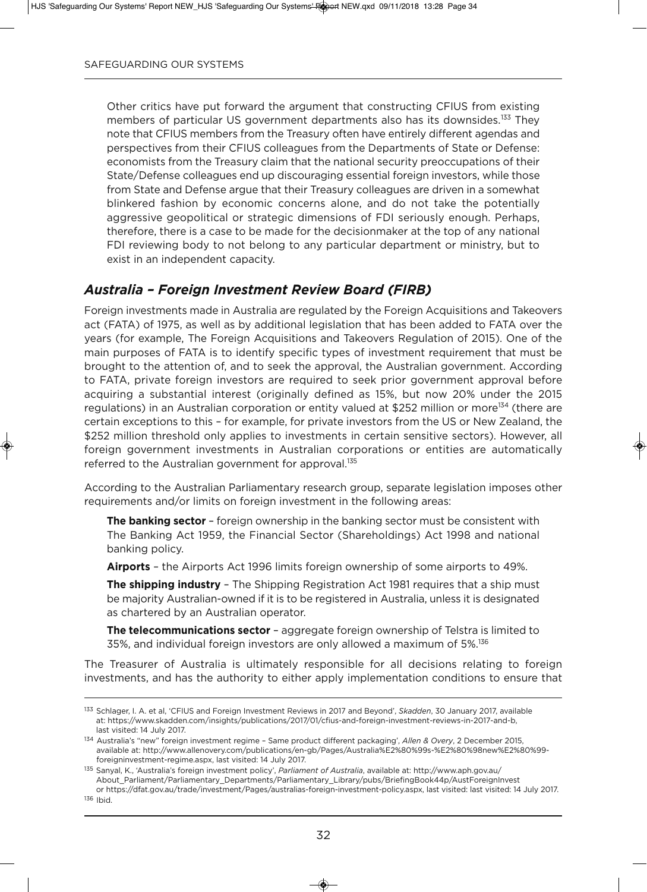Other critics have put forward the argument that constructing CFIUS from existing members of particular US government departments also has its downsides.[133] They note that CFIUS members from the Treasury often have entirely different agendas and perspectives from their CFIUS colleagues from the Departments of State or Defense: economists from the Treasury claim that the national security preoccupations of their State/Defense colleagues end up discouraging essential foreign investors, while those from State and Defense argue that their Treasury colleagues are driven in a somewhat blinkered fashion by economic concerns alone, and do not take the potentially aggressive geopolitical or strategic dimensions of FDI seriously enough. Perhaps, therefore, there is a case to be made for the decisionmaker at the top of any national FDI reviewing body to not belong to any particular department or ministry, but to exist in an independent capacity.

## *Australia – Foreign Investment Review Board (FIRB)*

Foreign investments made in Australia are regulated by the Foreign Acquisitions and Takeovers act (FATA) of 1975, as well as by additional legislation that has been added to FATA over the years (for example, The Foreign Acquisitions and Takeovers Regulation of 2015). One of the main purposes of FATA is to identify specific types of investment requirement that must be brought to the attention of, and to seek the approval, the Australian government. According to FATA, private foreign investors are required to seek prior government approval before acquiring a substantial interest (originally defined as 15%, but now 20% under the 2015 regulations) in an Australian corporation or entity valued at $252 million or more[134] (there are certain exceptions to this – for example, for private investors from the US or New Zealand, the $252 million threshold only applies to investments in certain sensitive sectors). However, all foreign government investments in Australian corporations or entities are automatically referred to the Australian government for approval.[135]

According to the Australian Parliamentary research group, separate legislation imposes other requirements and/or limits on foreign investment in the following areas:

**The banking sector** – foreign ownership in the banking sector must be consistent with The Banking Act 1959, the Financial Sector (Shareholdings) Act 1998 and national banking policy.

**Airports** – the Airports Act 1996 limits foreign ownership of some airports to 49%.

**The shipping industry** – The Shipping Registration Act 1981 requires that a ship must be majority Australian-owned if it is to be registered in Australia, unless it is designated as chartered by an Australian operator.

**The telecommunications sector** – aggregate foreign ownership of Telstra is limited to 35%, and individual foreign investors are only allowed a maximum of 5%.[136]

The Treasurer of Australia is ultimately responsible for all decisions relating to foreign investments, and has the authority to either apply implementation conditions to ensure that

---

[133] Schlager, I. A. et al, 'CFIUS and Foreign Investment Reviews in 2017 and Beyond', *Skadden*, 30 January 2017, available at: https://www.skadden.com/insights/publications/2017/01/cfius-and-foreign-investment-reviews-in-2017-and-b, last visited: 14 July 2017.

[134] Australia's "new" foreign investment regime – Same product different packaging', *Allen & Overy*, 2 December 2015, available at: http://www.allenovery.com/publications/en-gb/Pages/Australia%E2%80%99s-%E2%80%98new%E2%80%99-foreigninvestment-regime.aspx, last visited: 14 July 2017.

[135] Sanyal, K., 'Australia's foreign investment policy', *Parliament of Australia*, available at: http://www.aph.gov.au/About_Parliament/Parliamentary_Departments/Parliamentary_Library/pubs/BriefingBook44p/AustForeignInvest or https://dfat.gov.au/trade/investment/Pages/australias-foreign-investment-policy.aspx, last visited: last visited: 14 July 2017.

[136] Ibid.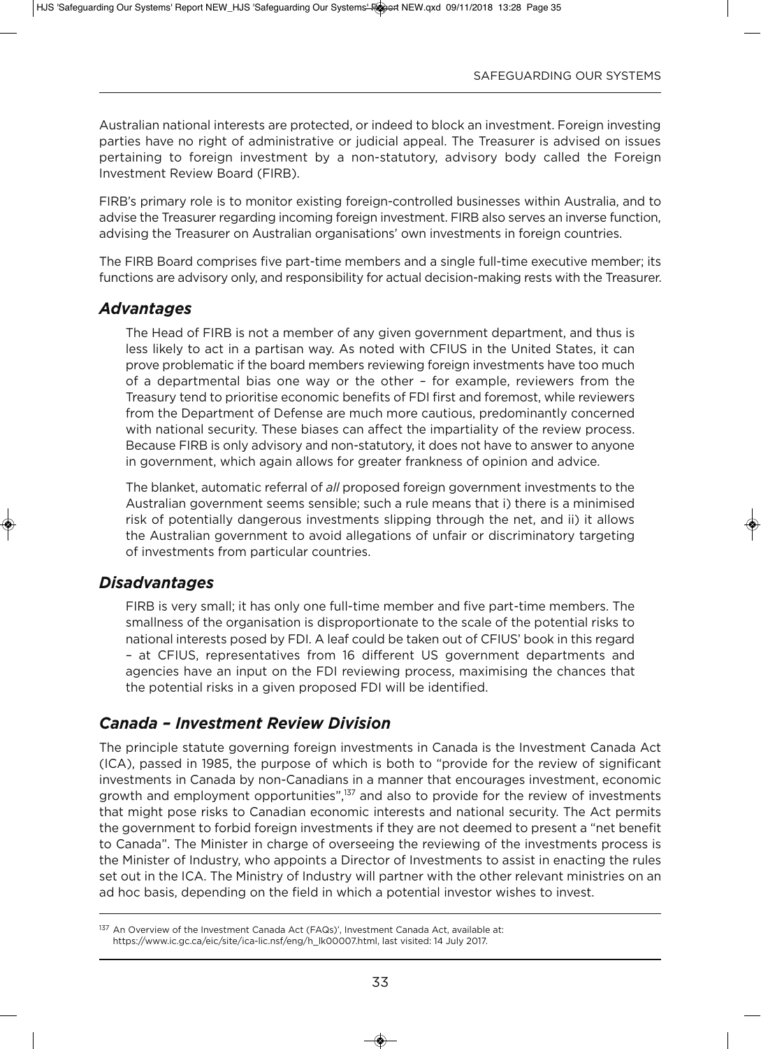Australian national interests are protected, or indeed to block an investment. Foreign investing parties have no right of administrative or judicial appeal. The Treasurer is advised on issues pertaining to foreign investment by a non-statutory, advisory body called the Foreign Investment Review Board (FIRB).

FIRB's primary role is to monitor existing foreign-controlled businesses within Australia, and to advise the Treasurer regarding incoming foreign investment. FIRB also serves an inverse function, advising the Treasurer on Australian organisations' own investments in foreign countries.

The FIRB Board comprises five part-time members and a single full-time executive member; its functions are advisory only, and responsibility for actual decision-making rests with the Treasurer.

### *Advantages*

The Head of FIRB is not a member of any given government department, and thus is less likely to act in a partisan way. As noted with CFIUS in the United States, it can prove problematic if the board members reviewing foreign investments have too much of a departmental bias one way or the other – for example, reviewers from the Treasury tend to prioritise economic benefits of FDI first and foremost, while reviewers from the Department of Defense are much more cautious, predominantly concerned with national security. These biases can affect the impartiality of the review process. Because FIRB is only advisory and non-statutory, it does not have to answer to anyone in government, which again allows for greater frankness of opinion and advice.

The blanket, automatic referral of *all* proposed foreign government investments to the Australian government seems sensible; such a rule means that i) there is a minimised risk of potentially dangerous investments slipping through the net, and ii) it allows the Australian government to avoid allegations of unfair or discriminatory targeting of investments from particular countries.

### *Disadvantages*

FIRB is very small; it has only one full-time member and five part-time members. The smallness of the organisation is disproportionate to the scale of the potential risks to national interests posed by FDI. A leaf could be taken out of CFIUS' book in this regard – at CFIUS, representatives from 16 different US government departments and agencies have an input on the FDI reviewing process, maximising the chances that the potential risks in a given proposed FDI will be identified.

### *Canada – Investment Review Division*

The principle statute governing foreign investments in Canada is the Investment Canada Act (ICA), passed in 1985, the purpose of which is both to "provide for the review of significant investments in Canada by non-Canadians in a manner that encourages investment, economic growth and employment opportunities",[137] and also to provide for the review of investments that might pose risks to Canadian economic interests and national security. The Act permits the government to forbid foreign investments if they are not deemed to present a "net benefit to Canada". The Minister in charge of overseeing the reviewing of the investments process is the Minister of Industry, who appoints a Director of Investments to assist in enacting the rules set out in the ICA. The Ministry of Industry will partner with the other relevant ministries on an ad hoc basis, depending on the field in which a potential investor wishes to invest.

---

[137] An Overview of the Investment Canada Act (FAQs)', Investment Canada Act, available at: https://www.ic.gc.ca/eic/site/ica-lic.nsf/eng/h_lk00007.html, last visited: 14 July 2017.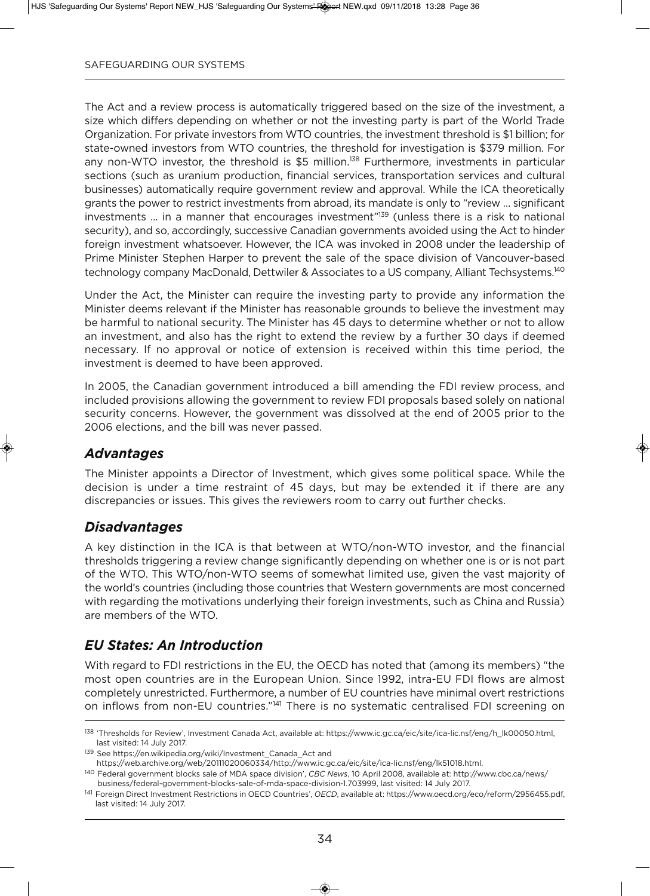The Act and a review process is automatically triggered based on the size of the investment, a size which differs depending on whether or not the investing party is part of the World Trade Organization. For private investors from WTO countries, the investment threshold is $1 billion; for state-owned investors from WTO countries, the threshold for investigation is $379 million. For any non-WTO investor, the threshold is $5 million.[138] Furthermore, investments in particular sections (such as uranium production, financial services, transportation services and cultural businesses) automatically require government review and approval. While the ICA theoretically grants the power to restrict investments from abroad, its mandate is only to "review ... significant investments ... in a manner that encourages investment"[139] (unless there is a risk to national security), and so, accordingly, successive Canadian governments avoided using the Act to hinder foreign investment whatsoever. However, the ICA was invoked in 2008 under the leadership of Prime Minister Stephen Harper to prevent the sale of the space division of Vancouver-based technology company MacDonald, Dettwiler & Associates to a US company, Alliant Techsystems.[140]

Under the Act, the Minister can require the investing party to provide any information the Minister deems relevant if the Minister has reasonable grounds to believe the investment may be harmful to national security. The Minister has 45 days to determine whether or not to allow an investment, and also has the right to extend the review by a further 30 days if deemed necessary. If no approval or notice of extension is received within this time period, the investment is deemed to have been approved.

In 2005, the Canadian government introduced a bill amending the FDI review process, and included provisions allowing the government to review FDI proposals based solely on national security concerns. However, the government was dissolved at the end of 2005 prior to the 2006 elections, and the bill was never passed.

### *Advantages*

The Minister appoints a Director of Investment, which gives some political space. While the decision is under a time restraint of 45 days, but may be extended it if there are any discrepancies or issues. This gives the reviewers room to carry out further checks.

### *Disadvantages*

A key distinction in the ICA is that between at WTO/non-WTO investor, and the financial thresholds triggering a review change significantly depending on whether one is or is not part of the WTO. This WTO/non-WTO seems of somewhat limited use, given the vast majority of the world's countries (including those countries that Western governments are most concerned with regarding the motivations underlying their foreign investments, such as China and Russia) are members of the WTO.

### *EU States: An Introduction*

With regard to FDI restrictions in the EU, the OECD has noted that (among its members) "the most open countries are in the European Union. Since 1992, intra-EU FDI flows are almost completely unrestricted. Furthermore, a number of EU countries have minimal overt restrictions on inflows from non-EU countries."[141] There is no systematic centralised FDI screening on

---

[138] 'Thresholds for Review', Investment Canada Act, available at: https://www.ic.gc.ca/eic/site/ica-lic.nsf/eng/h_lk00050.html, last visited: 14 July 2017.

[139] See https://en.wikipedia.org/wiki/Investment_Canada_Act and https://web.archive.org/web/20111020060334/http://www.ic.gc.ca/eic/site/ica-lic.nsf/eng/lk51018.html.

[140] Federal government blocks sale of MDA space division', *CBC News*, 10 April 2008, available at: http://www.cbc.ca/news/business/federal-government-blocks-sale-of-mda-space-division-1.703999, last visited: 14 July 2017.

[141] Foreign Direct Investment Restrictions in OECD Countries', *OECD*, available at: https://www.oecd.org/eco/reform/2956455.pdf, last visited: 14 July 2017.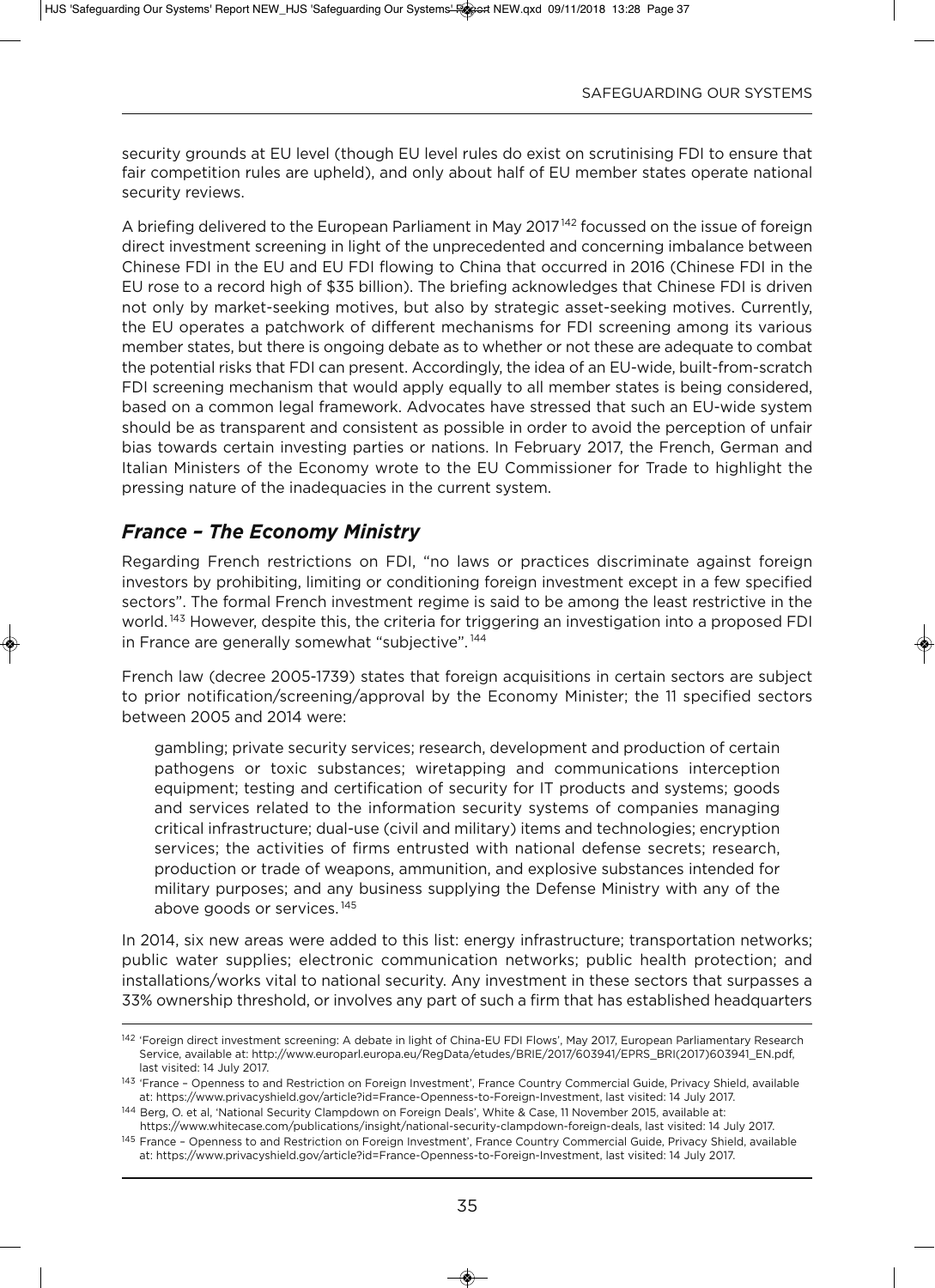security grounds at EU level (though EU level rules do exist on scrutinising FDI to ensure that fair competition rules are upheld), and only about half of EU member states operate national security reviews.

A briefing delivered to the European Parliament in May 2017[142] focussed on the issue of foreign direct investment screening in light of the unprecedented and concerning imbalance between Chinese FDI in the EU and EU FDI flowing to China that occurred in 2016 (Chinese FDI in the EU rose to a record high of $35 billion). The briefing acknowledges that Chinese FDI is driven not only by market-seeking motives, but also by strategic asset-seeking motives. Currently, the EU operates a patchwork of different mechanisms for FDI screening among its various member states, but there is ongoing debate as to whether or not these are adequate to combat the potential risks that FDI can present. Accordingly, the idea of an EU-wide, built-from-scratch FDI screening mechanism that would apply equally to all member states is being considered, based on a common legal framework. Advocates have stressed that such an EU-wide system should be as transparent and consistent as possible in order to avoid the perception of unfair bias towards certain investing parties or nations. In February 2017, the French, German and Italian Ministers of the Economy wrote to the EU Commissioner for Trade to highlight the pressing nature of the inadequacies in the current system.

## *France – The Economy Ministry*

Regarding French restrictions on FDI, "no laws or practices discriminate against foreign investors by prohibiting, limiting or conditioning foreign investment except in a few specified sectors". The formal French investment regime is said to be among the least restrictive in the world.[143] However, despite this, the criteria for triggering an investigation into a proposed FDI in France are generally somewhat "subjective".[144]

French law (decree 2005-1739) states that foreign acquisitions in certain sectors are subject to prior notification/screening/approval by the Economy Minister; the 11 specified sectors between 2005 and 2014 were:

> gambling; private security services; research, development and production of certain pathogens or toxic substances; wiretapping and communications interception equipment; testing and certification of security for IT products and systems; goods and services related to the information security systems of companies managing critical infrastructure; dual-use (civil and military) items and technologies; encryption services; the activities of firms entrusted with national defense secrets; research, production or trade of weapons, ammunition, and explosive substances intended for military purposes; and any business supplying the Defense Ministry with any of the above goods or services.[145]

In 2014, six new areas were added to this list: energy infrastructure; transportation networks; public water supplies; electronic communication networks; public health protection; and installations/works vital to national security. Any investment in these sectors that surpasses a 33% ownership threshold, or involves any part of such a firm that has established headquarters

---

[142] 'Foreign direct investment screening: A debate in light of China-EU FDI Flows', May 2017, European Parliamentary Research Service, available at: http://www.europarl.europa.eu/RegData/etudes/BRIE/2017/603941/EPRS_BRI(2017)603941_EN.pdf, last visited: 14 July 2017.

[143] 'France – Openness to and Restriction on Foreign Investment', France Country Commercial Guide, Privacy Shield, available at: https://www.privacyshield.gov/article?id=France-Openness-to-Foreign-Investment, last visited: 14 July 2017.

[144] Berg, O. et al, 'National Security Clampdown on Foreign Deals', White & Case, 11 November 2015, available at: https://www.whitecase.com/publications/insight/national-security-clampdown-foreign-deals, last visited: 14 July 2017.

[145] France – Openness to and Restriction on Foreign Investment', France Country Commercial Guide, Privacy Shield, available at: https://www.privacyshield.gov/article?id=France-Openness-to-Foreign-Investment, last visited: 14 July 2017.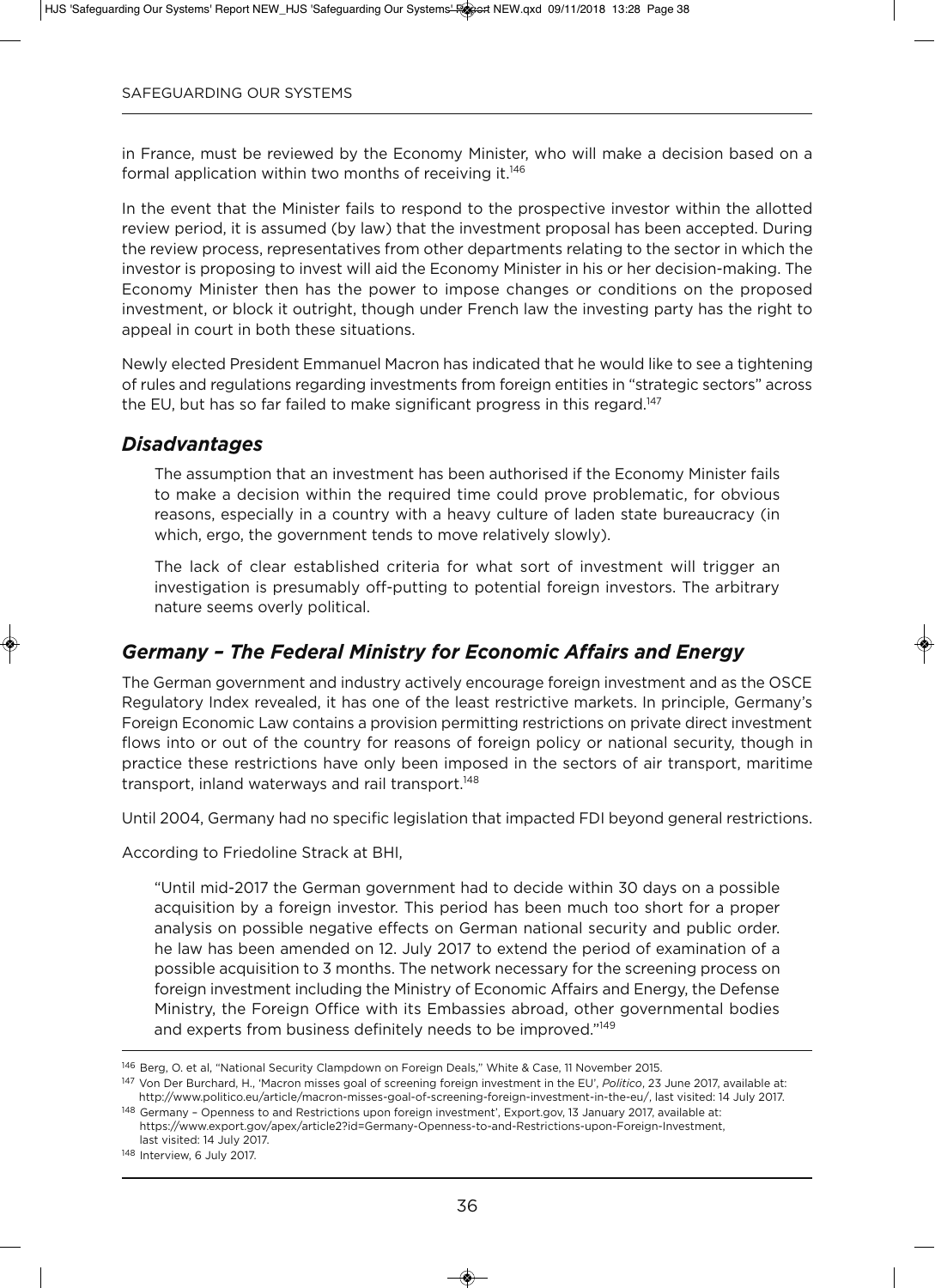in France, must be reviewed by the Economy Minister, who will make a decision based on a formal application within two months of receiving it.[146]

In the event that the Minister fails to respond to the prospective investor within the allotted review period, it is assumed (by law) that the investment proposal has been accepted. During the review process, representatives from other departments relating to the sector in which the investor is proposing to invest will aid the Economy Minister in his or her decision-making. The Economy Minister then has the power to impose changes or conditions on the proposed investment, or block it outright, though under French law the investing party has the right to appeal in court in both these situations.

Newly elected President Emmanuel Macron has indicated that he would like to see a tightening of rules and regulations regarding investments from foreign entities in "strategic sectors" across the EU, but has so far failed to make significant progress in this regard.[147]

### *Disadvantages*

> The assumption that an investment has been authorised if the Economy Minister fails to make a decision within the required time could prove problematic, for obvious reasons, especially in a country with a heavy culture of laden state bureaucracy (in which, ergo, the government tends to move relatively slowly).
>
> The lack of clear established criteria for what sort of investment will trigger an investigation is presumably off-putting to potential foreign investors. The arbitrary nature seems overly political.

### *Germany – The Federal Ministry for Economic Affairs and Energy*

The German government and industry actively encourage foreign investment and as the OSCE Regulatory Index revealed, it has one of the least restrictive markets. In principle, Germany's Foreign Economic Law contains a provision permitting restrictions on private direct investment flows into or out of the country for reasons of foreign policy or national security, though in practice these restrictions have only been imposed in the sectors of air transport, maritime transport, inland waterways and rail transport.[148]

Until 2004, Germany had no specific legislation that impacted FDI beyond general restrictions.

According to Friedoline Strack at BHI,

> "Until mid-2017 the German government had to decide within 30 days on a possible acquisition by a foreign investor. This period has been much too short for a proper analysis on possible negative effects on German national security and public order. he law has been amended on 12. July 2017 to extend the period of examination of a possible acquisition to 3 months. The network necessary for the screening process on foreign investment including the Ministry of Economic Affairs and Energy, the Defense Ministry, the Foreign Office with its Embassies abroad, other governmental bodies and experts from business definitely needs to be improved."[149]

---

[146] Berg, O. et al, "National Security Clampdown on Foreign Deals," White & Case, 11 November 2015.

[147] Von Der Burchard, H., 'Macron misses goal of screening foreign investment in the EU', *Politico*, 23 June 2017, available at: http://www.politico.eu/article/macron-misses-goal-of-screening-foreign-investment-in-the-eu/, last visited: 14 July 2017.

[148] Germany – Openness to and Restrictions upon foreign investment', Export.gov, 13 January 2017, available at: https://www.export.gov/apex/article2?id=Germany-Openness-to-and-Restrictions-upon-Foreign-Investment, last visited: 14 July 2017.

[148] Interview, 6 July 2017.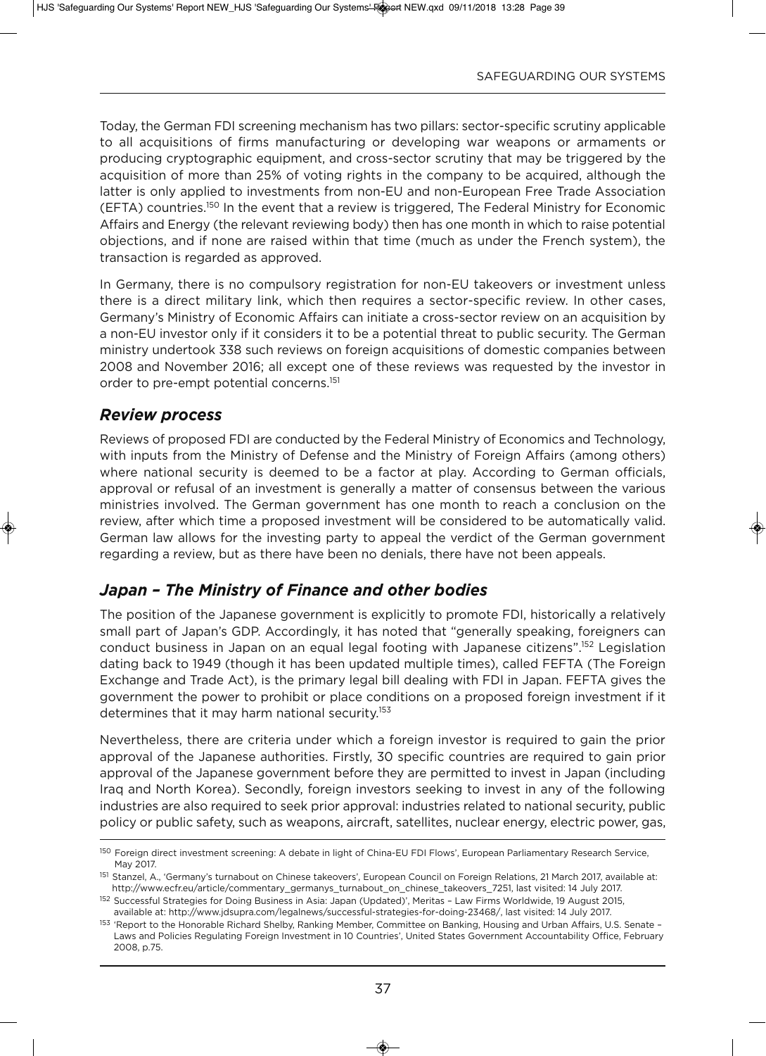Today, the German FDI screening mechanism has two pillars: sector-specific scrutiny applicable to all acquisitions of firms manufacturing or developing war weapons or armaments or producing cryptographic equipment, and cross-sector scrutiny that may be triggered by the acquisition of more than 25% of voting rights in the company to be acquired, although the latter is only applied to investments from non-EU and non-European Free Trade Association (EFTA) countries.[150] In the event that a review is triggered, The Federal Ministry for Economic Affairs and Energy (the relevant reviewing body) then has one month in which to raise potential objections, and if none are raised within that time (much as under the French system), the transaction is regarded as approved.

In Germany, there is no compulsory registration for non-EU takeovers or investment unless there is a direct military link, which then requires a sector-specific review. In other cases, Germany's Ministry of Economic Affairs can initiate a cross-sector review on an acquisition by a non-EU investor only if it considers it to be a potential threat to public security. The German ministry undertook 338 such reviews on foreign acquisitions of domestic companies between 2008 and November 2016; all except one of these reviews was requested by the investor in order to pre-empt potential concerns.[151]

### *Review process*

Reviews of proposed FDI are conducted by the Federal Ministry of Economics and Technology, with inputs from the Ministry of Defense and the Ministry of Foreign Affairs (among others) where national security is deemed to be a factor at play. According to German officials, approval or refusal of an investment is generally a matter of consensus between the various ministries involved. The German government has one month to reach a conclusion on the review, after which time a proposed investment will be considered to be automatically valid. German law allows for the investing party to appeal the verdict of the German government regarding a review, but as there have been no denials, there have not been appeals.

### *Japan – The Ministry of Finance and other bodies*

The position of the Japanese government is explicitly to promote FDI, historically a relatively small part of Japan's GDP. Accordingly, it has noted that "generally speaking, foreigners can conduct business in Japan on an equal legal footing with Japanese citizens".[152] Legislation dating back to 1949 (though it has been updated multiple times), called FEFTA (The Foreign Exchange and Trade Act), is the primary legal bill dealing with FDI in Japan. FEFTA gives the government the power to prohibit or place conditions on a proposed foreign investment if it determines that it may harm national security.[153]

Nevertheless, there are criteria under which a foreign investor is required to gain the prior approval of the Japanese authorities. Firstly, 30 specific countries are required to gain prior approval of the Japanese government before they are permitted to invest in Japan (including Iraq and North Korea). Secondly, foreign investors seeking to invest in any of the following industries are also required to seek prior approval: industries related to national security, public policy or public safety, such as weapons, aircraft, satellites, nuclear energy, electric power, gas,

---

[150] Foreign direct investment screening: A debate in light of China-EU FDI Flows', European Parliamentary Research Service, May 2017.

[151] Stanzel, A., 'Germany's turnabout on Chinese takeovers', European Council on Foreign Relations, 21 March 2017, available at: http://www.ecfr.eu/article/commentary_germanys_turnabout_on_chinese_takeovers_7251, last visited: 14 July 2017.

[152] Successful Strategies for Doing Business in Asia: Japan (Updated)', Meritas – Law Firms Worldwide, 19 August 2015, available at: http://www.jdsupra.com/legalnews/successful-strategies-for-doing-23468/, last visited: 14 July 2017.

[153] 'Report to the Honorable Richard Shelby, Ranking Member, Committee on Banking, Housing and Urban Affairs, U.S. Senate – Laws and Policies Regulating Foreign Investment in 10 Countries', United States Government Accountability Office, February 2008, p.75.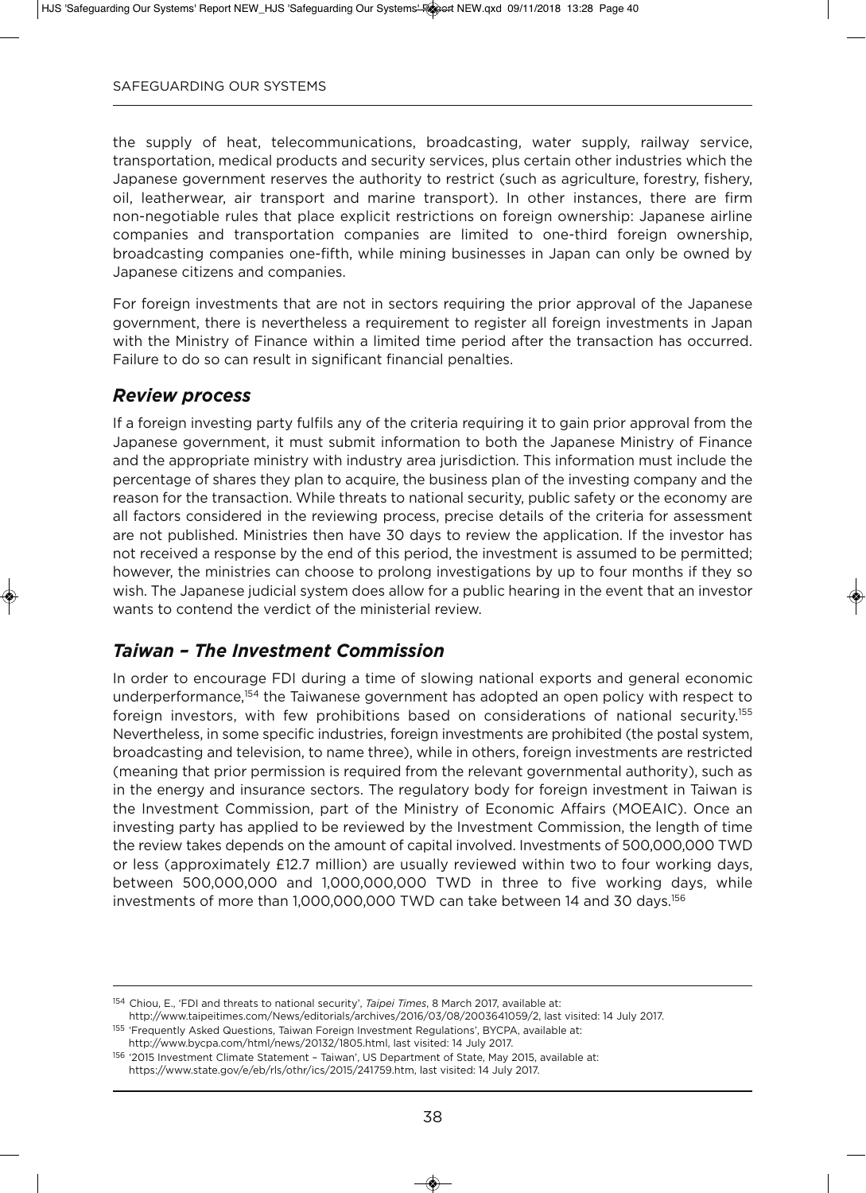the supply of heat, telecommunications, broadcasting, water supply, railway service, transportation, medical products and security services, plus certain other industries which the Japanese government reserves the authority to restrict (such as agriculture, forestry, fishery, oil, leatherwear, air transport and marine transport). In other instances, there are firm non-negotiable rules that place explicit restrictions on foreign ownership: Japanese airline companies and transportation companies are limited to one-third foreign ownership, broadcasting companies one-fifth, while mining businesses in Japan can only be owned by Japanese citizens and companies.

For foreign investments that are not in sectors requiring the prior approval of the Japanese government, there is nevertheless a requirement to register all foreign investments in Japan with the Ministry of Finance within a limited time period after the transaction has occurred. Failure to do so can result in significant financial penalties.

### *Review process*

If a foreign investing party fulfils any of the criteria requiring it to gain prior approval from the Japanese government, it must submit information to both the Japanese Ministry of Finance and the appropriate ministry with industry area jurisdiction. This information must include the percentage of shares they plan to acquire, the business plan of the investing company and the reason for the transaction. While threats to national security, public safety or the economy are all factors considered in the reviewing process, precise details of the criteria for assessment are not published. Ministries then have 30 days to review the application. If the investor has not received a response by the end of this period, the investment is assumed to be permitted; however, the ministries can choose to prolong investigations by up to four months if they so wish. The Japanese judicial system does allow for a public hearing in the event that an investor wants to contend the verdict of the ministerial review.

## *Taiwan – The Investment Commission*

In order to encourage FDI during a time of slowing national exports and general economic underperformance,[154] the Taiwanese government has adopted an open policy with respect to foreign investors, with few prohibitions based on considerations of national security.[155] Nevertheless, in some specific industries, foreign investments are prohibited (the postal system, broadcasting and television, to name three), while in others, foreign investments are restricted (meaning that prior permission is required from the relevant governmental authority), such as in the energy and insurance sectors. The regulatory body for foreign investment in Taiwan is the Investment Commission, part of the Ministry of Economic Affairs (MOEAIC). Once an investing party has applied to be reviewed by the Investment Commission, the length of time the review takes depends on the amount of capital involved. Investments of 500,000,000 TWD or less (approximately £12.7 million) are usually reviewed within two to four working days, between 500,000,000 and 1,000,000,000 TWD in three to five working days, while investments of more than 1,000,000,000 TWD can take between 14 and 30 days.[156]

---

[154] Chiou, E., 'FDI and threats to national security', *Taipei Times*, 8 March 2017, available at: http://www.taipeitimes.com/News/editorials/archives/2016/03/08/2003641059/2, last visited: 14 July 2017.

[155] 'Frequently Asked Questions, Taiwan Foreign Investment Regulations', BYCPA, available at: http://www.bycpa.com/html/news/20132/1805.html, last visited: 14 July 2017.

[156] '2015 Investment Climate Statement – Taiwan', US Department of State, May 2015, available at: https://www.state.gov/e/eb/rls/othr/ics/2015/241759.htm, last visited: 14 July 2017.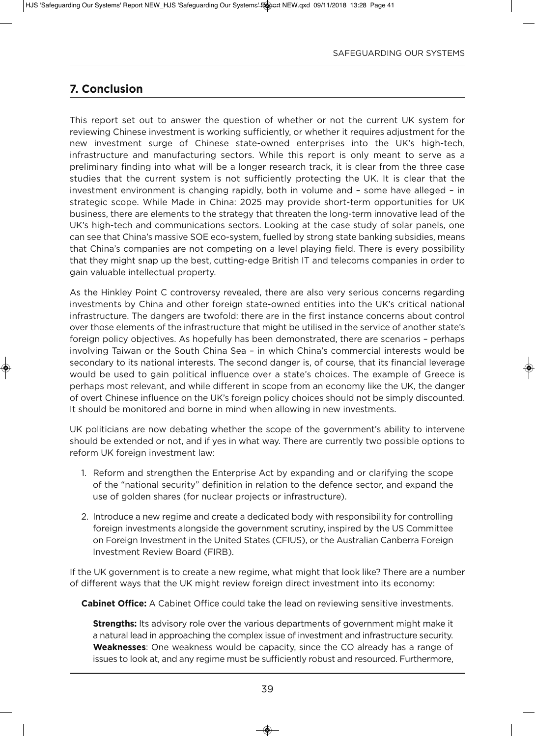## 7. Conclusion

This report set out to answer the question of whether or not the current UK system for reviewing Chinese investment is working sufficiently, or whether it requires adjustment for the new investment surge of Chinese state-owned enterprises into the UK's high-tech, infrastructure and manufacturing sectors. While this report is only meant to serve as a preliminary finding into what will be a longer research track, it is clear from the three case studies that the current system is not sufficiently protecting the UK. It is clear that the investment environment is changing rapidly, both in volume and – some have alleged – in strategic scope. While Made in China: 2025 may provide short-term opportunities for UK business, there are elements to the strategy that threaten the long-term innovative lead of the UK's high-tech and communications sectors. Looking at the case study of solar panels, one can see that China's massive SOE eco-system, fuelled by strong state banking subsidies, means that China's companies are not competing on a level playing field. There is every possibility that they might snap up the best, cutting-edge British IT and telecoms companies in order to gain valuable intellectual property.

As the Hinkley Point C controversy revealed, there are also very serious concerns regarding investments by China and other foreign state-owned entities into the UK's critical national infrastructure. The dangers are twofold: there are in the first instance concerns about control over those elements of the infrastructure that might be utilised in the service of another state's foreign policy objectives. As hopefully has been demonstrated, there are scenarios – perhaps involving Taiwan or the South China Sea – in which China's commercial interests would be secondary to its national interests. The second danger is, of course, that its financial leverage would be used to gain political influence over a state's choices. The example of Greece is perhaps most relevant, and while different in scope from an economy like the UK, the danger of overt Chinese influence on the UK's foreign policy choices should not be simply discounted. It should be monitored and borne in mind when allowing in new investments.

UK politicians are now debating whether the scope of the government's ability to intervene should be extended or not, and if yes in what way. There are currently two possible options to reform UK foreign investment law:

1. Reform and strengthen the Enterprise Act by expanding and or clarifying the scope of the "national security" definition in relation to the defence sector, and expand the use of golden shares (for nuclear projects or infrastructure).
2. Introduce a new regime and create a dedicated body with responsibility for controlling foreign investments alongside the government scrutiny, inspired by the US Committee on Foreign Investment in the United States (CFIUS), or the Australian Canberra Foreign Investment Review Board (FIRB).

If the UK government is to create a new regime, what might that look like? There are a number of different ways that the UK might review foreign direct investment into its economy:

**Cabinet Office:** A Cabinet Office could take the lead on reviewing sensitive investments.

**Strengths:** Its advisory role over the various departments of government might make it a natural lead in approaching the complex issue of investment and infrastructure security. **Weaknesses**: One weakness would be capacity, since the CO already has a range of issues to look at, and any regime must be sufficiently robust and resourced. Furthermore,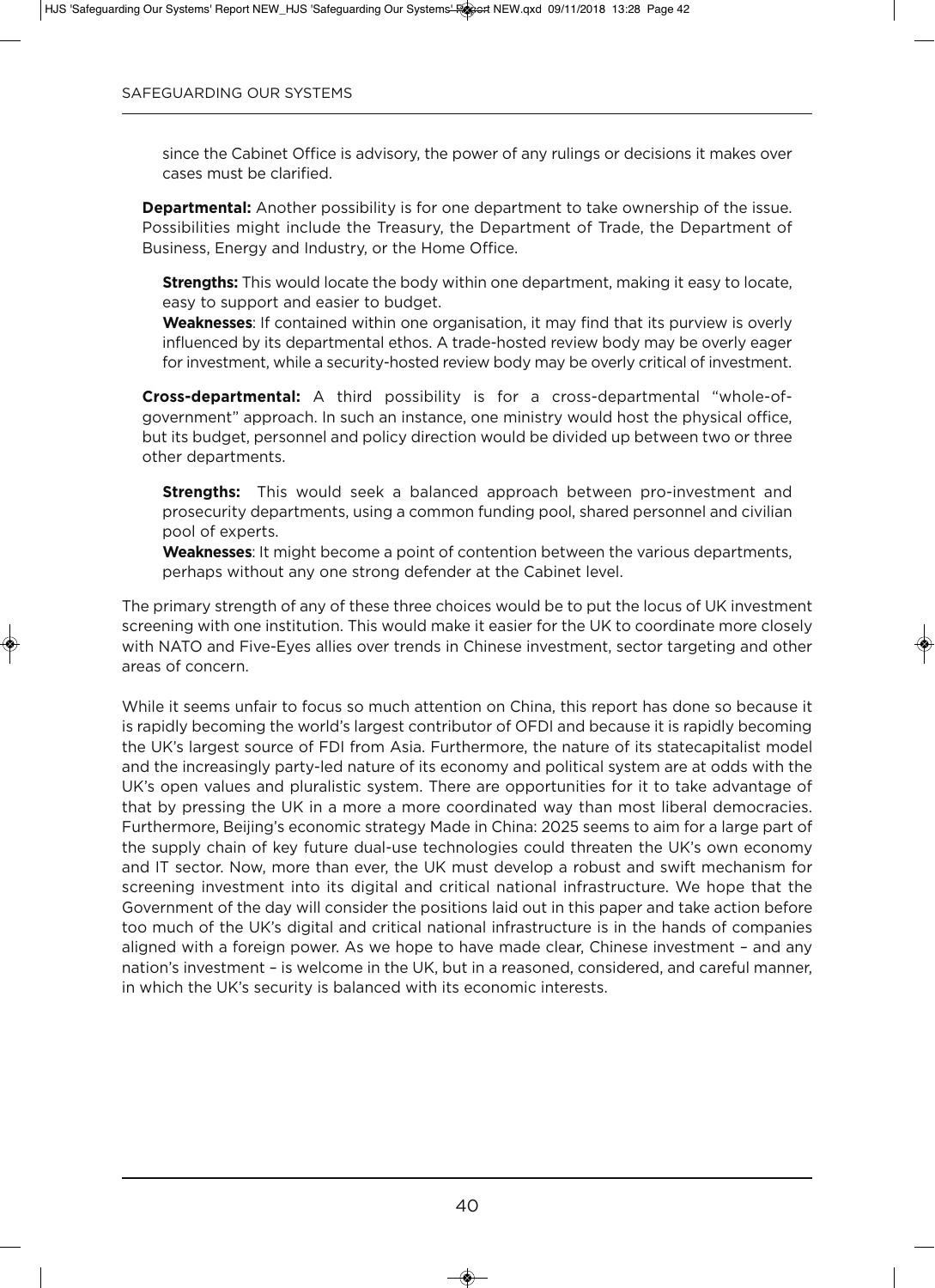since the Cabinet Office is advisory, the power of any rulings or decisions it makes over cases must be clarified.

**Departmental:** Another possibility is for one department to take ownership of the issue. Possibilities might include the Treasury, the Department of Trade, the Department of Business, Energy and Industry, or the Home Office.

**Strengths:** This would locate the body within one department, making it easy to locate, easy to support and easier to budget.

**Weaknesses**: If contained within one organisation, it may find that its purview is overly influenced by its departmental ethos. A trade-hosted review body may be overly eager for investment, while a security-hosted review body may be overly critical of investment.

**Cross-departmental:** A third possibility is for a cross-departmental "whole-of-government" approach. In such an instance, one ministry would host the physical office, but its budget, personnel and policy direction would be divided up between two or three other departments.

**Strengths:** This would seek a balanced approach between pro-investment and prosecurity departments, using a common funding pool, shared personnel and civilian pool of experts.

**Weaknesses**: It might become a point of contention between the various departments, perhaps without any one strong defender at the Cabinet level.

The primary strength of any of these three choices would be to put the locus of UK investment screening with one institution. This would make it easier for the UK to coordinate more closely with NATO and Five-Eyes allies over trends in Chinese investment, sector targeting and other areas of concern.

While it seems unfair to focus so much attention on China, this report has done so because it is rapidly becoming the world's largest contributor of OFDI and because it is rapidly becoming the UK's largest source of FDI from Asia. Furthermore, the nature of its statecapitalist model and the increasingly party-led nature of its economy and political system are at odds with the UK's open values and pluralistic system. There are opportunities for it to take advantage of that by pressing the UK in a more a more coordinated way than most liberal democracies. Furthermore, Beijing's economic strategy Made in China: 2025 seems to aim for a large part of the supply chain of key future dual-use technologies could threaten the UK's own economy and IT sector. Now, more than ever, the UK must develop a robust and swift mechanism for screening investment into its digital and critical national infrastructure. We hope that the Government of the day will consider the positions laid out in this paper and take action before too much of the UK's digital and critical national infrastructure is in the hands of companies aligned with a foreign power. As we hope to have made clear, Chinese investment – and any nation's investment – is welcome in the UK, but in a reasoned, considered, and careful manner, in which the UK's security is balanced with its economic interests.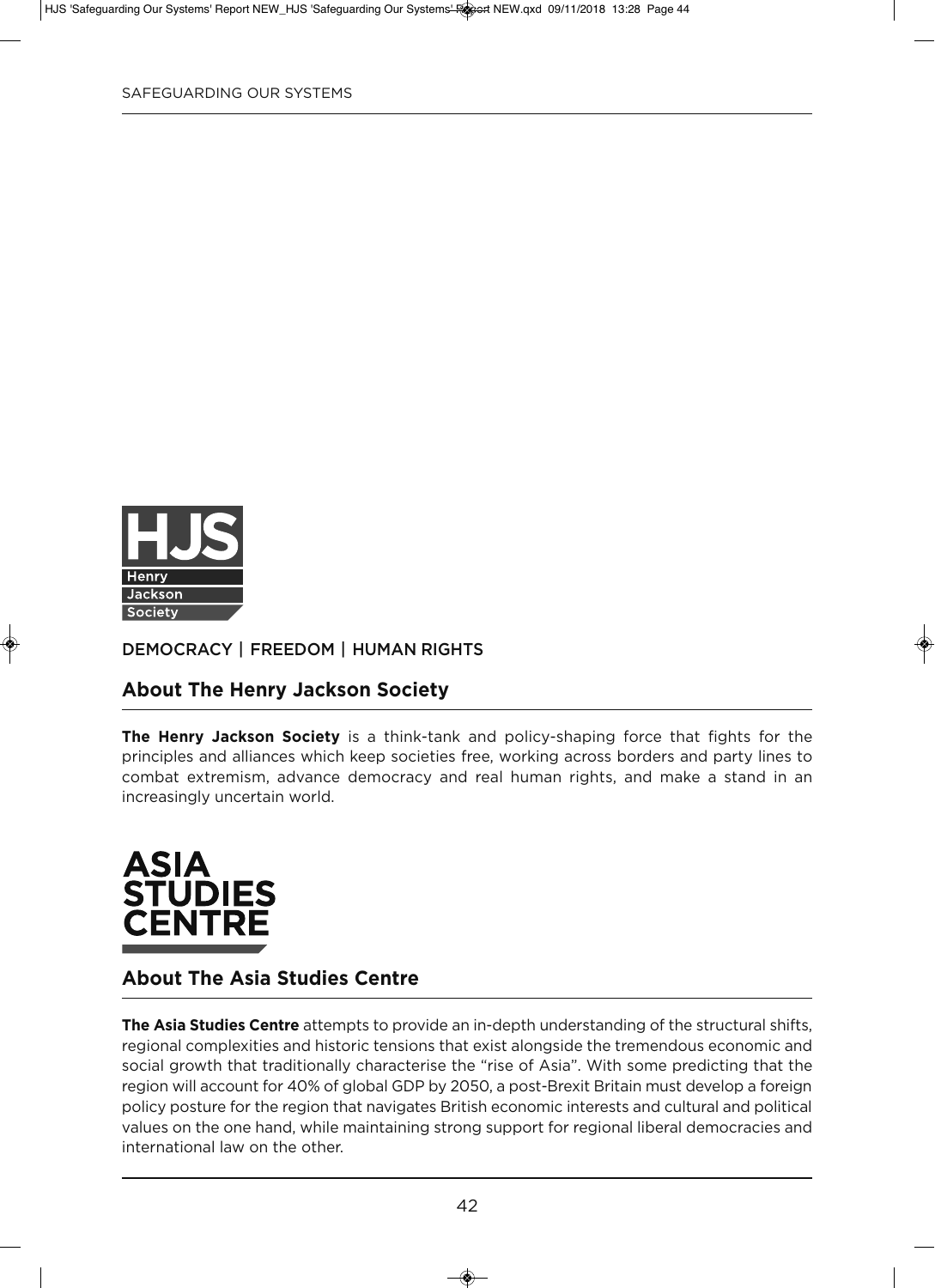DEMOCRACY | FREEDOM | HUMAN RIGHTS

## About The Henry Jackson Society

**The Henry Jackson Society** is a think-tank and policy-shaping force that fights for the principles and alliances which keep societies free, working across borders and party lines to combat extremism, advance democracy and real human rights, and make a stand in an increasingly uncertain world.

## About The Asia Studies Centre

**The Asia Studies Centre** attempts to provide an in-depth understanding of the structural shifts, regional complexities and historic tensions that exist alongside the tremendous economic and social growth that traditionally characterise the "rise of Asia". With some predicting that the region will account for 40% of global GDP by 2050, a post-Brexit Britain must develop a foreign policy posture for the region that navigates British economic interests and cultural and political values on the one hand, while maintaining strong support for regional liberal democracies and international law on the other.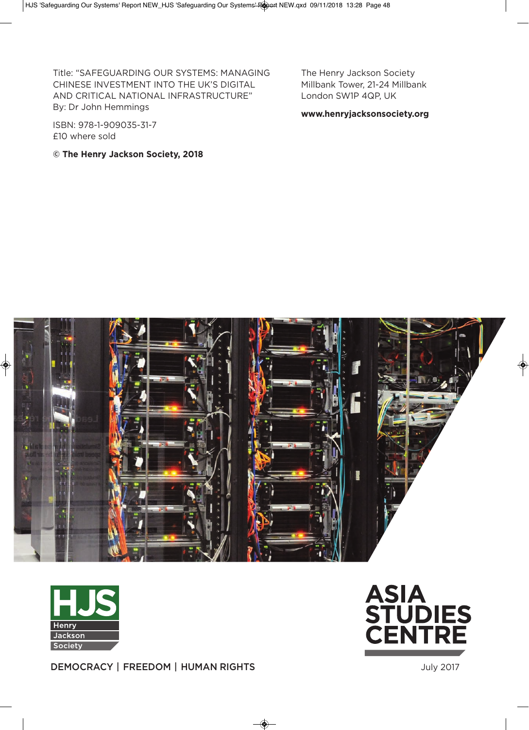Title: "SAFEGUARDING OUR SYSTEMS: MANAGING CHINESE INVESTMENT INTO THE UK'S DIGITAL AND CRITICAL NATIONAL INFRASTRUCTURE"
By: Dr John Hemmings

ISBN: 978-1-909035-31-7
£10 where sold

**© The Henry Jackson Society, 2018**

The Henry Jackson Society
Millbank Tower, 21-24 Millbank
London SW1P 4QP, UK

**www.henryjacksonsociety.org**

HJS
Henry
Jackson
Society

DEMOCRACY | FREEDOM | HUMAN RIGHTS

ASIA STUDIES CENTRE

July 2017